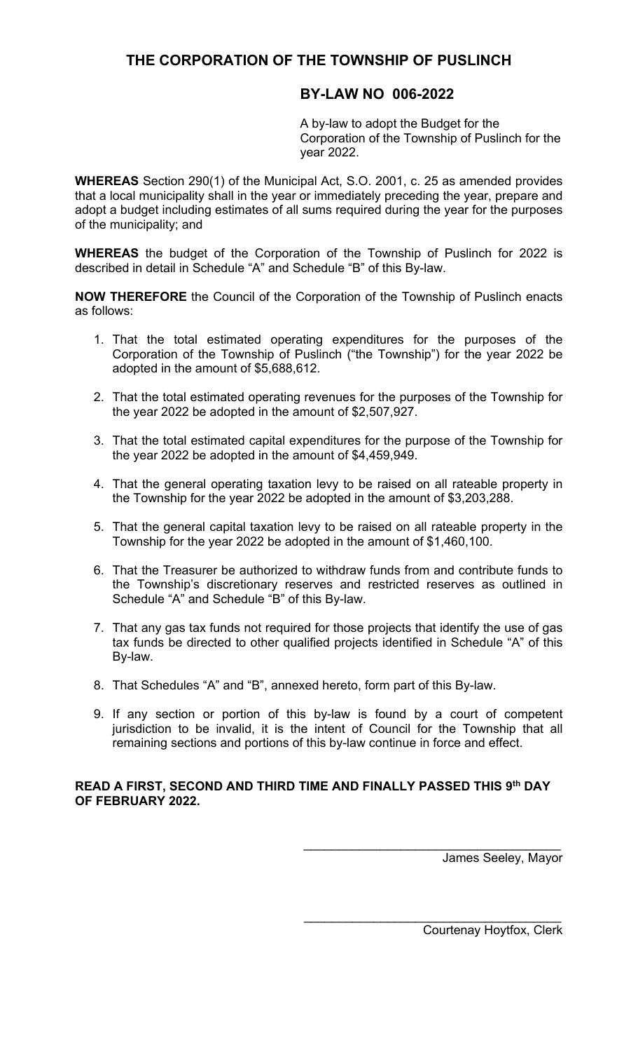# THE CORPORATION OF THE TOWNSHIP OF PUSLINCH

## BY-LAW NO 006-2022

A by-law to adopt the Budget for the Corporation of the Township of Puslinch for the year 2022.

**WHEREAS** Section 290(1) of the Municipal Act, S.O. 2001, c. 25 as amended provides that a local municipality shall in the year or immediately preceding the year, prepare and adopt a budget including estimates of all sums required during the year for the purposes of the municipality; and

**WHEREAS** the budget of the Corporation of the Township of Puslinch for 2022 is described in detail in Schedule "A" and Schedule "B" of this By-law.

**NOW THEREFORE** the Council of the Corporation of the Township of Puslinch enacts as follows:

1. That the total estimated operating expenditures for the purposes of the Corporation of the Township of Puslinch ("the Township") for the year 2022 be adopted in the amount of $5,688,612.
2. That the total estimated operating revenues for the purposes of the Township for the year 2022 be adopted in the amount of $2,507,927.
3. That the total estimated capital expenditures for the purpose of the Township for the year 2022 be adopted in the amount of $4,459,949.
4. That the general operating taxation levy to be raised on all rateable property in the Township for the year 2022 be adopted in the amount of $3,203,288.
5. That the general capital taxation levy to be raised on all rateable property in the Township for the year 2022 be adopted in the amount of $1,460,100.
6. That the Treasurer be authorized to withdraw funds from and contribute funds to the Township's discretionary reserves and restricted reserves as outlined in Schedule "A" and Schedule "B" of this By-law.
7. That any gas tax funds not required for those projects that identify the use of gas tax funds be directed to other qualified projects identified in Schedule "A" of this By-law.
8. That Schedules "A" and "B", annexed hereto, form part of this By-law.
9. If any section or portion of this by-law is found by a court of competent jurisdiction to be invalid, it is the intent of Council for the Township that all remaining sections and portions of this by-law continue in force and effect.

**READ A FIRST, SECOND AND THIRD TIME AND FINALLY PASSED THIS 9th DAY OF FEBRUARY 2022.**

\_\_\_\_\_\_\_\_\_\_\_\_\_\_\_\_\_\_\_\_\_\_\_\_\_\_\_\_\_\_\_\_\_\_\_\_\_\_

James Seeley, Mayor

\_\_\_\_\_\_\_\_\_\_\_\_\_\_\_\_\_\_\_\_\_\_\_\_\_\_\_\_\_\_\_\_\_\_\_\_\_\_

Courtenay Hoytfox, Clerk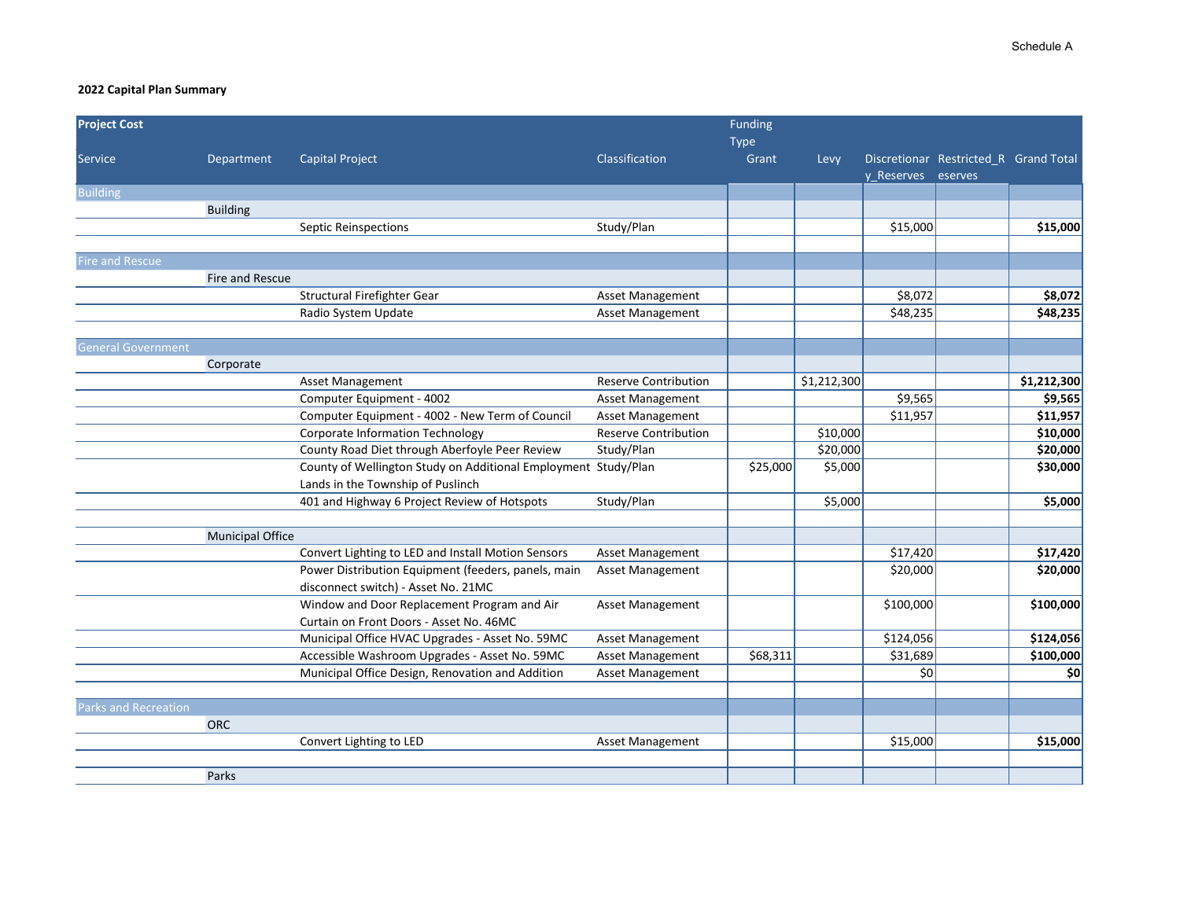Schedule A

**2022 Capital Plan Summary**

| Project Cost | | | | Funding Type | | | | |
|---|---|---|---|---|---|---|---|---|
| Service | Department | Capital Project | Classification | Grant | Levy | Discretionary_Reserves | Restricted_Reserves | Grand Total |
| Building | | | | | | | | |
| | Building | | | | | | | |
| | | Septic Reinspections | Study/Plan | | | $15,000 | | **$15,000** |
| Fire and Rescue | | | | | | | | |
| | Fire and Rescue | | | | | | | |
| | | Structural Firefighter Gear | Asset Management | | | $8,072 | | **$8,072** |
| | | Radio System Update | Asset Management | | | $48,235 | | **$48,235** |
| General Government | | | | | | | | |
| | Corporate | | | | | | | |
| | | Asset Management | Reserve Contribution | | $1,212,300 | | | **$1,212,300** |
| | | Computer Equipment - 4002 | Asset Management | | | $9,565 | | **$9,565** |
| | | Computer Equipment - 4002 - New Term of Council | Asset Management | | | $11,957 | | **$11,957** |
| | | Corporate Information Technology | Reserve Contribution | | $10,000 | | | **$10,000** |
| | | County Road Diet through Aberfoyle Peer Review | Study/Plan | | $20,000 | | | **$20,000** |
| | | County of Wellington Study on Additional Employment Lands in the Township of Puslinch | Study/Plan | $25,000 | $5,000 | | | **$30,000** |
| | | 401 and Highway 6 Project Review of Hotspots | Study/Plan | | $5,000 | | | **$5,000** |
| | Municipal Office | | | | | | | |
| | | Convert Lighting to LED and Install Motion Sensors | Asset Management | | | $17,420 | | **$17,420** |
| | | Power Distribution Equipment (feeders, panels, main disconnect switch) - Asset No. 21MC | Asset Management | | | $20,000 | | **$20,000** |
| | | Window and Door Replacement Program and Air Curtain on Front Doors - Asset No. 46MC | Asset Management | | | $100,000 | | **$100,000** |
| | | Municipal Office HVAC Upgrades - Asset No. 59MC | Asset Management | | | $124,056 | | **$124,056** |
| | | Accessible Washroom Upgrades - Asset No. 59MC | Asset Management | $68,311 | | $31,689 | | **$100,000** |
| | | Municipal Office Design, Renovation and Addition | Asset Management | | | $0 | | **$0** |
| Parks and Recreation | | | | | | | | |
| | ORC | | | | | | | |
| | | Convert Lighting to LED | Asset Management | | | $15,000 | | **$15,000** |
| | Parks | | | | | | | |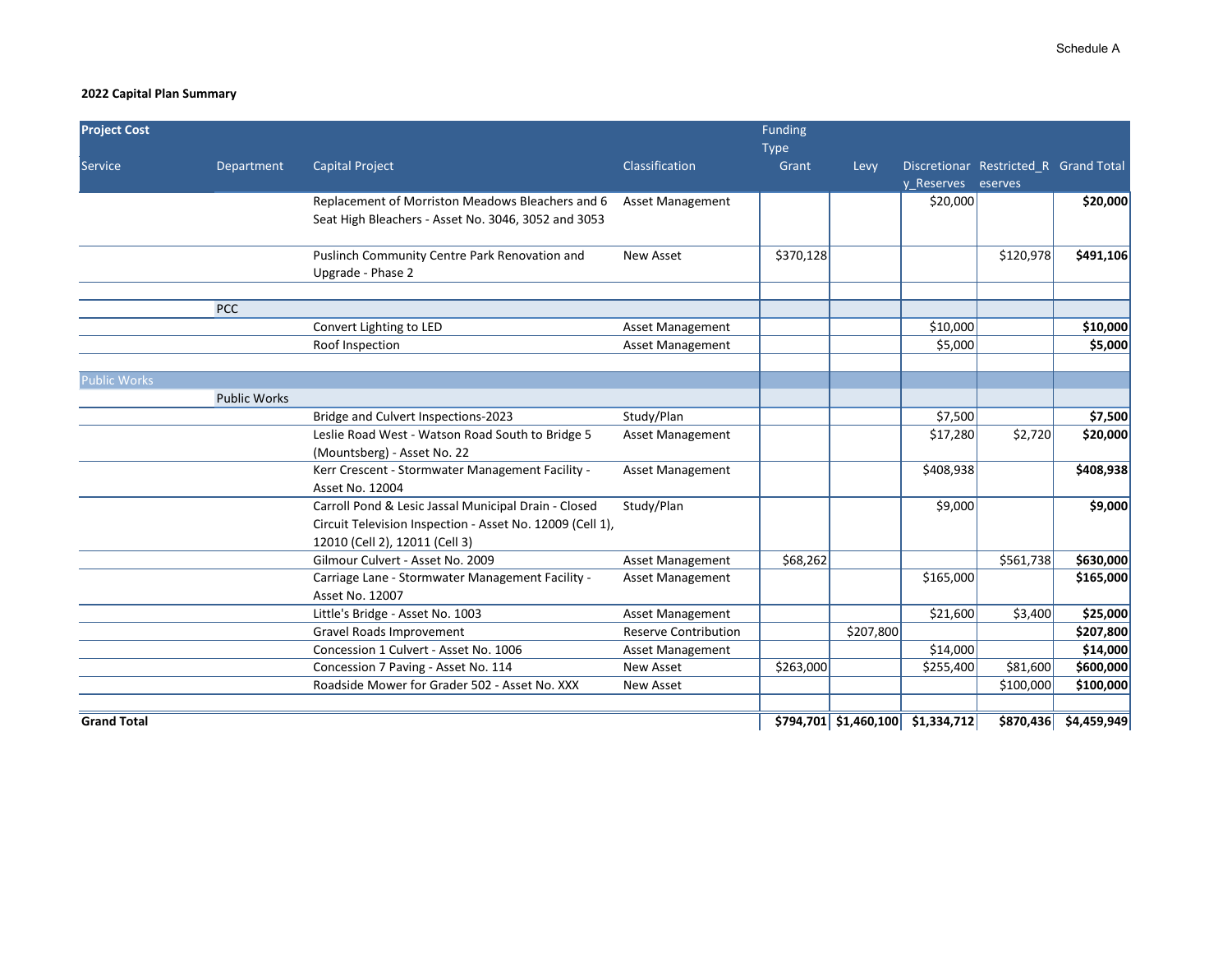Schedule A

**2022 Capital Plan Summary**

| **Project Cost** | | | | Funding Type | | | | |
|---|---|---|---|---|---|---|---|---|
| Service | Department | Capital Project | Classification | Grant | Levy | Discretionary_Reserves | Restricted_Reserves | Grand Total |
| | | Replacement of Morriston Meadows Bleachers and 6 Seat High Bleachers - Asset No. 3046, 3052 and 3053 | Asset Management | | | $20,000 | | **$20,000** |
| | | Puslinch Community Centre Park Renovation and Upgrade - Phase 2 | New Asset | $370,128 | | | $120,978 | **$491,106** |
| | PCC | | | | | | | |
| | | Convert Lighting to LED | Asset Management | | | $10,000 | | **$10,000** |
| | | Roof Inspection | Asset Management | | | $5,000 | | **$5,000** |
| Public Works | | | | | | | | |
| | Public Works | | | | | | | |
| | | Bridge and Culvert Inspections-2023 | Study/Plan | | | $7,500 | | **$7,500** |
| | | Leslie Road West - Watson Road South to Bridge 5 (Mountsberg) - Asset No. 22 | Asset Management | | | $17,280 | $2,720 | **$20,000** |
| | | Kerr Crescent - Stormwater Management Facility - Asset No. 12004 | Asset Management | | | $408,938 | | **$408,938** |
| | | Carroll Pond & Lesic Jassal Municipal Drain - Closed Circuit Television Inspection - Asset No. 12009 (Cell 1), 12010 (Cell 2), 12011 (Cell 3) | Study/Plan | | | $9,000 | | **$9,000** |
| | | Gilmour Culvert - Asset No. 2009 | Asset Management | $68,262 | | | $561,738 | **$630,000** |
| | | Carriage Lane - Stormwater Management Facility - Asset No. 12007 | Asset Management | | | $165,000 | | **$165,000** |
| | | Little's Bridge - Asset No. 1003 | Asset Management | | | $21,600 | $3,400 | **$25,000** |
| | | Gravel Roads Improvement | Reserve Contribution | | $207,800 | | | **$207,800** |
| | | Concession 1 Culvert - Asset No. 1006 | Asset Management | | | $14,000 | | **$14,000** |
| | | Concession 7 Paving - Asset No. 114 | New Asset | $263,000 | | $255,400 | $81,600 | **$600,000** |
| | | Roadside Mower for Grader 502 - Asset No. XXX | New Asset | | | | $100,000 | **$100,000** |
| **Grand Total** | | | | **$794,701** | **$1,460,100** | **$1,334,712** | **$870,436** | **$4,459,949** |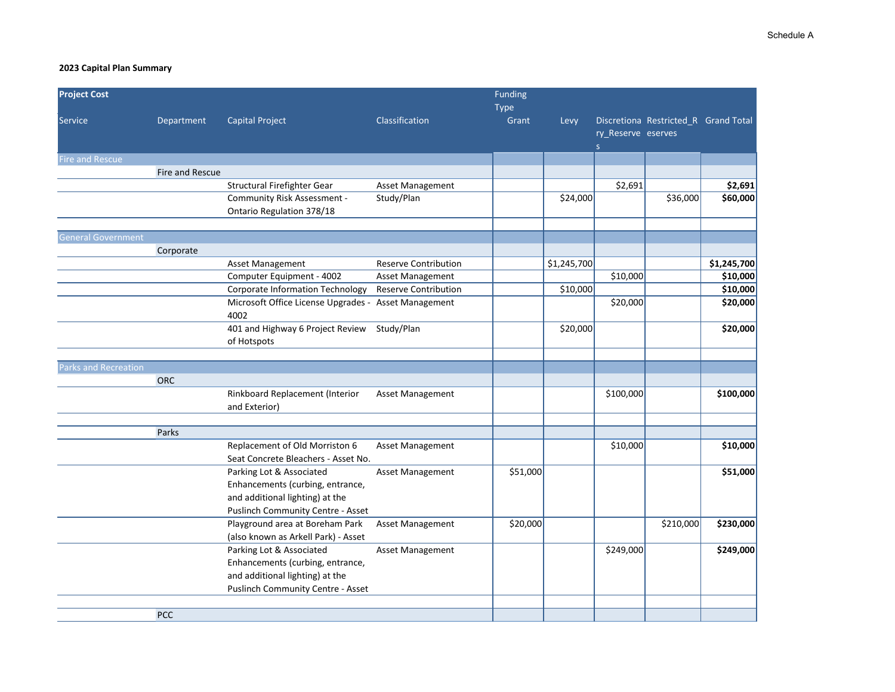Schedule A

**2023 Capital Plan Summary**

| Project Cost | | | | Funding Type | | | | |
|---|---|---|---|---|---|---|---|---|
| Service | Department | Capital Project | Classification | Grant | Levy | Discretionary_Reserves | Restricted_Reserves | Grand Total |
| Fire and Rescue | | | | | | | | |
| | Fire and Rescue | | | | | | | |
| | | Structural Firefighter Gear | Asset Management | | | $2,691 | | **$2,691** |
| | | Community Risk Assessment - Ontario Regulation 378/18 | Study/Plan | | $24,000 | | $36,000 | **$60,000** |
| General Government | | | | | | | | |
| | Corporate | | | | | | | |
| | | Asset Management | Reserve Contribution | | $1,245,700 | | | **$1,245,700** |
| | | Computer Equipment - 4002 | Asset Management | | | $10,000 | | **$10,000** |
| | | Corporate Information Technology | Reserve Contribution | | $10,000 | | | **$10,000** |
| | | Microsoft Office License Upgrades - 4002 | Asset Management | | | $20,000 | | **$20,000** |
| | | 401 and Highway 6 Project Review of Hotspots | Study/Plan | | $20,000 | | | **$20,000** |
| Parks and Recreation | | | | | | | | |
| | ORC | | | | | | | |
| | | Rinkboard Replacement (Interior and Exterior) | Asset Management | | | $100,000 | | **$100,000** |
| | Parks | | | | | | | |
| | | Replacement of Old Morriston 6 Seat Concrete Bleachers - Asset No. | Asset Management | | | $10,000 | | **$10,000** |
| | | Parking Lot & Associated Enhancements (curbing, entrance, and additional lighting) at the Puslinch Community Centre - Asset | Asset Management | $51,000 | | | | **$51,000** |
| | | Playground area at Boreham Park (also known as Arkell Park) - Asset | Asset Management | $20,000 | | | $210,000 | **$230,000** |
| | | Parking Lot & Associated Enhancements (curbing, entrance, and additional lighting) at the Puslinch Community Centre - Asset | Asset Management | | | $249,000 | | **$249,000** |
| | PCC | | | | | | | |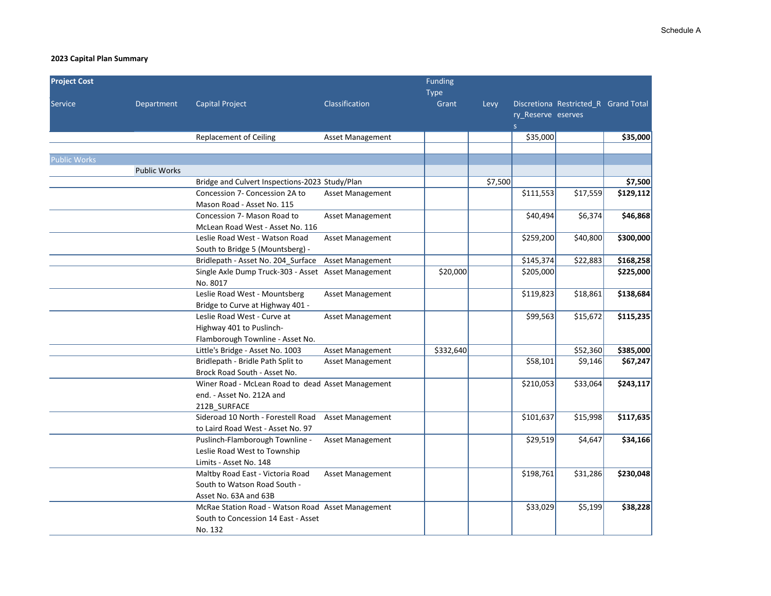Schedule A

**2023 Capital Plan Summary**

| Project Cost<br>Service | Department | Capital Project | Classification | Funding Type<br>Grant | Levy | Discretionary_Reserves | Restricted_Reserves | Grand Total |
|---|---|---|---|---|---|---|---|---|
| | | Replacement of Ceiling | Asset Management | | | $35,000 | | **$35,000** |
| Public Works | | | | | | | | |
| | Public Works | | | | | | | |
| | | Bridge and Culvert Inspections-2023 | Study/Plan | | $7,500 | | | **$7,500** |
| | | Concession 7- Concession 2A to Mason Road - Asset No. 115 | Asset Management | | | $111,553 | $17,559 | **$129,112** |
| | | Concession 7- Mason Road to McLean Road West - Asset No. 116 | Asset Management | | | $40,494 | $6,374 | **$46,868** |
| | | Leslie Road West - Watson Road South to Bridge 5 (Mountsberg) - | Asset Management | | | $259,200 | $40,800 | **$300,000** |
| | | Bridlepath - Asset No. 204_Surface | Asset Management | | | $145,374 | $22,883 | **$168,258** |
| | | Single Axle Dump Truck-303 - Asset No. 8017 | Asset Management | $20,000 | | $205,000 | | **$225,000** |
| | | Leslie Road West - Mountsberg Bridge to Curve at Highway 401 - | Asset Management | | | $119,823 | $18,861 | **$138,684** |
| | | Leslie Road West - Curve at Highway 401 to Puslinch-Flamborough Townline - Asset No. | Asset Management | | | $99,563 | $15,672 | **$115,235** |
| | | Little's Bridge - Asset No. 1003 | Asset Management | $332,640 | | | $52,360 | **$385,000** |
| | | Bridlepath - Bridle Path Split to Brock Road South - Asset No. | Asset Management | | | $58,101 | $9,146 | **$67,247** |
| | | Winer Road - McLean Road to dead end. - Asset No. 212A and 212B_SURFACE | Asset Management | | | $210,053 | $33,064 | **$243,117** |
| | | Sideroad 10 North - Forestell Road to Laird Road West - Asset No. 97 | Asset Management | | | $101,637 | $15,998 | **$117,635** |
| | | Puslinch-Flamborough Townline - Leslie Road West to Township Limits - Asset No. 148 | Asset Management | | | $29,519 | $4,647 | **$34,166** |
| | | Maltby Road East - Victoria Road South to Watson Road South - Asset No. 63A and 63B | Asset Management | | | $198,761 | $31,286 | **$230,048** |
| | | McRae Station Road - Watson Road South to Concession 14 East - Asset No. 132 | Asset Management | | | $33,029 | $5,199 | **$38,228** |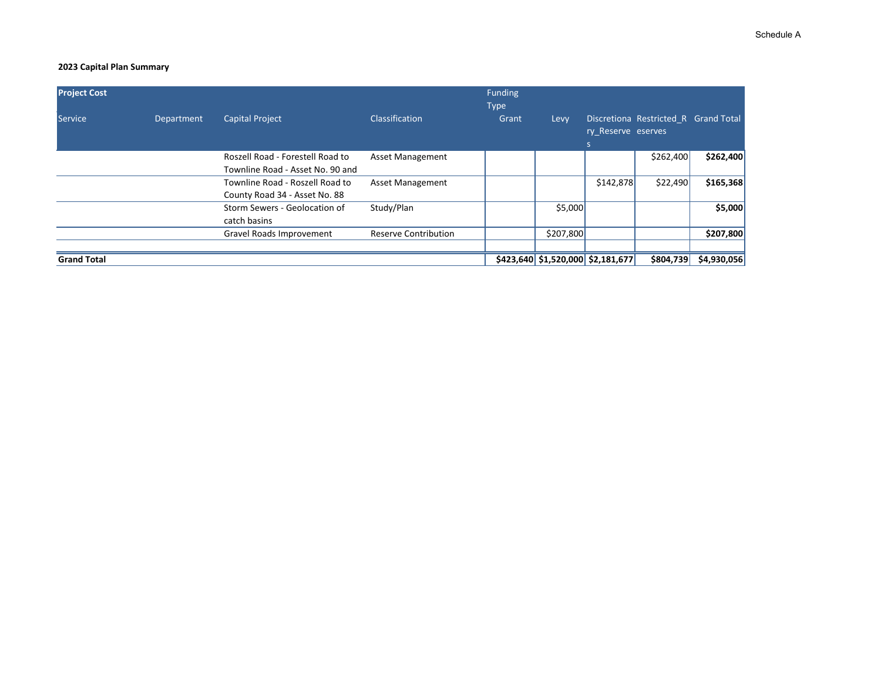Schedule A

**2023 Capital Plan Summary**

| Project Cost | | | | Funding Type | | | | |
|---|---|---|---|---|---|---|---|---|
| Service | Department | Capital Project | Classification | Grant | Levy | Discretionary_Reserves | Restricted_Reserves | Grand Total |
| | | Roszell Road - Forestell Road to Townline Road - Asset No. 90 and | Asset Management | | | | $262,400 | **$262,400** |
| | | Townline Road - Roszell Road to County Road 34 - Asset No. 88 | Asset Management | | | $142,878 | $22,490 | **$165,368** |
| | | Storm Sewers - Geolocation of catch basins | Study/Plan | | $5,000 | | | **$5,000** |
| | | Gravel Roads Improvement | Reserve Contribution | | $207,800 | | | **$207,800** |
| | | | | | | | | |
| **Grand Total** | | | | **$423,640** | **$1,520,000** | **$2,181,677** | **$804,739** | **$4,930,056** |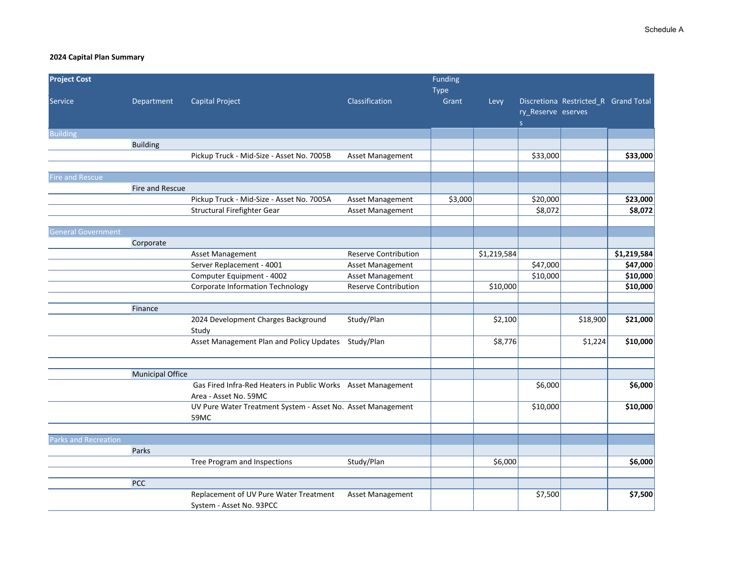Schedule A

**2024 Capital Plan Summary**

| Project Cost<br>Service | Department | Capital Project | Classification | Funding Type<br>Grant | Levy | Discretionary_Reserves | Restricted_Reserves | Grand Total |
|---|---|---|---|---|---|---|---|---|
| Building | | | | | | | | |
| | Building | | | | | | | |
| | | Pickup Truck - Mid-Size - Asset No. 7005B | Asset Management | | | $33,000 | | **$33,000** |
| Fire and Rescue | | | | | | | | |
| | Fire and Rescue | | | | | | | |
| | | Pickup Truck - Mid-Size - Asset No. 7005A | Asset Management | $3,000 | | $20,000 | | **$23,000** |
| | | Structural Firefighter Gear | Asset Management | | | $8,072 | | **$8,072** |
| General Government | | | | | | | | |
| | Corporate | | | | | | | |
| | | Asset Management | Reserve Contribution | | $1,219,584 | | | **$1,219,584** |
| | | Server Replacement - 4001 | Asset Management | | | $47,000 | | **$47,000** |
| | | Computer Equipment - 4002 | Asset Management | | | $10,000 | | **$10,000** |
| | | Corporate Information Technology | Reserve Contribution | | $10,000 | | | **$10,000** |
| | Finance | | | | | | | |
| | | 2024 Development Charges Background Study | Study/Plan | | $2,100 | | $18,900 | **$21,000** |
| | | Asset Management Plan and Policy Updates | Study/Plan | | $8,776 | | $1,224 | **$10,000** |
| | Municipal Office | | | | | | | |
| | | Gas Fired Infra-Red Heaters in Public Works Area - Asset No. 59MC | Asset Management | | | $6,000 | | **$6,000** |
| | | UV Pure Water Treatment System - Asset No. 59MC | Asset Management | | | $10,000 | | **$10,000** |
| Parks and Recreation | | | | | | | | |
| | Parks | | | | | | | |
| | | Tree Program and Inspections | Study/Plan | | $6,000 | | | **$6,000** |
| | PCC | | | | | | | |
| | | Replacement of UV Pure Water Treatment System - Asset No. 93PCC | Asset Management | | | $7,500 | | **$7,500** |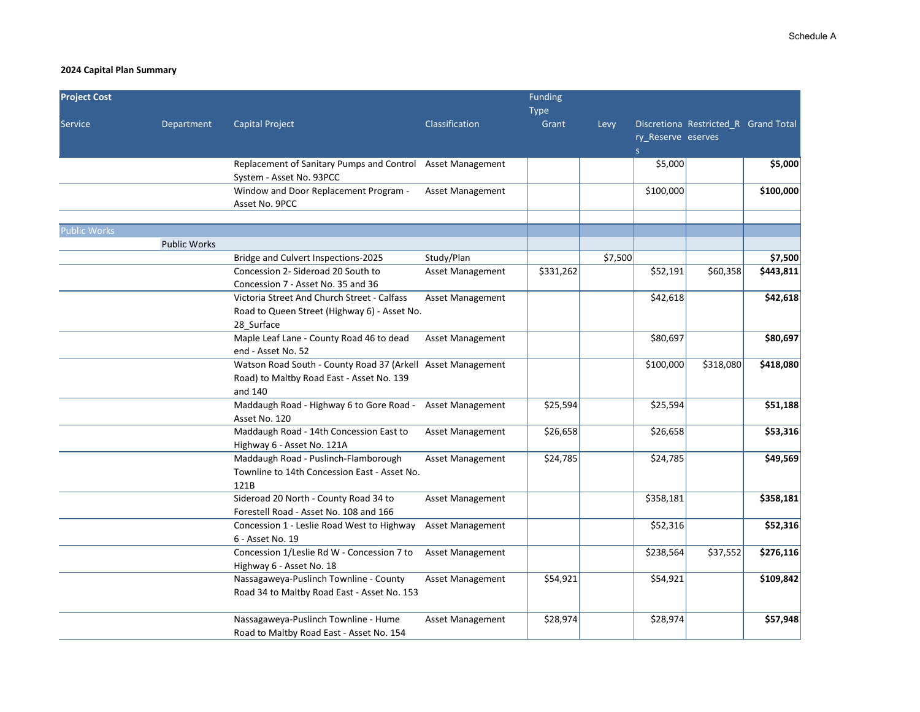Schedule A

**2024 Capital Plan Summary**

| Project Cost | | | | Funding Type | | | | |
|---|---|---|---|---|---|---|---|---|
| Service | Department | Capital Project | Classification | Grant | Levy | Discretionary_Reserves | Restricted_Reserves | Grand Total |
| | | Replacement of Sanitary Pumps and Control System - Asset No. 93PCC | Asset Management | | | $5,000 | | **$5,000** |
| | | Window and Door Replacement Program - Asset No. 9PCC | Asset Management | | | $100,000 | | **$100,000** |
| | | | | | | | | |
| Public Works | | | | | | | | |
| | Public Works | | | | | | | |
| | | Bridge and Culvert Inspections-2025 | Study/Plan | | $7,500 | | | **$7,500** |
| | | Concession 2- Sideroad 20 South to Concession 7 - Asset No. 35 and 36 | Asset Management | $331,262 | | $52,191 | $60,358 | **$443,811** |
| | | Victoria Street And Church Street - Calfass Road to Queen Street (Highway 6) - Asset No. 28_Surface | Asset Management | | | $42,618 | | **$42,618** |
| | | Maple Leaf Lane - County Road 46 to dead end - Asset No. 52 | Asset Management | | | $80,697 | | **$80,697** |
| | | Watson Road South - County Road 37 (Arkell Road) to Maltby Road East - Asset No. 139 and 140 | Asset Management | | | $100,000 | $318,080 | **$418,080** |
| | | Maddaugh Road - Highway 6 to Gore Road - Asset No. 120 | Asset Management | $25,594 | | $25,594 | | **$51,188** |
| | | Maddaugh Road - 14th Concession East to Highway 6 - Asset No. 121A | Asset Management | $26,658 | | $26,658 | | **$53,316** |
| | | Maddaugh Road - Puslinch-Flamborough Townline to 14th Concession East - Asset No. 121B | Asset Management | $24,785 | | $24,785 | | **$49,569** |
| | | Sideroad 20 North - County Road 34 to Forestell Road - Asset No. 108 and 166 | Asset Management | | | $358,181 | | **$358,181** |
| | | Concession 1 - Leslie Road West to Highway 6 - Asset No. 19 | Asset Management | | | $52,316 | | **$52,316** |
| | | Concession 1/Leslie Rd W - Concession 7 to Highway 6 - Asset No. 18 | Asset Management | | | $238,564 | $37,552 | **$276,116** |
| | | Nassagaweya-Puslinch Townline - County Road 34 to Maltby Road East - Asset No. 153 | Asset Management | $54,921 | | $54,921 | | **$109,842** |
| | | Nassagaweya-Puslinch Townline - Hume Road to Maltby Road East - Asset No. 154 | Asset Management | $28,974 | | $28,974 | | **$57,948** |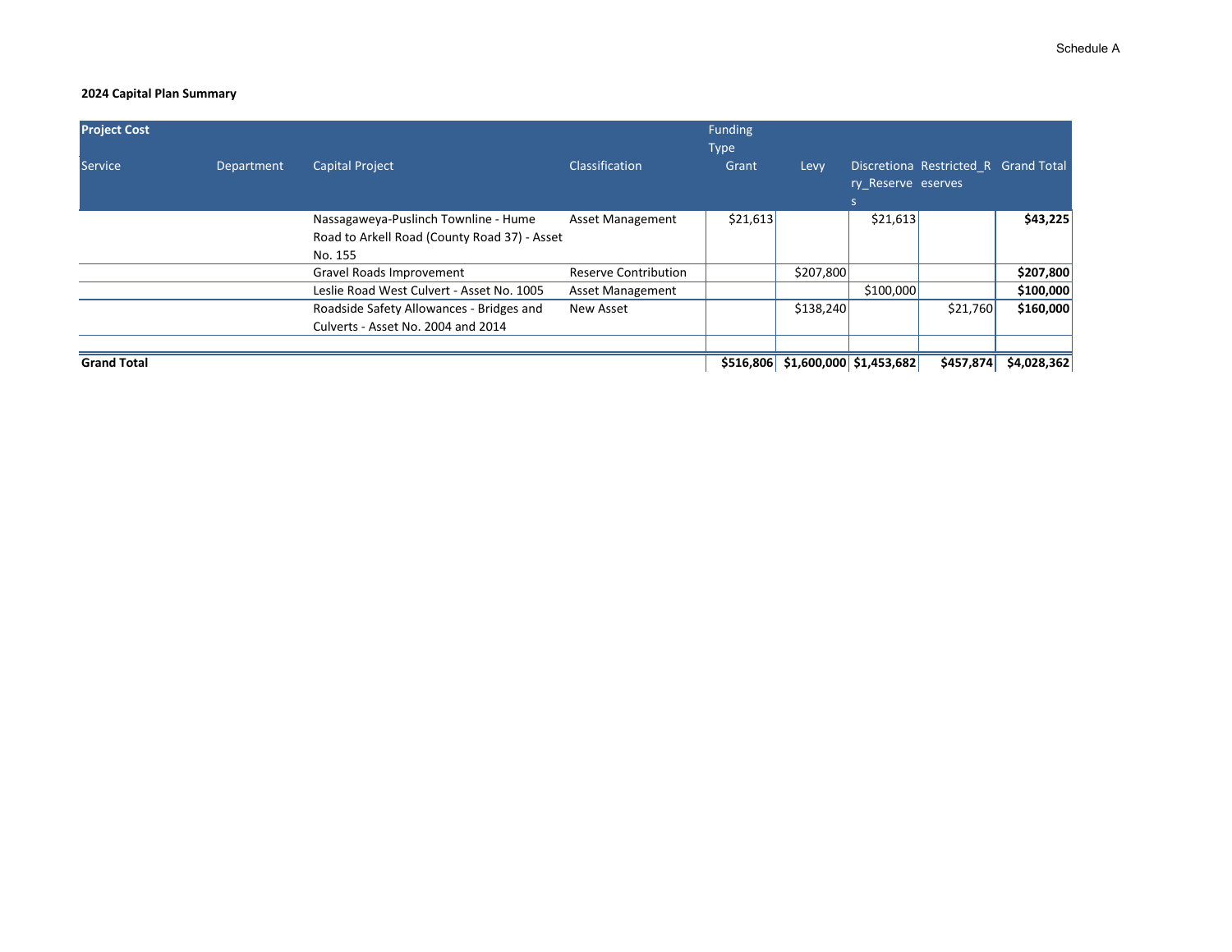Schedule A

**2024 Capital Plan Summary**

| Project Cost | | | | Funding Type | | | | |
|---|---|---|---|---|---|---|---|---|
| Service | Department | Capital Project | Classification | Grant | Levy | Discretionary_Reserves | Restricted_Reserves | Grand Total |
| | | Nassagaweya-Puslinch Townline - Hume Road to Arkell Road (County Road 37) - Asset No. 155 | Asset Management | $21,613 | | $21,613 | | **$43,225** |
| | | Gravel Roads Improvement | Reserve Contribution | | $207,800 | | | **$207,800** |
| | | Leslie Road West Culvert - Asset No. 1005 | Asset Management | | | $100,000 | | **$100,000** |
| | | Roadside Safety Allowances - Bridges and Culverts - Asset No. 2004 and 2014 | New Asset | | $138,240 | | $21,760 | **$160,000** |
| | | | | | | | | |
| **Grand Total** | | | | **$516,806** | **$1,600,000** | **$1,453,682** | **$457,874** | **$4,028,362** |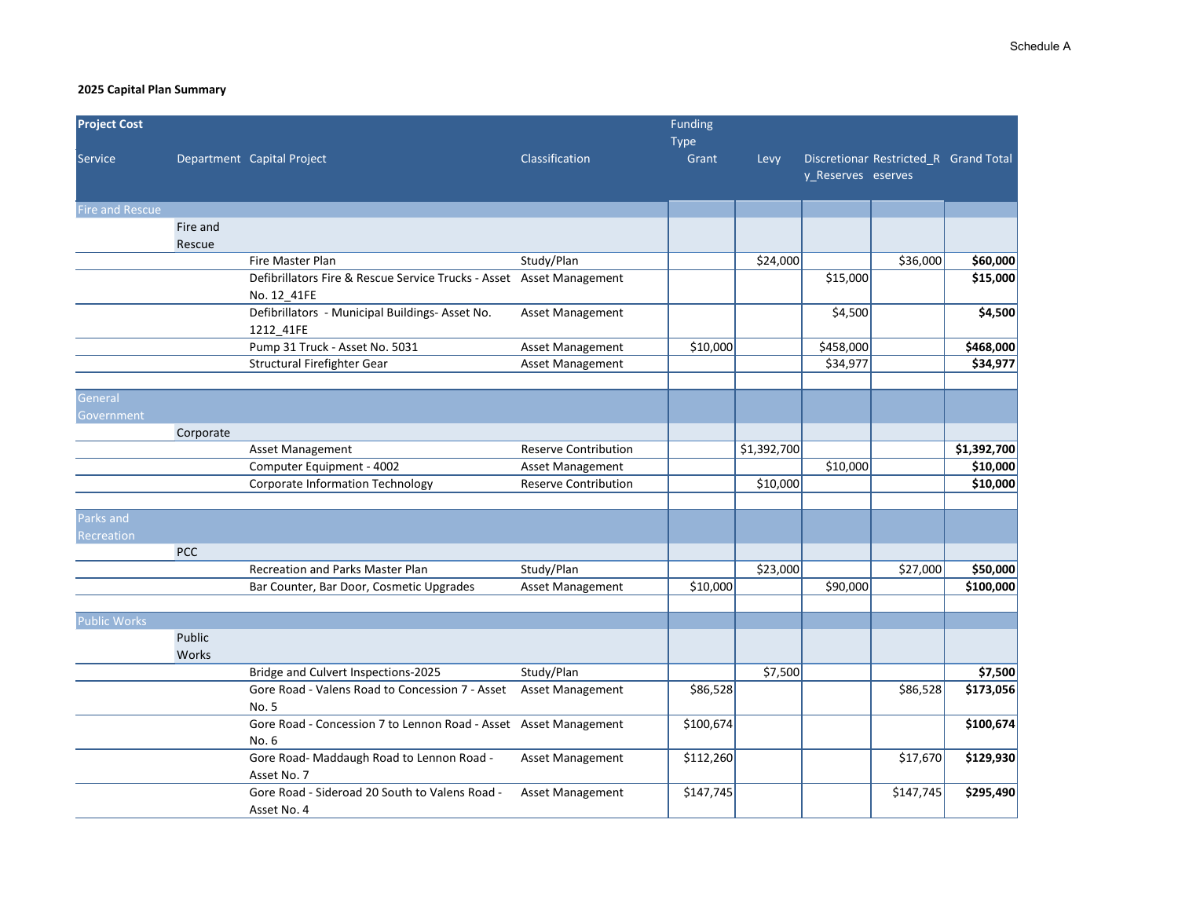Schedule A

**2025 Capital Plan Summary**

| Project Cost | | | | Funding Type | | | | |
|---|---|---|---|---|---|---|---|---|
| Service | Department | Capital Project | Classification | Grant | Levy | Discretionary_Reserves | Restricted_Reserves | Grand Total |
| Fire and Rescue | | | | | | | | |
| | Fire and Rescue | | | | | | | |
| | | Fire Master Plan | Study/Plan | | $24,000 | | $36,000 | **$60,000** |
| | | Defibrillators Fire & Rescue Service Trucks - Asset No. 12_41FE | Asset Management | | | $15,000 | | **$15,000** |
| | | Defibrillators - Municipal Buildings- Asset No. 1212_41FE | Asset Management | | | $4,500 | | **$4,500** |
| | | Pump 31 Truck - Asset No. 5031 | Asset Management | $10,000 | | $458,000 | | **$468,000** |
| | | Structural Firefighter Gear | Asset Management | | | $34,977 | | **$34,977** |
| General Government | | | | | | | | |
| | Corporate | | | | | | | |
| | | Asset Management | Reserve Contribution | | $1,392,700 | | | **$1,392,700** |
| | | Computer Equipment - 4002 | Asset Management | | | $10,000 | | **$10,000** |
| | | Corporate Information Technology | Reserve Contribution | | $10,000 | | | **$10,000** |
| Parks and Recreation | | | | | | | | |
| | PCC | | | | | | | |
| | | Recreation and Parks Master Plan | Study/Plan | | $23,000 | | $27,000 | **$50,000** |
| | | Bar Counter, Bar Door, Cosmetic Upgrades | Asset Management | $10,000 | | $90,000 | | **$100,000** |
| Public Works | | | | | | | | |
| | Public Works | | | | | | | |
| | | Bridge and Culvert Inspections-2025 | Study/Plan | | $7,500 | | | **$7,500** |
| | | Gore Road - Valens Road to Concession 7 - Asset No. 5 | Asset Management | $86,528 | | | $86,528 | **$173,056** |
| | | Gore Road - Concession 7 to Lennon Road - Asset No. 6 | Asset Management | $100,674 | | | | **$100,674** |
| | | Gore Road- Maddaugh Road to Lennon Road - Asset No. 7 | Asset Management | $112,260 | | | $17,670 | **$129,930** |
| | | Gore Road - Sideroad 20 South to Valens Road - Asset No. 4 | Asset Management | $147,745 | | | $147,745 | **$295,490** |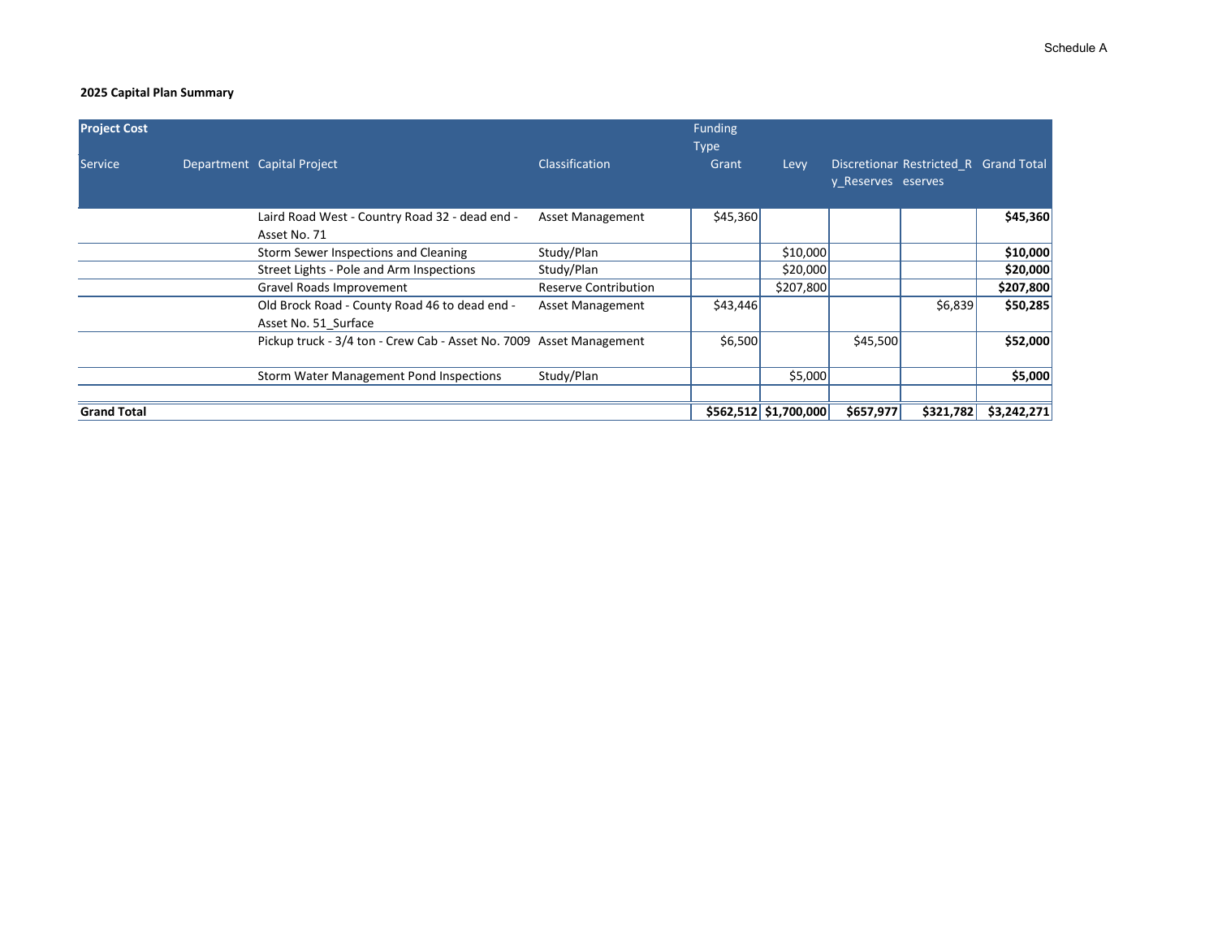Schedule A

**2025 Capital Plan Summary**

| Project Cost | | | | Funding Type | | | | |
|---|---|---|---|---|---|---|---|---|
| Service | Department | Capital Project | Classification | Grant | Levy | Discretionary_Reserves | Restricted_Reserves | Grand Total |
| | | Laird Road West - Country Road 32 - dead end - Asset No. 71 | Asset Management | $45,360 | | | | **$45,360** |
| | | Storm Sewer Inspections and Cleaning | Study/Plan | | $10,000 | | | **$10,000** |
| | | Street Lights - Pole and Arm Inspections | Study/Plan | | $20,000 | | | **$20,000** |
| | | Gravel Roads Improvement | Reserve Contribution | | $207,800 | | | **$207,800** |
| | | Old Brock Road - County Road 46 to dead end - Asset No. 51_Surface | Asset Management | $43,446 | | | $6,839 | **$50,285** |
| | | Pickup truck - 3/4 ton - Crew Cab - Asset No. 7009 | Asset Management | $6,500 | | $45,500 | | **$52,000** |
| | | Storm Water Management Pond Inspections | Study/Plan | | $5,000 | | | **$5,000** |
| | | | | | | | | |
| **Grand Total** | | | | **$562,512** | **$1,700,000** | **$657,977** | **$321,782** | **$3,242,271** |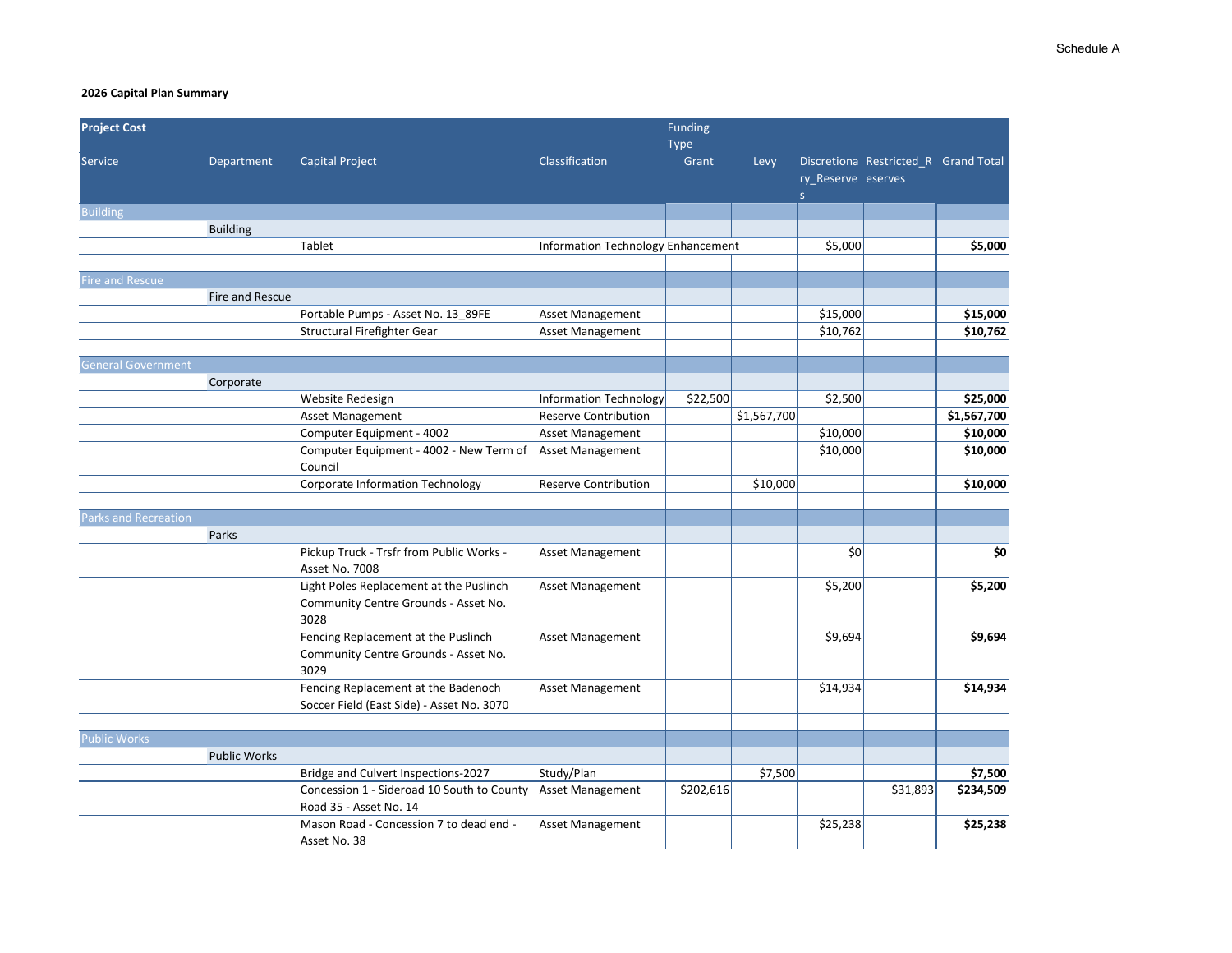Schedule A

**2026 Capital Plan Summary**

| Project Cost | | | | Funding Type | | | | |
|---|---|---|---|---|---|---|---|---|
| Service | Department | Capital Project | Classification | Grant | Levy | Discretionary_Reserves | Restricted_Reserves | Grand Total |
| Building | | | | | | | | |
| | Building | | | | | | | |
| | | Tablet | Information Technology Enhancement | | | $5,000 | | **$5,000** |
| Fire and Rescue | | | | | | | | |
| | Fire and Rescue | | | | | | | |
| | | Portable Pumps - Asset No. 13_89FE | Asset Management | | | $15,000 | | **$15,000** |
| | | Structural Firefighter Gear | Asset Management | | | $10,762 | | **$10,762** |
| General Government | | | | | | | | |
| | Corporate | | | | | | | |
| | | Website Redesign | Information Technology | $22,500 | | $2,500 | | **$25,000** |
| | | Asset Management | Reserve Contribution | | $1,567,700 | | | **$1,567,700** |
| | | Computer Equipment - 4002 | Asset Management | | | $10,000 | | **$10,000** |
| | | Computer Equipment - 4002 - New Term of Council | Asset Management | | | $10,000 | | **$10,000** |
| | | Corporate Information Technology | Reserve Contribution | | $10,000 | | | **$10,000** |
| Parks and Recreation | | | | | | | | |
| | Parks | | | | | | | |
| | | Pickup Truck - Trsfr from Public Works - Asset No. 7008 | Asset Management | | | $0 | | **$0** |
| | | Light Poles Replacement at the Puslinch Community Centre Grounds - Asset No. 3028 | Asset Management | | | $5,200 | | **$5,200** |
| | | Fencing Replacement at the Puslinch Community Centre Grounds - Asset No. 3029 | Asset Management | | | $9,694 | | **$9,694** |
| | | Fencing Replacement at the Badenoch Soccer Field (East Side) - Asset No. 3070 | Asset Management | | | $14,934 | | **$14,934** |
| Public Works | | | | | | | | |
| | Public Works | | | | | | | |
| | | Bridge and Culvert Inspections-2027 | Study/Plan | | $7,500 | | | **$7,500** |
| | | Concession 1 - Sideroad 10 South to County Road 35 - Asset No. 14 | Asset Management | $202,616 | | | $31,893 | **$234,509** |
| | | Mason Road - Concession 7 to dead end - Asset No. 38 | Asset Management | | | $25,238 | | **$25,238** |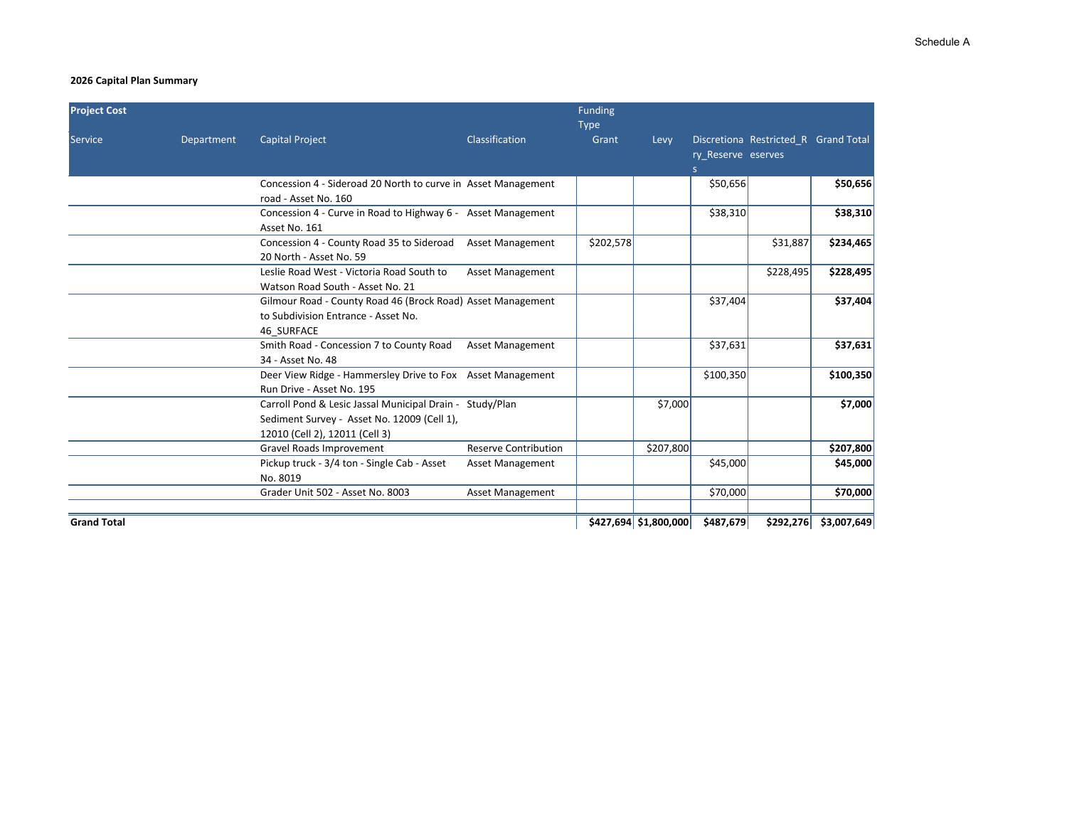Schedule A

**2026 Capital Plan Summary**

| Project Cost | | | | Funding Type | | | | |
|---|---|---|---|---|---|---|---|---|
| Service | Department | Capital Project | Classification | Grant | Levy | Discretionary_Reserves | Restricted_Reserves | Grand Total |
| | | Concession 4 - Sideroad 20 North to curve in road - Asset No. 160 | Asset Management | | | $50,656 | | **$50,656** |
| | | Concession 4 - Curve in Road to Highway 6 - Asset No. 161 | Asset Management | | | $38,310 | | **$38,310** |
| | | Concession 4 - County Road 35 to Sideroad 20 North - Asset No. 59 | Asset Management | $202,578 | | | $31,887 | **$234,465** |
| | | Leslie Road West - Victoria Road South to Watson Road South - Asset No. 21 | Asset Management | | | | $228,495 | **$228,495** |
| | | Gilmour Road - County Road 46 (Brock Road) to Subdivision Entrance - Asset No. 46_SURFACE | Asset Management | | | $37,404 | | **$37,404** |
| | | Smith Road - Concession 7 to County Road 34 - Asset No. 48 | Asset Management | | | $37,631 | | **$37,631** |
| | | Deer View Ridge - Hammersley Drive to Fox Run Drive - Asset No. 195 | Asset Management | | | $100,350 | | **$100,350** |
| | | Carroll Pond & Lesic Jassal Municipal Drain - Sediment Survey - Asset No. 12009 (Cell 1), 12010 (Cell 2), 12011 (Cell 3) | Study/Plan | | $7,000 | | | **$7,000** |
| | | Gravel Roads Improvement | Reserve Contribution | | $207,800 | | | **$207,800** |
| | | Pickup truck - 3/4 ton - Single Cab - Asset No. 8019 | Asset Management | | | $45,000 | | **$45,000** |
| | | Grader Unit 502 - Asset No. 8003 | Asset Management | | | $70,000 | | **$70,000** |
| **Grand Total** | | | | **$427,694** | **$1,800,000** | **$487,679** | **$292,276** | **$3,007,649** |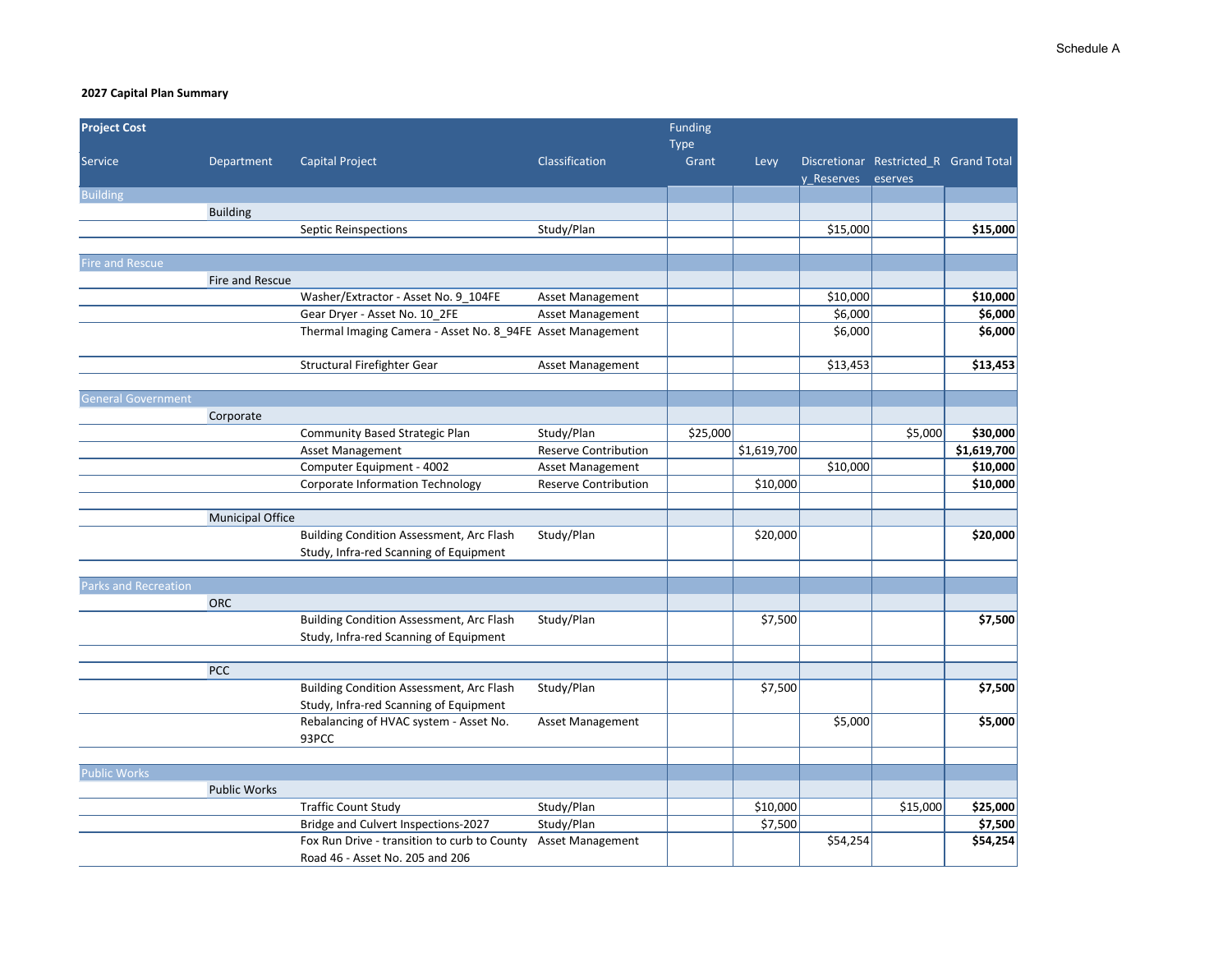Schedule A

**2027 Capital Plan Summary**

| Project Cost | | | | Funding Type | | | | |
|---|---|---|---|---|---|---|---|---|
| Service | Department | Capital Project | Classification | Grant | Levy | Discretionary_Reserves | Restricted_Reserves | Grand Total |
| Building | | | | | | | | |
| | Building | | | | | | | |
| | | Septic Reinspections | Study/Plan | | | $15,000 | | **$15,000** |
| Fire and Rescue | | | | | | | | |
| | Fire and Rescue | | | | | | | |
| | | Washer/Extractor - Asset No. 9_104FE | Asset Management | | | $10,000 | | **$10,000** |
| | | Gear Dryer - Asset No. 10_2FE | Asset Management | | | $6,000 | | **$6,000** |
| | | Thermal Imaging Camera - Asset No. 8_94FE | Asset Management | | | $6,000 | | **$6,000** |
| | | Structural Firefighter Gear | Asset Management | | | $13,453 | | **$13,453** |
| General Government | | | | | | | | |
| | Corporate | | | | | | | |
| | | Community Based Strategic Plan | Study/Plan | $25,000 | | | $5,000 | **$30,000** |
| | | Asset Management | Reserve Contribution | | $1,619,700 | | | **$1,619,700** |
| | | Computer Equipment - 4002 | Asset Management | | | $10,000 | | **$10,000** |
| | | Corporate Information Technology | Reserve Contribution | | $10,000 | | | **$10,000** |
| | Municipal Office | | | | | | | |
| | | Building Condition Assessment, Arc Flash Study, Infra-red Scanning of Equipment | Study/Plan | | $20,000 | | | **$20,000** |
| Parks and Recreation | | | | | | | | |
| | ORC | | | | | | | |
| | | Building Condition Assessment, Arc Flash Study, Infra-red Scanning of Equipment | Study/Plan | | $7,500 | | | **$7,500** |
| | PCC | | | | | | | |
| | | Building Condition Assessment, Arc Flash Study, Infra-red Scanning of Equipment | Study/Plan | | $7,500 | | | **$7,500** |
| | | Rebalancing of HVAC system - Asset No. 93PCC | Asset Management | | | $5,000 | | **$5,000** |
| Public Works | | | | | | | | |
| | Public Works | | | | | | | |
| | | Traffic Count Study | Study/Plan | | $10,000 | | $15,000 | **$25,000** |
| | | Bridge and Culvert Inspections-2027 | Study/Plan | | $7,500 | | | **$7,500** |
| | | Fox Run Drive - transition to curb to County Road 46 - Asset No. 205 and 206 | Asset Management | | | $54,254 | | **$54,254** |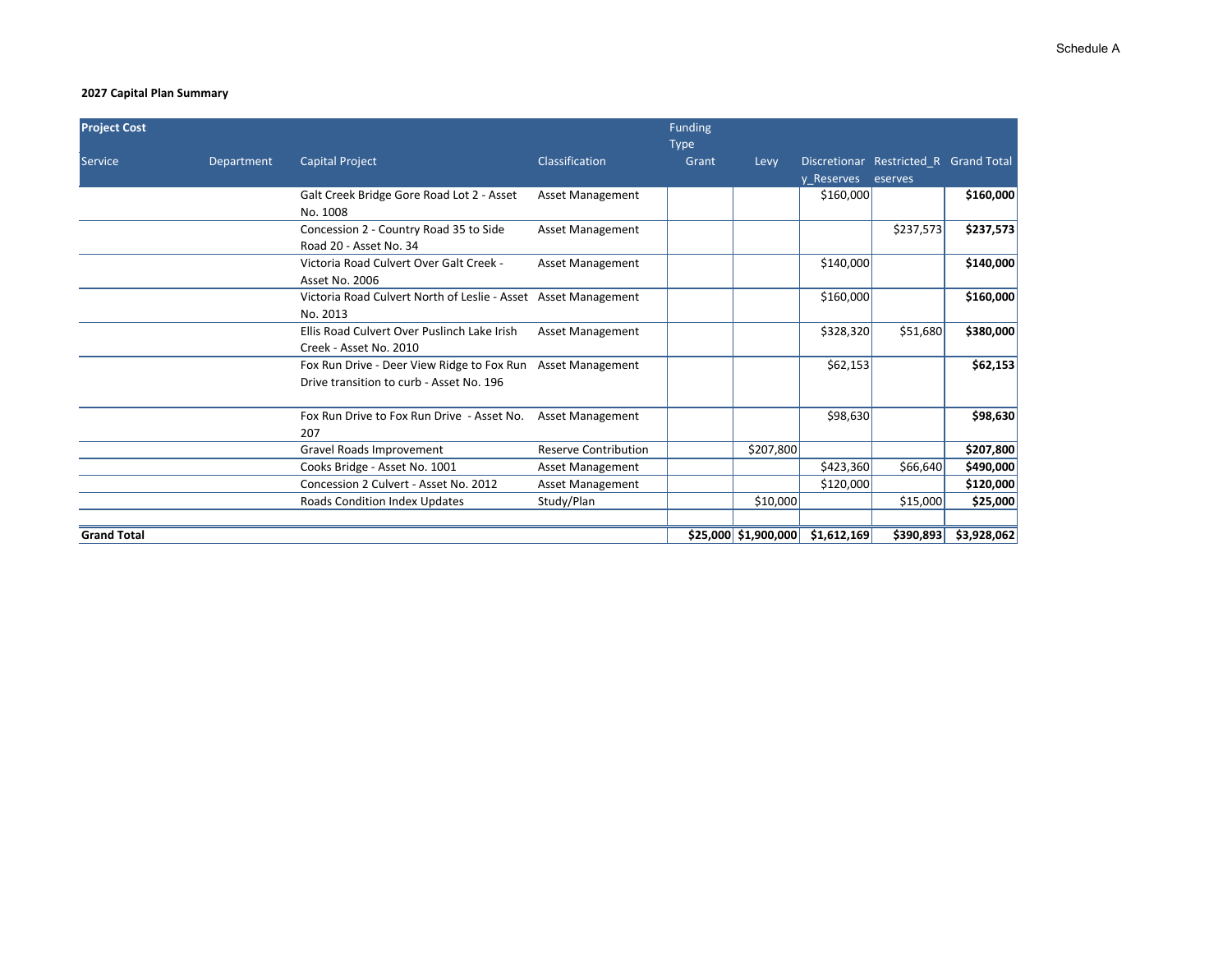Schedule A

**2027 Capital Plan Summary**

| Project Cost | | | | Funding Type | | | | |
|---|---|---|---|---|---|---|---|---|
| Service | Department | Capital Project | Classification | Grant | Levy | Discretionary_Reserves | Restricted_Reserves | Grand Total |
| | | Galt Creek Bridge Gore Road Lot 2 - Asset No. 1008 | Asset Management | | | $160,000 | | **$160,000** |
| | | Concession 2 - Country Road 35 to Side Road 20 - Asset No. 34 | Asset Management | | | | $237,573 | **$237,573** |
| | | Victoria Road Culvert Over Galt Creek - Asset No. 2006 | Asset Management | | | $140,000 | | **$140,000** |
| | | Victoria Road Culvert North of Leslie - Asset No. 2013 | Asset Management | | | $160,000 | | **$160,000** |
| | | Ellis Road Culvert Over Puslinch Lake Irish Creek - Asset No. 2010 | Asset Management | | | $328,320 | $51,680 | **$380,000** |
| | | Fox Run Drive - Deer View Ridge to Fox Run Drive transition to curb - Asset No. 196 | Asset Management | | | $62,153 | | **$62,153** |
| | | Fox Run Drive to Fox Run Drive - Asset No. 207 | Asset Management | | | $98,630 | | **$98,630** |
| | | Gravel Roads Improvement | Reserve Contribution | | $207,800 | | | **$207,800** |
| | | Cooks Bridge - Asset No. 1001 | Asset Management | | | $423,360 | $66,640 | **$490,000** |
| | | Concession 2 Culvert - Asset No. 2012 | Asset Management | | | $120,000 | | **$120,000** |
| | | Roads Condition Index Updates | Study/Plan | | $10,000 | | $15,000 | **$25,000** |
| **Grand Total** | | | | **$25,000** | **$1,900,000** | **$1,612,169** | **$390,893** | **$3,928,062** |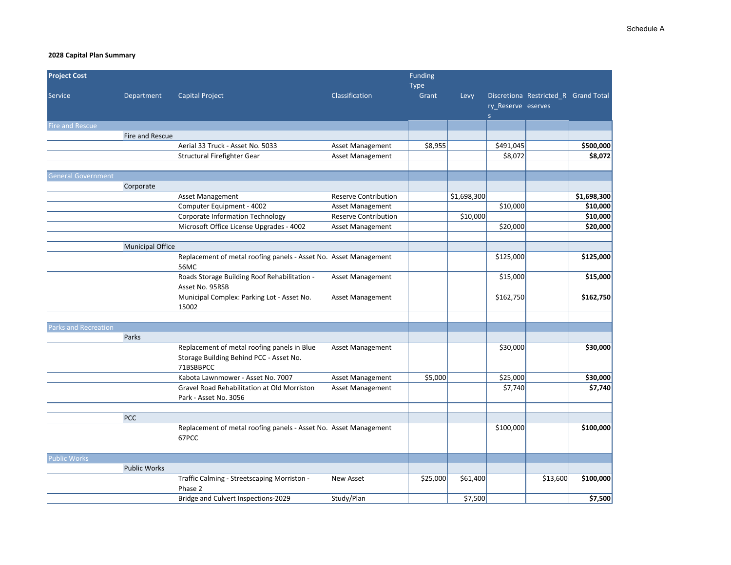Schedule A

**2028 Capital Plan Summary**

| Project Cost | | | | Funding Type | | | | |
|---|---|---|---|---|---|---|---|---|
| Service | Department | Capital Project | Classification | Grant | Levy | Discretionary_Reserves | Restricted_Reserves | Grand Total |
| Fire and Rescue | | | | | | | | |
| | Fire and Rescue | | | | | | | |
| | | Aerial 33 Truck - Asset No. 5033 | Asset Management | $8,955 | | $491,045 | | **$500,000** |
| | | Structural Firefighter Gear | Asset Management | | | $8,072 | | **$8,072** |
| General Government | | | | | | | | |
| | Corporate | | | | | | | |
| | | Asset Management | Reserve Contribution | | $1,698,300 | | | **$1,698,300** |
| | | Computer Equipment - 4002 | Asset Management | | | $10,000 | | **$10,000** |
| | | Corporate Information Technology | Reserve Contribution | | $10,000 | | | **$10,000** |
| | | Microsoft Office License Upgrades - 4002 | Asset Management | | | $20,000 | | **$20,000** |
| | Municipal Office | | | | | | | |
| | | Replacement of metal roofing panels - Asset No. 56MC | Asset Management | | | $125,000 | | **$125,000** |
| | | Roads Storage Building Roof Rehabilitation - Asset No. 95RSB | Asset Management | | | $15,000 | | **$15,000** |
| | | Municipal Complex: Parking Lot - Asset No. 15002 | Asset Management | | | $162,750 | | **$162,750** |
| Parks and Recreation | | | | | | | | |
| | Parks | | | | | | | |
| | | Replacement of metal roofing panels in Blue Storage Building Behind PCC - Asset No. 71BSBBPCC | Asset Management | | | $30,000 | | **$30,000** |
| | | Kabota Lawnmower - Asset No. 7007 | Asset Management | $5,000 | | $25,000 | | **$30,000** |
| | | Gravel Road Rehabilitation at Old Morriston Park - Asset No. 3056 | Asset Management | | | $7,740 | | **$7,740** |
| | PCC | | | | | | | |
| | | Replacement of metal roofing panels - Asset No. 67PCC | Asset Management | | | $100,000 | | **$100,000** |
| Public Works | | | | | | | | |
| | Public Works | | | | | | | |
| | | Traffic Calming - Streetscaping Morriston - Phase 2 | New Asset | $25,000 | $61,400 | | $13,600 | **$100,000** |
| | | Bridge and Culvert Inspections-2029 | Study/Plan | | $7,500 | | | **$7,500** |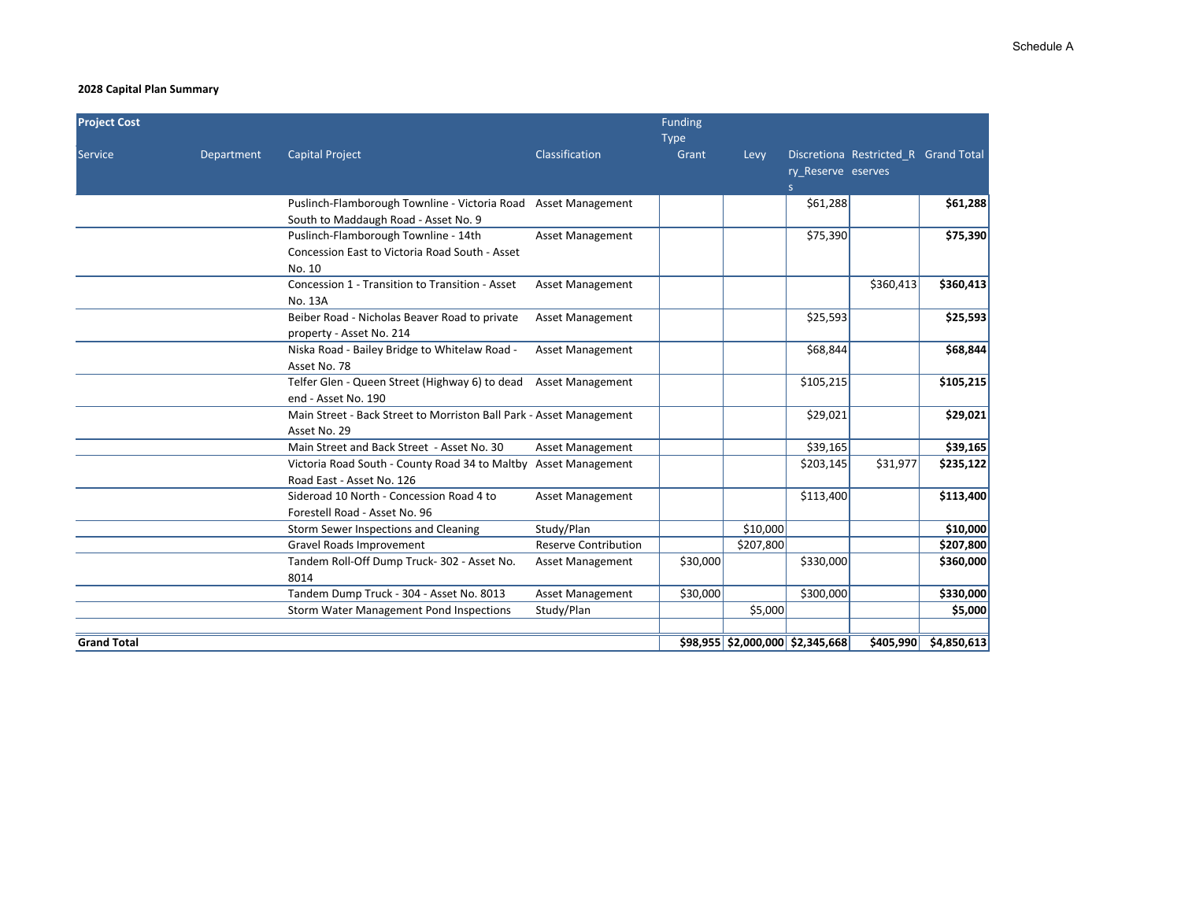Schedule A

**2028 Capital Plan Summary**

| Project Cost | | | | Funding Type | | | | |
|---|---|---|---|---|---|---|---|---|
| Service | Department | Capital Project | Classification | Grant | Levy | Discretionary_Reserves | Restricted_Reserves | Grand Total |
| | | Puslinch-Flamborough Townline - Victoria Road South to Maddaugh Road - Asset No. 9 | Asset Management | | | $61,288 | | **$61,288** |
| | | Puslinch-Flamborough Townline - 14th Concession East to Victoria Road South - Asset No. 10 | Asset Management | | | $75,390 | | **$75,390** |
| | | Concession 1 - Transition to Transition - Asset No. 13A | Asset Management | | | | $360,413 | **$360,413** |
| | | Beiber Road - Nicholas Beaver Road to private property - Asset No. 214 | Asset Management | | | $25,593 | | **$25,593** |
| | | Niska Road - Bailey Bridge to Whitelaw Road - Asset No. 78 | Asset Management | | | $68,844 | | **$68,844** |
| | | Telfer Glen - Queen Street (Highway 6) to dead end - Asset No. 190 | Asset Management | | | $105,215 | | **$105,215** |
| | | Main Street - Back Street to Morriston Ball Park - Asset No. 29 | Asset Management | | | $29,021 | | **$29,021** |
| | | Main Street and Back Street - Asset No. 30 | Asset Management | | | $39,165 | | **$39,165** |
| | | Victoria Road South - County Road 34 to Maltby Road East - Asset No. 126 | Asset Management | | | $203,145 | $31,977 | **$235,122** |
| | | Sideroad 10 North - Concession Road 4 to Forestell Road - Asset No. 96 | Asset Management | | | $113,400 | | **$113,400** |
| | | Storm Sewer Inspections and Cleaning | Study/Plan | | $10,000 | | | **$10,000** |
| | | Gravel Roads Improvement | Reserve Contribution | | $207,800 | | | **$207,800** |
| | | Tandem Roll-Off Dump Truck- 302 - Asset No. 8014 | Asset Management | $30,000 | | $330,000 | | **$360,000** |
| | | Tandem Dump Truck - 304 - Asset No. 8013 | Asset Management | $30,000 | | $300,000 | | **$330,000** |
| | | Storm Water Management Pond Inspections | Study/Plan | | $5,000 | | | **$5,000** |
| **Grand Total** | | | | **$98,955** | **$2,000,000** | **$2,345,668** | **$405,990** | **$4,850,613** |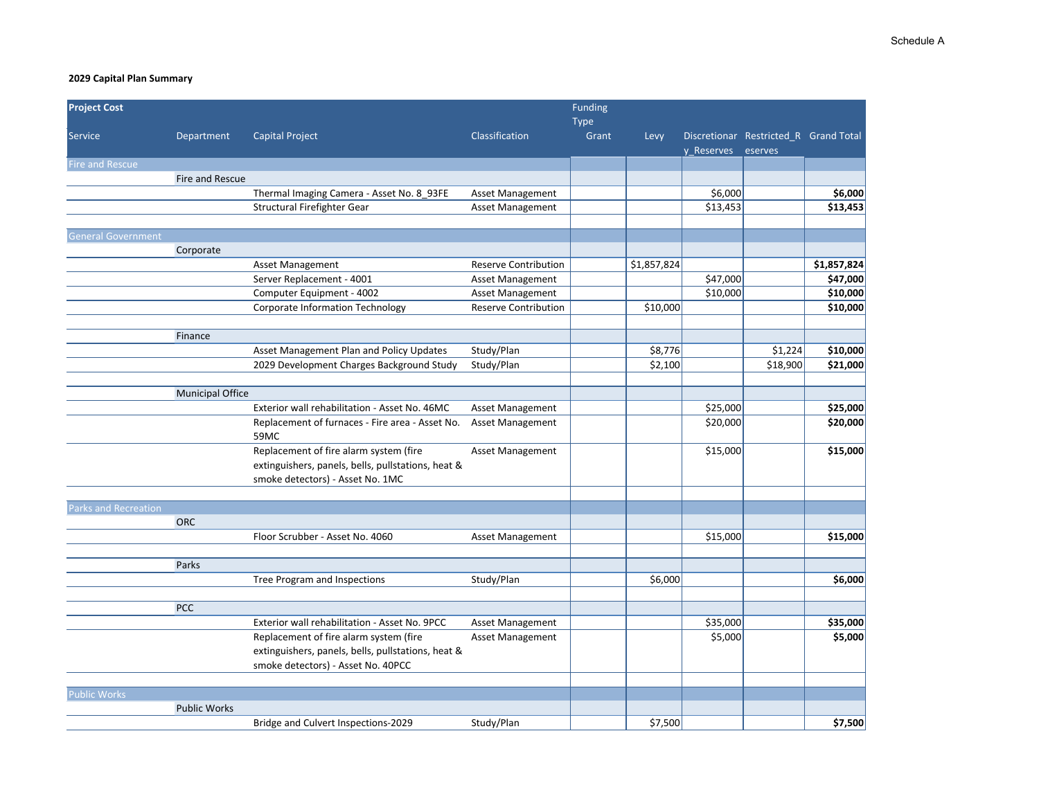Schedule A

**2029 Capital Plan Summary**

| Project Cost | | | | Funding Type | | | | |
|---|---|---|---|---|---|---|---|---|
| Service | Department | Capital Project | Classification | Grant | Levy | Discretionary_Reserves | Restricted_Reserves | Grand Total |
| Fire and Rescue | | | | | | | | |
| | Fire and Rescue | | | | | | | |
| | | Thermal Imaging Camera - Asset No. 8_93FE | Asset Management | | | $6,000 | | **$6,000** |
| | | Structural Firefighter Gear | Asset Management | | | $13,453 | | **$13,453** |
| General Government | | | | | | | | |
| | Corporate | | | | | | | |
| | | Asset Management | Reserve Contribution | | $1,857,824 | | | **$1,857,824** |
| | | Server Replacement - 4001 | Asset Management | | | $47,000 | | **$47,000** |
| | | Computer Equipment - 4002 | Asset Management | | | $10,000 | | **$10,000** |
| | | Corporate Information Technology | Reserve Contribution | | $10,000 | | | **$10,000** |
| | Finance | | | | | | | |
| | | Asset Management Plan and Policy Updates | Study/Plan | | $8,776 | | $1,224 | **$10,000** |
| | | 2029 Development Charges Background Study | Study/Plan | | $2,100 | | $18,900 | **$21,000** |
| | Municipal Office | | | | | | | |
| | | Exterior wall rehabilitation - Asset No. 46MC | Asset Management | | | $25,000 | | **$25,000** |
| | | Replacement of furnaces - Fire area - Asset No. 59MC | Asset Management | | | $20,000 | | **$20,000** |
| | | Replacement of fire alarm system (fire extinguishers, panels, bells, pullstations, heat & smoke detectors) - Asset No. 1MC | Asset Management | | | $15,000 | | **$15,000** |
| Parks and Recreation | | | | | | | | |
| | ORC | | | | | | | |
| | | Floor Scrubber - Asset No. 4060 | Asset Management | | | $15,000 | | **$15,000** |
| | Parks | | | | | | | |
| | | Tree Program and Inspections | Study/Plan | | $6,000 | | | **$6,000** |
| | PCC | | | | | | | |
| | | Exterior wall rehabilitation - Asset No. 9PCC | Asset Management | | | $35,000 | | **$35,000** |
| | | Replacement of fire alarm system (fire extinguishers, panels, bells, pullstations, heat & smoke detectors) - Asset No. 40PCC | Asset Management | | | $5,000 | | **$5,000** |
| Public Works | | | | | | | | |
| | Public Works | | | | | | | |
| | | Bridge and Culvert Inspections-2029 | Study/Plan | | $7,500 | | | **$7,500** |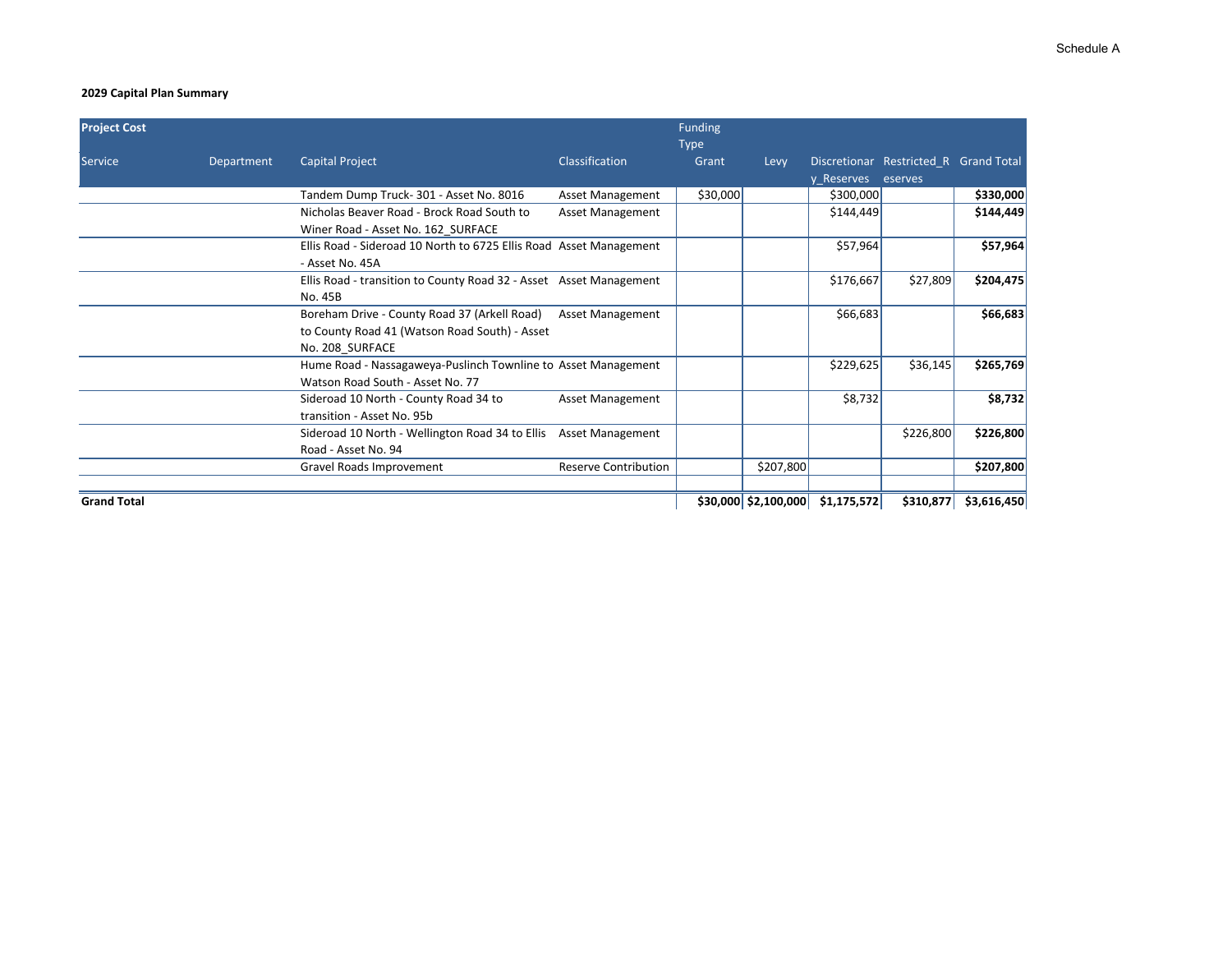Schedule A

**2029 Capital Plan Summary**

| Project Cost | | | | Funding Type | | | | |
|---|---|---|---|---|---|---|---|---|
| Service | Department | Capital Project | Classification | Grant | Levy | Discretionary_Reserves | Restricted_Reserves | Grand Total |
| | | Tandem Dump Truck- 301 - Asset No. 8016 | Asset Management | $30,000 | | $300,000 | | **$330,000** |
| | | Nicholas Beaver Road - Brock Road South to Winer Road - Asset No. 162_SURFACE | Asset Management | | | $144,449 | | **$144,449** |
| | | Ellis Road - Sideroad 10 North to 6725 Ellis Road - Asset No. 45A | Asset Management | | | $57,964 | | **$57,964** |
| | | Ellis Road - transition to County Road 32 - Asset No. 45B | Asset Management | | | $176,667 | $27,809 | **$204,475** |
| | | Boreham Drive - County Road 37 (Arkell Road) to County Road 41 (Watson Road South) - Asset No. 208_SURFACE | Asset Management | | | $66,683 | | **$66,683** |
| | | Hume Road - Nassagaweya-Puslinch Townline to Watson Road South - Asset No. 77 | Asset Management | | | $229,625 | $36,145 | **$265,769** |
| | | Sideroad 10 North - County Road 34 to transition - Asset No. 95b | Asset Management | | | $8,732 | | **$8,732** |
| | | Sideroad 10 North - Wellington Road 34 to Ellis Road - Asset No. 94 | Asset Management | | | | $226,800 | **$226,800** |
| | | Gravel Roads Improvement | Reserve Contribution | | $207,800 | | | **$207,800** |
| **Grand Total** | | | | **$30,000** | **$2,100,000** | **$1,175,572** | **$310,877** | **$3,616,450** |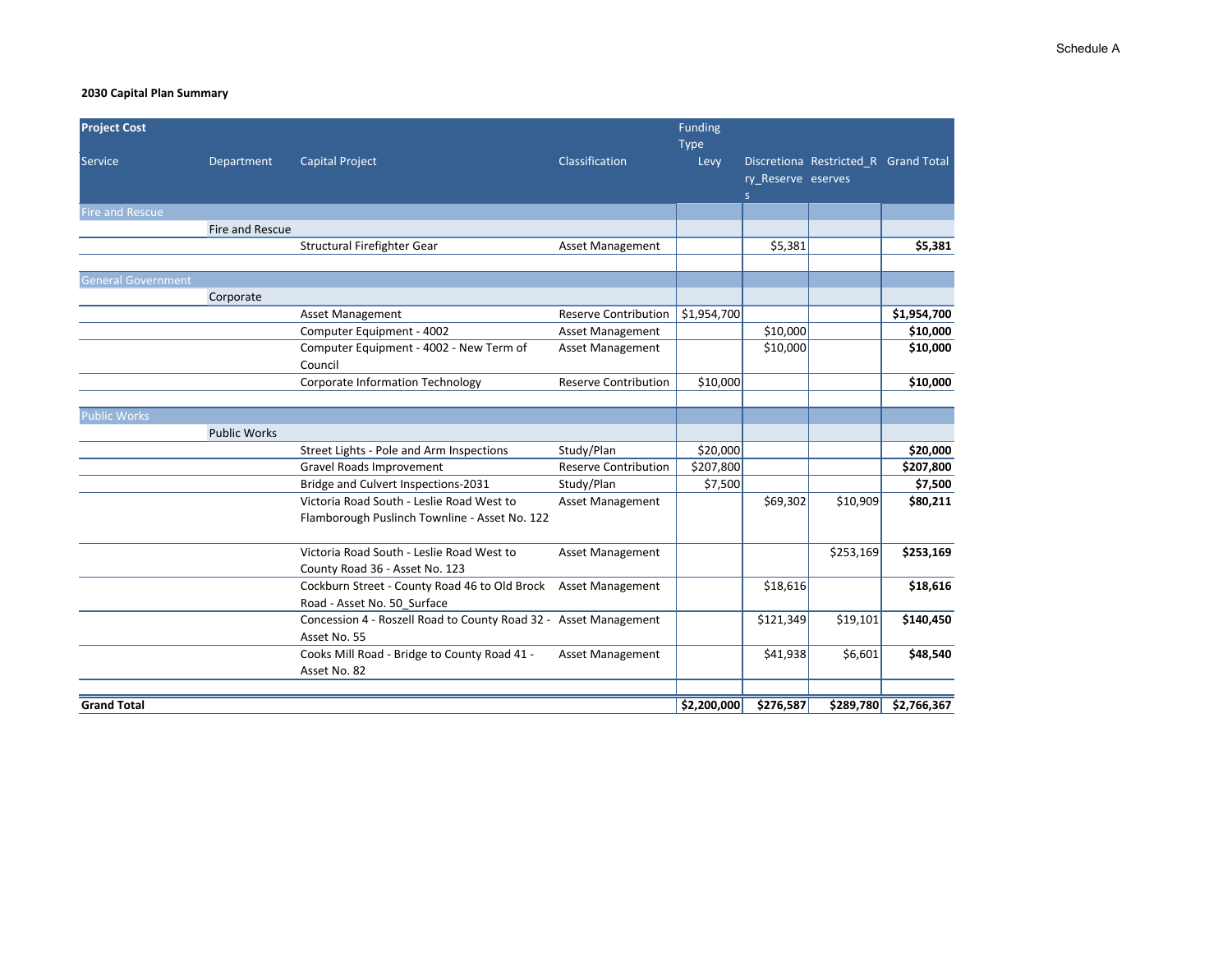Schedule A

**2030 Capital Plan Summary**

| Project Cost | | | | Funding Type | | | |
|---|---|---|---|---|---|---|---|
| Service | Department | Capital Project | Classification | Levy | Discretionary_Reserves | Restricted_Reserves | Grand Total |
| Fire and Rescue | | | | | | | |
| | Fire and Rescue | | | | | | |
| | | Structural Firefighter Gear | Asset Management | | $5,381 | | **$5,381** |
| General Government | | | | | | | |
| | Corporate | | | | | | |
| | | Asset Management | Reserve Contribution | $1,954,700 | | | **$1,954,700** |
| | | Computer Equipment - 4002 | Asset Management | | $10,000 | | **$10,000** |
| | | Computer Equipment - 4002 - New Term of Council | Asset Management | | $10,000 | | **$10,000** |
| | | Corporate Information Technology | Reserve Contribution | $10,000 | | | **$10,000** |
| Public Works | | | | | | | |
| | Public Works | | | | | | |
| | | Street Lights - Pole and Arm Inspections | Study/Plan | $20,000 | | | **$20,000** |
| | | Gravel Roads Improvement | Reserve Contribution | $207,800 | | | **$207,800** |
| | | Bridge and Culvert Inspections-2031 | Study/Plan | $7,500 | | | **$7,500** |
| | | Victoria Road South - Leslie Road West to Flamborough Puslinch Townline - Asset No. 122 | Asset Management | | $69,302 | $10,909 | **$80,211** |
| | | Victoria Road South - Leslie Road West to County Road 36 - Asset No. 123 | Asset Management | | | $253,169 | **$253,169** |
| | | Cockburn Street - County Road 46 to Old Brock Road - Asset No. 50_Surface | Asset Management | | $18,616 | | **$18,616** |
| | | Concession 4 - Roszell Road to County Road 32 - Asset No. 55 | Asset Management | | $121,349 | $19,101 | **$140,450** |
| | | Cooks Mill Road - Bridge to County Road 41 - Asset No. 82 | Asset Management | | $41,938 | $6,601 | **$48,540** |
| **Grand Total** | | | | **$2,200,000** | **$276,587** | **$289,780** | **$2,766,367** |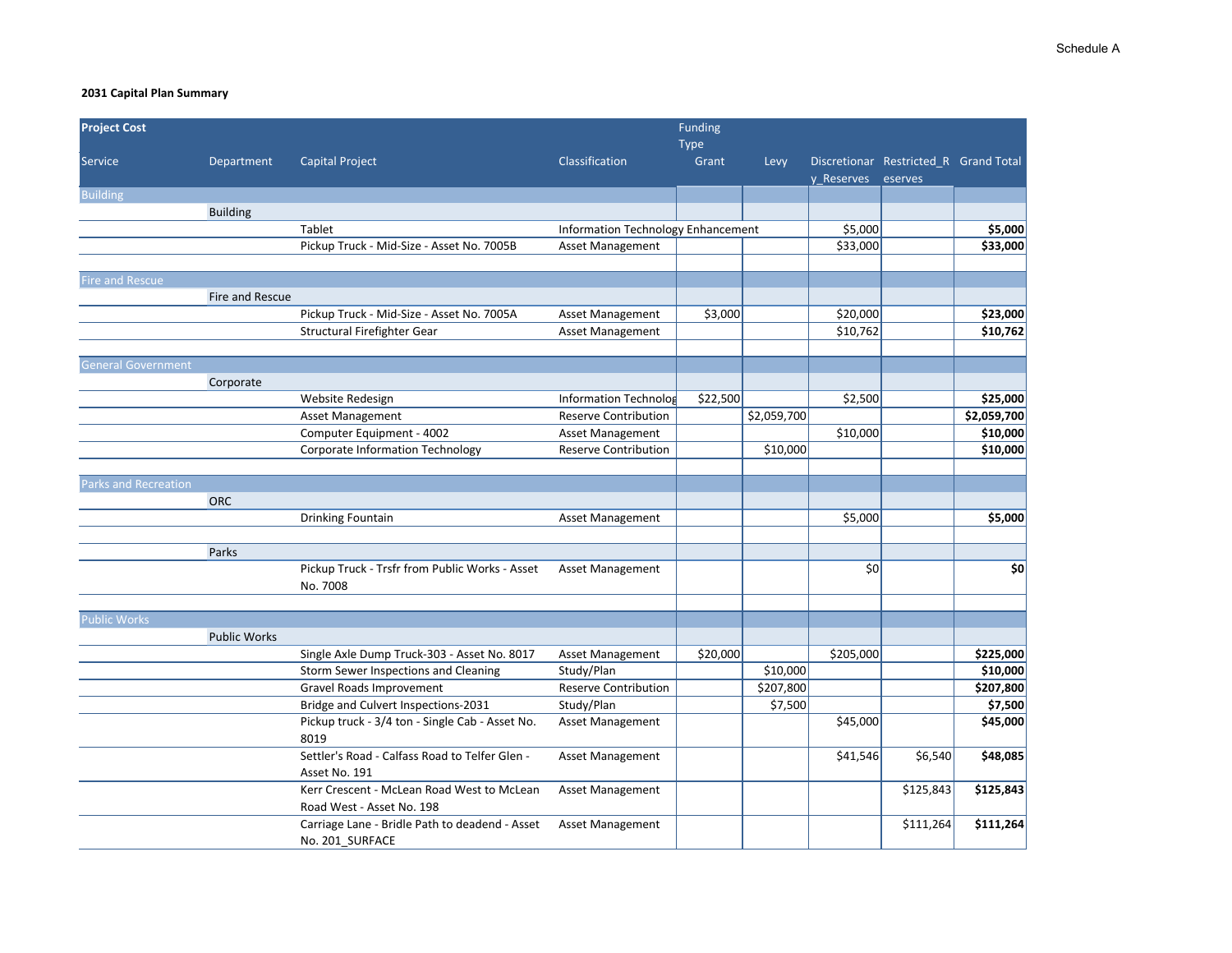Schedule A

**2031 Capital Plan Summary**

| Project Cost | | | | Funding Type | | | | |
|---|---|---|---|---|---|---|---|---|
| Service | Department | Capital Project | Classification | Grant | Levy | Discretionary_Reserves | Restricted_Reserves | Grand Total |
| Building | | | | | | | | |
| | Building | | | | | | | |
| | | Tablet | Information Technology Enhancement | | | $5,000 | | **$5,000** |
| | | Pickup Truck - Mid-Size - Asset No. 7005B | Asset Management | | | $33,000 | | **$33,000** |
| Fire and Rescue | | | | | | | | |
| | Fire and Rescue | | | | | | | |
| | | Pickup Truck - Mid-Size - Asset No. 7005A | Asset Management | $3,000 | | $20,000 | | **$23,000** |
| | | Structural Firefighter Gear | Asset Management | | | $10,762 | | **$10,762** |
| General Government | | | | | | | | |
| | Corporate | | | | | | | |
| | | Website Redesign | Information Technolog | $22,500 | | $2,500 | | **$25,000** |
| | | Asset Management | Reserve Contribution | | $2,059,700 | | | **$2,059,700** |
| | | Computer Equipment - 4002 | Asset Management | | | $10,000 | | **$10,000** |
| | | Corporate Information Technology | Reserve Contribution | | $10,000 | | | **$10,000** |
| Parks and Recreation | | | | | | | | |
| | ORC | | | | | | | |
| | | Drinking Fountain | Asset Management | | | $5,000 | | **$5,000** |
| | Parks | | | | | | | |
| | | Pickup Truck - Trsfr from Public Works - Asset No. 7008 | Asset Management | | | $0 | | **$0** |
| Public Works | | | | | | | | |
| | Public Works | | | | | | | |
| | | Single Axle Dump Truck-303 - Asset No. 8017 | Asset Management | $20,000 | | $205,000 | | **$225,000** |
| | | Storm Sewer Inspections and Cleaning | Study/Plan | | $10,000 | | | **$10,000** |
| | | Gravel Roads Improvement | Reserve Contribution | | $207,800 | | | **$207,800** |
| | | Bridge and Culvert Inspections-2031 | Study/Plan | | $7,500 | | | **$7,500** |
| | | Pickup truck - 3/4 ton - Single Cab - Asset No. 8019 | Asset Management | | | $45,000 | | **$45,000** |
| | | Settler's Road - Calfass Road to Telfer Glen - Asset No. 191 | Asset Management | | | $41,546 | $6,540 | **$48,085** |
| | | Kerr Crescent - McLean Road West to McLean Road West - Asset No. 198 | Asset Management | | | | $125,843 | **$125,843** |
| | | Carriage Lane - Bridle Path to deadend - Asset No. 201_SURFACE | Asset Management | | | | $111,264 | **$111,264** |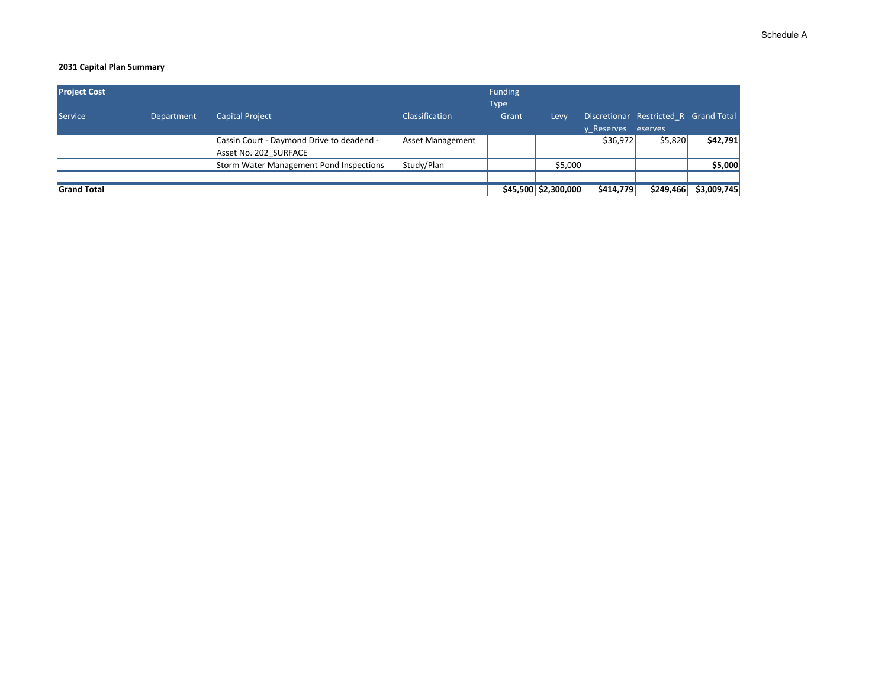Schedule A

**2031 Capital Plan Summary**

| Project Cost | | | | Funding Type | | | | |
|---|---|---|---|---|---|---|---|---|
| Service | Department | Capital Project | Classification | Grant | Levy | Discretionary_Reserves | Restricted_Reserves | Grand Total |
| | | Cassin Court - Daymond Drive to deadend - Asset No. 202_SURFACE | Asset Management | | | $36,972 | $5,820 | **$42,791** |
| | | Storm Water Management Pond Inspections | Study/Plan | | $5,000 | | | **$5,000** |
| | | | | | | | | |
| **Grand Total** | | | | **$45,500** | **$2,300,000** | **$414,779** | **$249,466** | **$3,009,745** |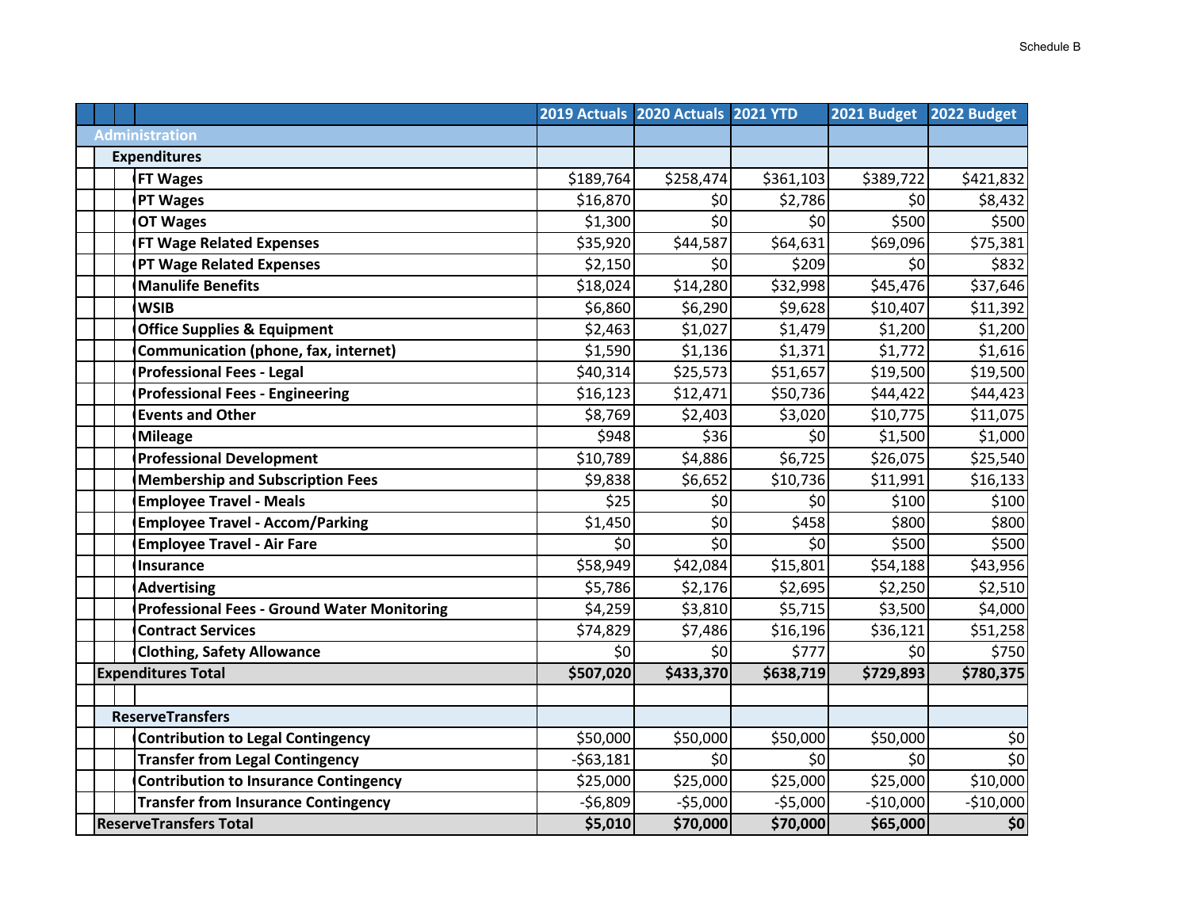Schedule B

| | 2019 Actuals | 2020 Actuals | 2021 YTD | 2021 Budget | 2022 Budget |
|---|---|---|---|---|---|
| **Administration** | | | | | |
| **Expenditures** | | | | | |
| **FT Wages** | $189,764 | $258,474 | $361,103 | $389,722 | $421,832 |
| **PT Wages** | $16,870 | $0 | $2,786 | $0 | $8,432 |
| **OT Wages** | $1,300 | $0 | $0 | $500 | $500 |
| **FT Wage Related Expenses** | $35,920 | $44,587 | $64,631 | $69,096 | $75,381 |
| **PT Wage Related Expenses** | $2,150 | $0 | $209 | $0 | $832 |
| **Manulife Benefits** | $18,024 | $14,280 | $32,998 | $45,476 | $37,646 |
| **WSIB** | $6,860 | $6,290 | $9,628 | $10,407 | $11,392 |
| **Office Supplies & Equipment** | $2,463 | $1,027 | $1,479 | $1,200 | $1,200 |
| **Communication (phone, fax, internet)** | $1,590 | $1,136 | $1,371 | $1,772 | $1,616 |
| **Professional Fees - Legal** | $40,314 | $25,573 | $51,657 | $19,500 | $19,500 |
| **Professional Fees - Engineering** | $16,123 | $12,471 | $50,736 | $44,422 | $44,423 |
| **Events and Other** | $8,769 | $2,403 | $3,020 | $10,775 | $11,075 |
| **Mileage** | $948 | $36 | $0 | $1,500 | $1,000 |
| **Professional Development** | $10,789 | $4,886 | $6,725 | $26,075 | $25,540 |
| **Membership and Subscription Fees** | $9,838 | $6,652 | $10,736 | $11,991 | $16,133 |
| **Employee Travel - Meals** | $25 | $0 | $0 | $100 | $100 |
| **Employee Travel - Accom/Parking** | $1,450 | $0 | $458 | $800 | $800 |
| **Employee Travel - Air Fare** | $0 | $0 | $0 | $500 | $500 |
| **Insurance** | $58,949 | $42,084 | $15,801 | $54,188 | $43,956 |
| **Advertising** | $5,786 | $2,176 | $2,695 | $2,250 | $2,510 |
| **Professional Fees - Ground Water Monitoring** | $4,259 | $3,810 | $5,715 | $3,500 | $4,000 |
| **Contract Services** | $74,829 | $7,486 | $16,196 | $36,121 | $51,258 |
| **Clothing, Safety Allowance** | $0 | $0 | $777 | $0 | $750 |
| **Expenditures Total** | **$507,020** | **$433,370** | **$638,719** | **$729,893** | **$780,375** |
| | | | | | |
| **ReserveTransfers** | | | | | |
| **Contribution to Legal Contingency** | $50,000 | $50,000 | $50,000 | $50,000 | $0 |
| **Transfer from Legal Contingency** | -$63,181 | $0 | $0 | $0 | $0 |
| **Contribution to Insurance Contingency** | $25,000 | $25,000 | $25,000 | $25,000 | $10,000 |
| **Transfer from Insurance Contingency** | -$6,809 | -$5,000 | -$5,000 | -$10,000 | -$10,000 |
| **ReserveTransfers Total** | **$5,010** | **$70,000** | **$70,000** | **$65,000** | **$0** |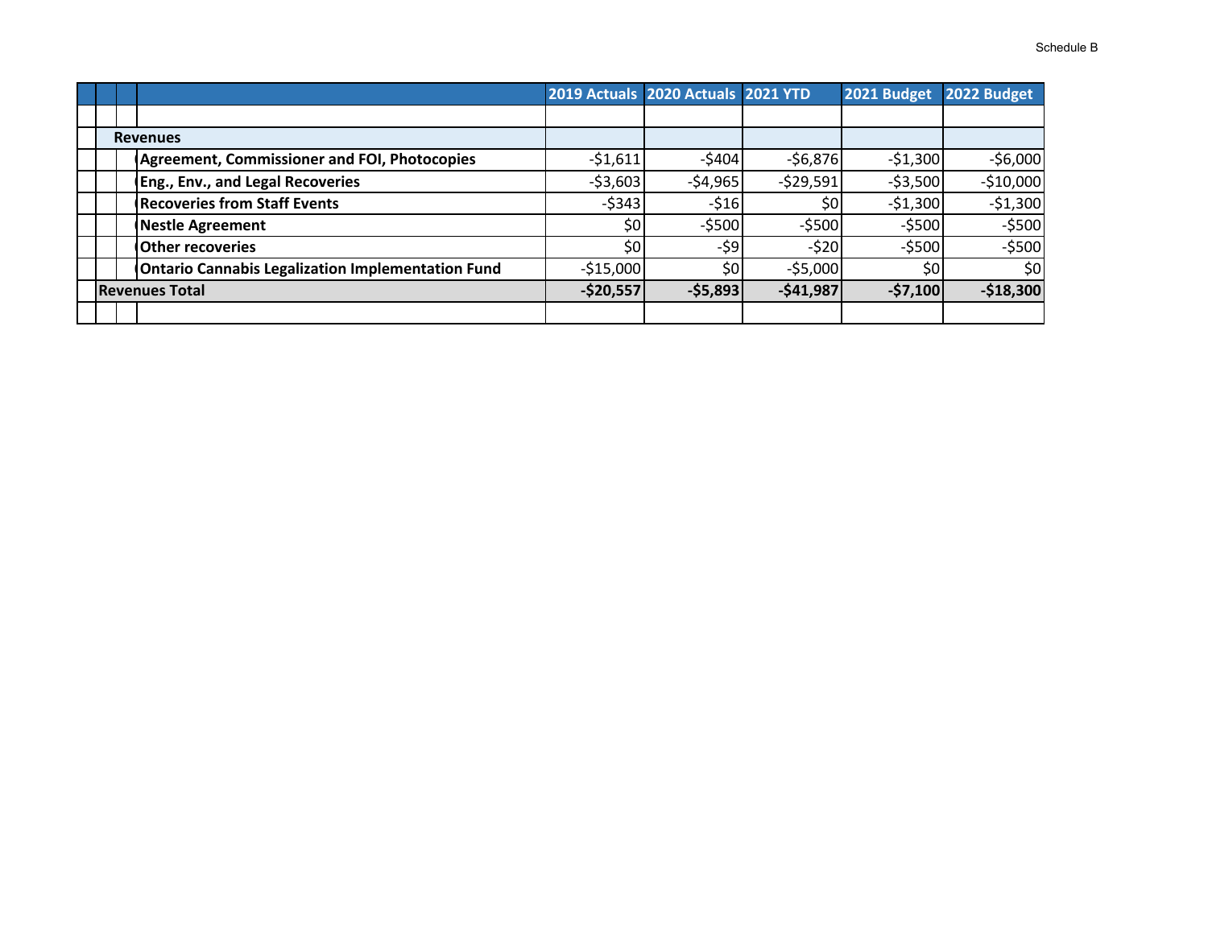Schedule B

| | 2019 Actuals | 2020 Actuals | 2021 YTD | 2021 Budget | 2022 Budget |
|---|---|---|---|---|---|
| **Revenues** | | | | | |
| **Agreement, Commissioner and FOI, Photocopies** | -$1,611 | -$404 | -$6,876 | -$1,300 | -$6,000 |
| **Eng., Env., and Legal Recoveries** | -$3,603 | -$4,965 | -$29,591 | -$3,500 | -$10,000 |
| **Recoveries from Staff Events** | -$343 | -$16 | $0 | -$1,300 | -$1,300 |
| **Nestle Agreement** | $0 | -$500 | -$500 | -$500 | -$500 |
| **Other recoveries** | $0 | -$9 | -$20 | -$500 | -$500 |
| **Ontario Cannabis Legalization Implementation Fund** | -$15,000 | $0 | -$5,000 | $0 | $0 |
| **Revenues Total** | **-$20,557** | **-$5,893** | **-$41,987** | **-$7,100** | **-$18,300** |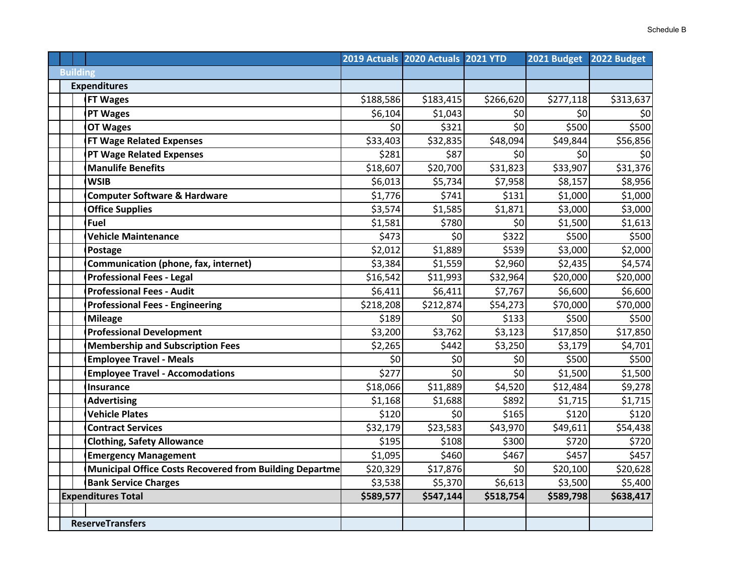Schedule B

| | 2019 Actuals | 2020 Actuals | 2021 YTD | 2021 Budget | 2022 Budget |
|---|---|---|---|---|---|
| **Building** | | | | | |
| **Expenditures** | | | | | |
| **FT Wages** | $188,586 | $183,415 | $266,620 | $277,118 | $313,637 |
| **PT Wages** | $6,104 | $1,043 | $0 | $0 | $0 |
| **OT Wages** | $0 | $321 | $0 | $500 | $500 |
| **FT Wage Related Expenses** | $33,403 | $32,835 | $48,094 | $49,844 | $56,856 |
| **PT Wage Related Expenses** | $281 | $87 | $0 | $0 | $0 |
| **Manulife Benefits** | $18,607 | $20,700 | $31,823 | $33,907 | $31,376 |
| **WSIB** | $6,013 | $5,734 | $7,958 | $8,157 | $8,956 |
| **Computer Software & Hardware** | $1,776 | $741 | $131 | $1,000 | $1,000 |
| **Office Supplies** | $3,574 | $1,585 | $1,871 | $3,000 | $3,000 |
| **Fuel** | $1,581 | $780 | $0 | $1,500 | $1,613 |
| **Vehicle Maintenance** | $473 | $0 | $322 | $500 | $500 |
| **Postage** | $2,012 | $1,889 | $539 | $3,000 | $2,000 |
| **Communication (phone, fax, internet)** | $3,384 | $1,559 | $2,960 | $2,435 | $4,574 |
| **Professional Fees - Legal** | $16,542 | $11,993 | $32,964 | $20,000 | $20,000 |
| **Professional Fees - Audit** | $6,411 | $6,411 | $7,767 | $6,600 | $6,600 |
| **Professional Fees - Engineering** | $218,208 | $212,874 | $54,273 | $70,000 | $70,000 |
| **Mileage** | $189 | $0 | $133 | $500 | $500 |
| **Professional Development** | $3,200 | $3,762 | $3,123 | $17,850 | $17,850 |
| **Membership and Subscription Fees** | $2,265 | $442 | $3,250 | $3,179 | $4,701 |
| **Employee Travel - Meals** | $0 | $0 | $0 | $500 | $500 |
| **Employee Travel - Accomodations** | $277 | $0 | $0 | $1,500 | $1,500 |
| **Insurance** | $18,066 | $11,889 | $4,520 | $12,484 | $9,278 |
| **Advertising** | $1,168 | $1,688 | $892 | $1,715 | $1,715 |
| **Vehicle Plates** | $120 | $0 | $165 | $120 | $120 |
| **Contract Services** | $32,179 | $23,583 | $43,970 | $49,611 | $54,438 |
| **Clothing, Safety Allowance** | $195 | $108 | $300 | $720 | $720 |
| **Emergency Management** | $1,095 | $460 | $467 | $457 | $457 |
| **Municipal Office Costs Recovered from Building Departme** | $20,329 | $17,876 | $0 | $20,100 | $20,628 |
| **Bank Service Charges** | $3,538 | $5,370 | $6,613 | $3,500 | $5,400 |
| **Expenditures Total** | **$589,577** | **$547,144** | **$518,754** | **$589,798** | **$638,417** |
| | | | | | |
| **ReserveTransfers** | | | | | |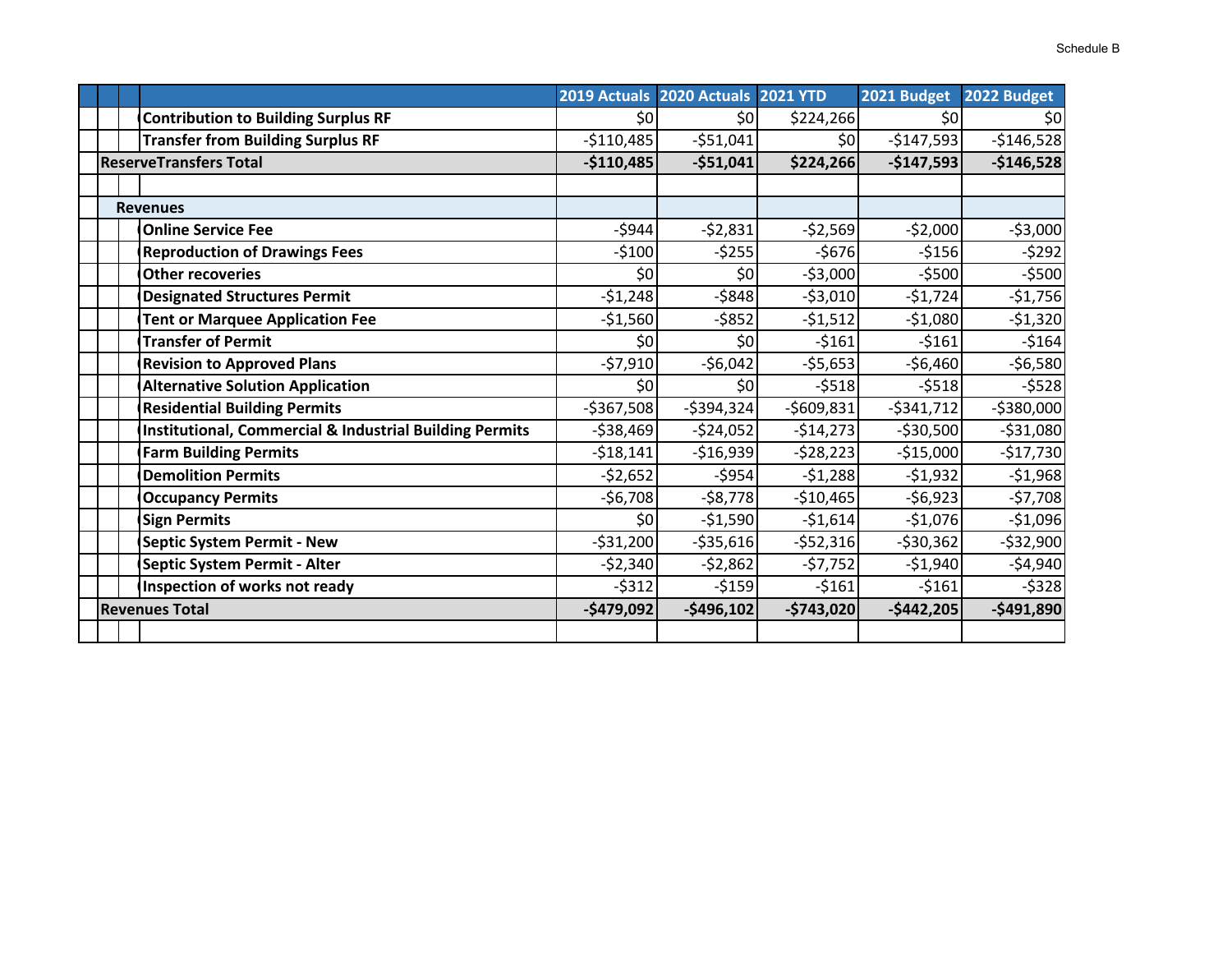Schedule B

| | 2019 Actuals | 2020 Actuals | 2021 YTD | 2021 Budget | 2022 Budget |
|---|---|---|---|---|---|
| **Contribution to Building Surplus RF** | $0 | $0 | $224,266 | $0 | $0 |
| **Transfer from Building Surplus RF** | -$110,485 | -$51,041 | $0 | -$147,593 | -$146,528 |
| **ReserveTransfers Total** | **-$110,485** | **-$51,041** | **$224,266** | **-$147,593** | **-$146,528** |
| | | | | | |
| **Revenues** | | | | | |
| **Online Service Fee** | -$944 | -$2,831 | -$2,569 | -$2,000 | -$3,000 |
| **Reproduction of Drawings Fees** | -$100 | -$255 | -$676 | -$156 | -$292 |
| **Other recoveries** | $0 | $0 | -$3,000 | -$500 | -$500 |
| **Designated Structures Permit** | -$1,248 | -$848 | -$3,010 | -$1,724 | -$1,756 |
| **Tent or Marquee Application Fee** | -$1,560 | -$852 | -$1,512 | -$1,080 | -$1,320 |
| **Transfer of Permit** | $0 | $0 | -$161 | -$161 | -$164 |
| **Revision to Approved Plans** | -$7,910 | -$6,042 | -$5,653 | -$6,460 | -$6,580 |
| **Alternative Solution Application** | $0 | $0 | -$518 | -$518 | -$528 |
| **Residential Building Permits** | -$367,508 | -$394,324 | -$609,831 | -$341,712 | -$380,000 |
| **Institutional, Commercial & Industrial Building Permits** | -$38,469 | -$24,052 | -$14,273 | -$30,500 | -$31,080 |
| **Farm Building Permits** | -$18,141 | -$16,939 | -$28,223 | -$15,000 | -$17,730 |
| **Demolition Permits** | -$2,652 | -$954 | -$1,288 | -$1,932 | -$1,968 |
| **Occupancy Permits** | -$6,708 | -$8,778 | -$10,465 | -$6,923 | -$7,708 |
| **Sign Permits** | $0 | -$1,590 | -$1,614 | -$1,076 | -$1,096 |
| **Septic System Permit - New** | -$31,200 | -$35,616 | -$52,316 | -$30,362 | -$32,900 |
| **Septic System Permit - Alter** | -$2,340 | -$2,862 | -$7,752 | -$1,940 | -$4,940 |
| **Inspection of works not ready** | -$312 | -$159 | -$161 | -$161 | -$328 |
| **Revenues Total** | **-$479,092** | **-$496,102** | **-$743,020** | **-$442,205** | **-$491,890** |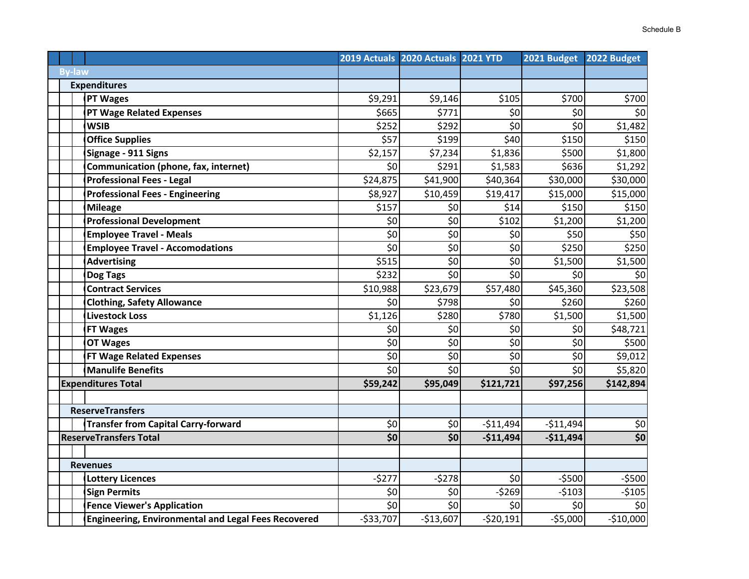Schedule B

| | 2019 Actuals | 2020 Actuals | 2021 YTD | 2021 Budget | 2022 Budget |
|---|---|---|---|---|---|
| **By-law** | | | | | |
| **Expenditures** | | | | | |
| PT Wages | $9,291 | $9,146 | $105 | $700 | $700 |
| PT Wage Related Expenses | $665 | $771 | $0 | $0 | $0 |
| WSIB | $252 | $292 | $0 | $0 | $1,482 |
| Office Supplies | $57 | $199 | $40 | $150 | $150 |
| Signage - 911 Signs | $2,157 | $7,234 | $1,836 | $500 | $1,800 |
| Communication (phone, fax, internet) | $0 | $291 | $1,583 | $636 | $1,292 |
| Professional Fees - Legal | $24,875 | $41,900 | $40,364 | $30,000 | $30,000 |
| Professional Fees - Engineering | $8,927 | $10,459 | $19,417 | $15,000 | $15,000 |
| Mileage | $157 | $0 | $14 | $150 | $150 |
| Professional Development | $0 | $0 | $102 | $1,200 | $1,200 |
| Employee Travel - Meals | $0 | $0 | $0 | $50 | $50 |
| Employee Travel - Accomodations | $0 | $0 | $0 | $250 | $250 |
| Advertising | $515 | $0 | $0 | $1,500 | $1,500 |
| Dog Tags | $232 | $0 | $0 | $0 | $0 |
| Contract Services | $10,988 | $23,679 | $57,480 | $45,360 | $23,508 |
| Clothing, Safety Allowance | $0 | $798 | $0 | $260 | $260 |
| Livestock Loss | $1,126 | $280 | $780 | $1,500 | $1,500 |
| FT Wages | $0 | $0 | $0 | $0 | $48,721 |
| OT Wages | $0 | $0 | $0 | $0 | $500 |
| FT Wage Related Expenses | $0 | $0 | $0 | $0 | $9,012 |
| Manulife Benefits | $0 | $0 | $0 | $0 | $5,820 |
| **Expenditures Total** | **$59,242** | **$95,049** | **$121,721** | **$97,256** | **$142,894** |
| | | | | | |
| **ReserveTransfers** | | | | | |
| Transfer from Capital Carry-forward | $0 | $0 | -$11,494 | -$11,494 | $0 |
| **ReserveTransfers Total** | **$0** | **$0** | **-$11,494** | **-$11,494** | **$0** |
| | | | | | |
| **Revenues** | | | | | |
| Lottery Licences | -$277 | -$278 | $0 | -$500 | -$500 |
| Sign Permits | $0 | $0 | -$269 | -$103 | -$105 |
| Fence Viewer's Application | $0 | $0 | $0 | $0 | $0 |
| Engineering, Environmental and Legal Fees Recovered | -$33,707 | -$13,607 | -$20,191 | -$5,000 | -$10,000 |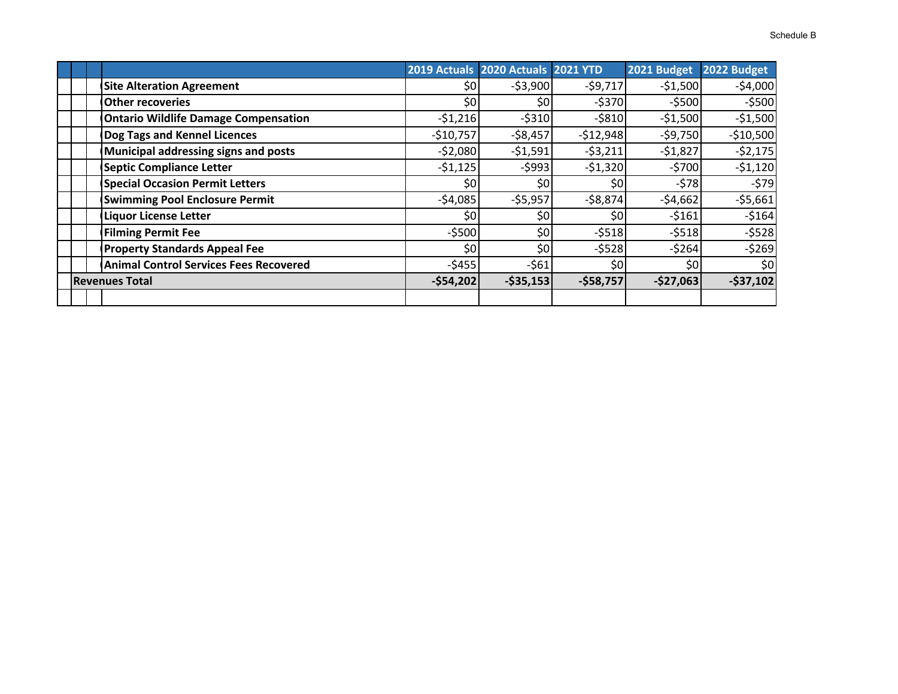Schedule B

| | 2019 Actuals | 2020 Actuals | 2021 YTD | 2021 Budget | 2022 Budget |
|---|---|---|---|---|---|
| **Site Alteration Agreement** | $0 | -$3,900 | -$9,717 | -$1,500 | -$4,000 |
| **Other recoveries** | $0 | $0 | -$370 | -$500 | -$500 |
| **Ontario Wildlife Damage Compensation** | -$1,216 | -$310 | -$810 | -$1,500 | -$1,500 |
| **Dog Tags and Kennel Licences** | -$10,757 | -$8,457 | -$12,948 | -$9,750 | -$10,500 |
| **Municipal addressing signs and posts** | -$2,080 | -$1,591 | -$3,211 | -$1,827 | -$2,175 |
| **Septic Compliance Letter** | -$1,125 | -$993 | -$1,320 | -$700 | -$1,120 |
| **Special Occasion Permit Letters** | $0 | $0 | $0 | -$78 | -$79 |
| **Swimming Pool Enclosure Permit** | -$4,085 | -$5,957 | -$8,874 | -$4,662 | -$5,661 |
| **Liquor License Letter** | $0 | $0 | $0 | -$161 | -$164 |
| **Filming Permit Fee** | -$500 | $0 | -$518 | -$518 | -$528 |
| **Property Standards Appeal Fee** | $0 | $0 | -$528 | -$264 | -$269 |
| **Animal Control Services Fees Recovered** | -$455 | -$61 | $0 | $0 | $0 |
| **Revenues Total** | **-$54,202** | **-$35,153** | **-$58,757** | **-$27,063** | **-$37,102** |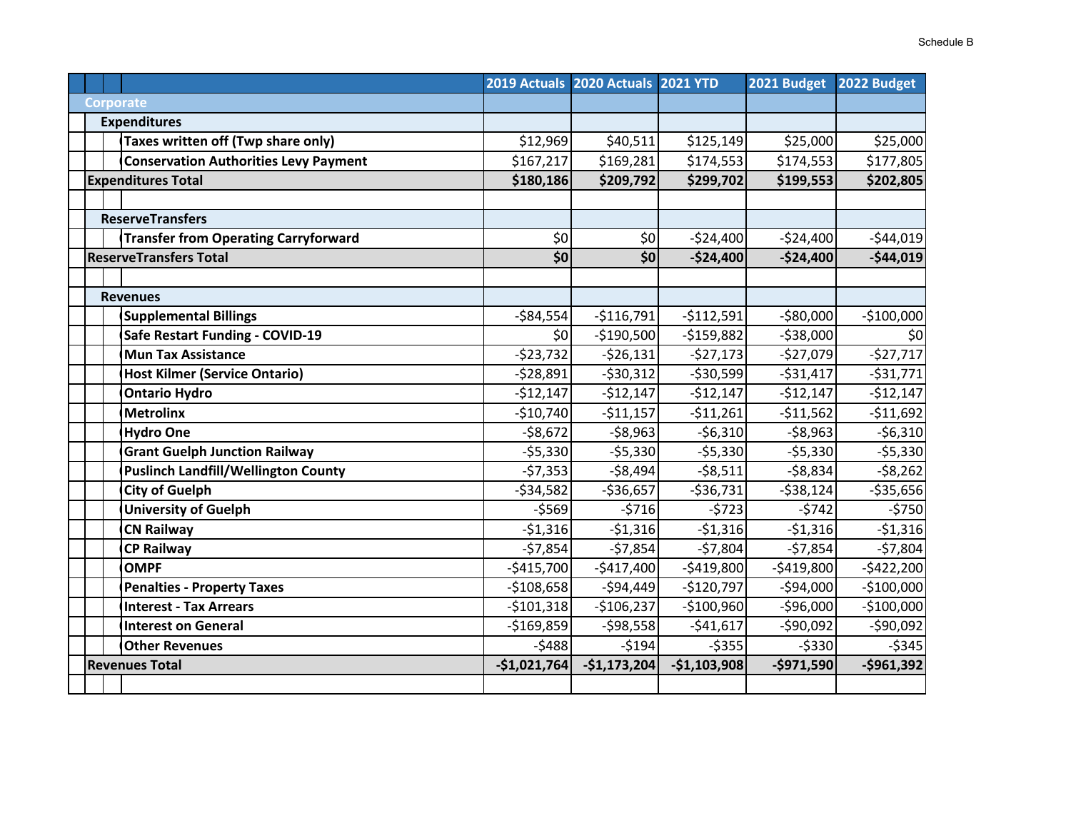Schedule B

| | 2019 Actuals | 2020 Actuals | 2021 YTD | 2021 Budget | 2022 Budget |
|---|---|---|---|---|---|
| **Corporate** | | | | | |
| **Expenditures** | | | | | |
| **Taxes written off (Twp share only)** | $12,969 | $40,511 | $125,149 | $25,000 | $25,000 |
| **Conservation Authorities Levy Payment** | $167,217 | $169,281 | $174,553 | $174,553 | $177,805 |
| **Expenditures Total** | **$180,186** | **$209,792** | **$299,702** | **$199,553** | **$202,805** |
| | | | | | |
| **ReserveTransfers** | | | | | |
| **Transfer from Operating Carryforward** | $0 | $0 | -$24,400 | -$24,400 | -$44,019 |
| **ReserveTransfers Total** | **$0** | **$0** | **-$24,400** | **-$24,400** | **-$44,019** |
| | | | | | |
| **Revenues** | | | | | |
| **Supplemental Billings** | -$84,554 | -$116,791 | -$112,591 | -$80,000 | -$100,000 |
| **Safe Restart Funding - COVID-19** | $0 | -$190,500 | -$159,882 | -$38,000 | $0 |
| **Mun Tax Assistance** | -$23,732 | -$26,131 | -$27,173 | -$27,079 | -$27,717 |
| **Host Kilmer (Service Ontario)** | -$28,891 | -$30,312 | -$30,599 | -$31,417 | -$31,771 |
| **Ontario Hydro** | -$12,147 | -$12,147 | -$12,147 | -$12,147 | -$12,147 |
| **Metrolinx** | -$10,740 | -$11,157 | -$11,261 | -$11,562 | -$11,692 |
| **Hydro One** | -$8,672 | -$8,963 | -$6,310 | -$8,963 | -$6,310 |
| **Grant Guelph Junction Railway** | -$5,330 | -$5,330 | -$5,330 | -$5,330 | -$5,330 |
| **Puslinch Landfill/Wellington County** | -$7,353 | -$8,494 | -$8,511 | -$8,834 | -$8,262 |
| **City of Guelph** | -$34,582 | -$36,657 | -$36,731 | -$38,124 | -$35,656 |
| **University of Guelph** | -$569 | -$716 | -$723 | -$742 | -$750 |
| **CN Railway** | -$1,316 | -$1,316 | -$1,316 | -$1,316 | -$1,316 |
| **CP Railway** | -$7,854 | -$7,854 | -$7,804 | -$7,854 | -$7,804 |
| **OMPF** | -$415,700 | -$417,400 | -$419,800 | -$419,800 | -$422,200 |
| **Penalties - Property Taxes** | -$108,658 | -$94,449 | -$120,797 | -$94,000 | -$100,000 |
| **Interest - Tax Arrears** | -$101,318 | -$106,237 | -$100,960 | -$96,000 | -$100,000 |
| **Interest on General** | -$169,859 | -$98,558 | -$41,617 | -$90,092 | -$90,092 |
| **Other Revenues** | -$488 | -$194 | -$355 | -$330 | -$345 |
| **Revenues Total** | **-$1,021,764** | **-$1,173,204** | **-$1,103,908** | **-$971,590** | **-$961,392** |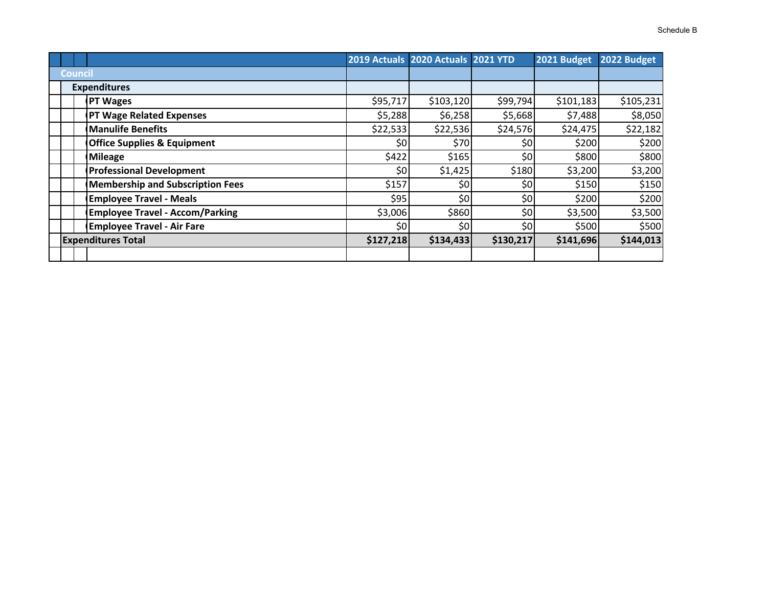Schedule B

| | 2019 Actuals | 2020 Actuals | 2021 YTD | 2021 Budget | 2022 Budget |
|---|---|---|---|---|---|
| **Council** | | | | | |
| **Expenditures** | | | | | |
| **PT Wages** | $95,717 | $103,120 | $99,794 | $101,183 | $105,231 |
| **PT Wage Related Expenses** | $5,288 | $6,258 | $5,668 | $7,488 | $8,050 |
| **Manulife Benefits** | $22,533 | $22,536 | $24,576 | $24,475 | $22,182 |
| **Office Supplies & Equipment** | $0 | $70 | $0 | $200 | $200 |
| **Mileage** | $422 | $165 | $0 | $800 | $800 |
| **Professional Development** | $0 | $1,425 | $180 | $3,200 | $3,200 |
| **Membership and Subscription Fees** | $157 | $0 | $0 | $150 | $150 |
| **Employee Travel - Meals** | $95 | $0 | $0 | $200 | $200 |
| **Employee Travel - Accom/Parking** | $3,006 | $860 | $0 | $3,500 | $3,500 |
| **Employee Travel - Air Fare** | $0 | $0 | $0 | $500 | $500 |
| **Expenditures Total** | **$127,218** | **$134,433** | **$130,217** | **$141,696** | **$144,013** |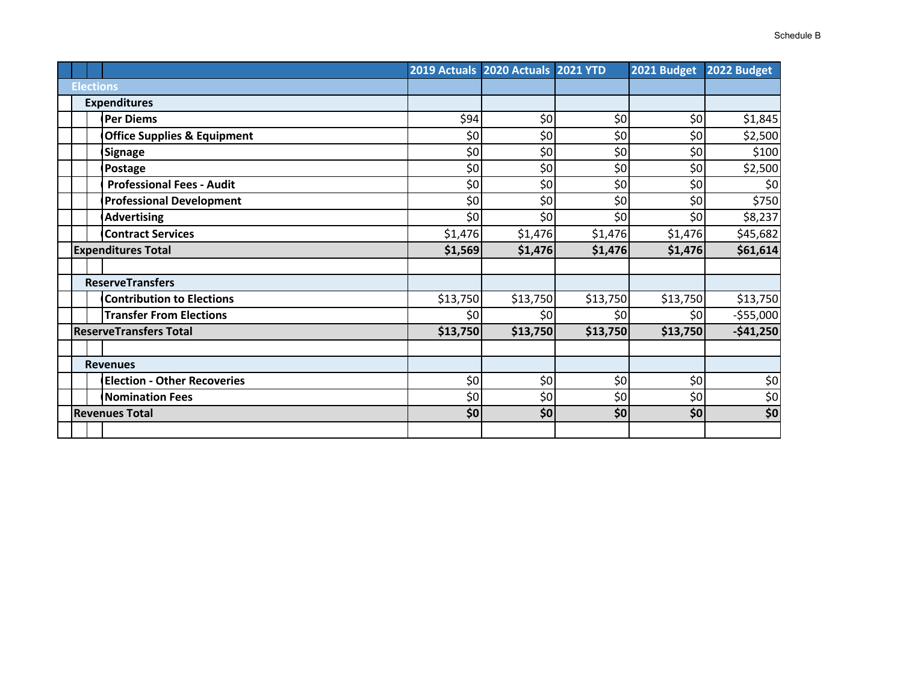Schedule B

| | 2019 Actuals | 2020 Actuals | 2021 YTD | 2021 Budget | 2022 Budget |
|---|---|---|---|---|---|
| **Elections** | | | | | |
| **Expenditures** | | | | | |
| Per Diems | $94 | $0 | $0 | $0 | $1,845 |
| Office Supplies & Equipment | $0 | $0 | $0 | $0 | $2,500 |
| Signage | $0 | $0 | $0 | $0 | $100 |
| Postage | $0 | $0 | $0 | $0 | $2,500 |
| Professional Fees - Audit | $0 | $0 | $0 | $0 | $0 |
| Professional Development | $0 | $0 | $0 | $0 | $750 |
| Advertising | $0 | $0 | $0 | $0 | $8,237 |
| Contract Services | $1,476 | $1,476 | $1,476 | $1,476 | $45,682 |
| **Expenditures Total** | **$1,569** | **$1,476** | **$1,476** | **$1,476** | **$61,614** |
| | | | | | |
| **ReserveTransfers** | | | | | |
| Contribution to Elections | $13,750 | $13,750 | $13,750 | $13,750 | $13,750 |
| Transfer From Elections | $0 | $0 | $0 | $0 | -$55,000 |
| **ReserveTransfers Total** | **$13,750** | **$13,750** | **$13,750** | **$13,750** | **-$41,250** |
| | | | | | |
| **Revenues** | | | | | |
| Election - Other Recoveries | $0 | $0 | $0 | $0 | $0 |
| Nomination Fees | $0 | $0 | $0 | $0 | $0 |
| **Revenues Total** | **$0** | **$0** | **$0** | **$0** | **$0** |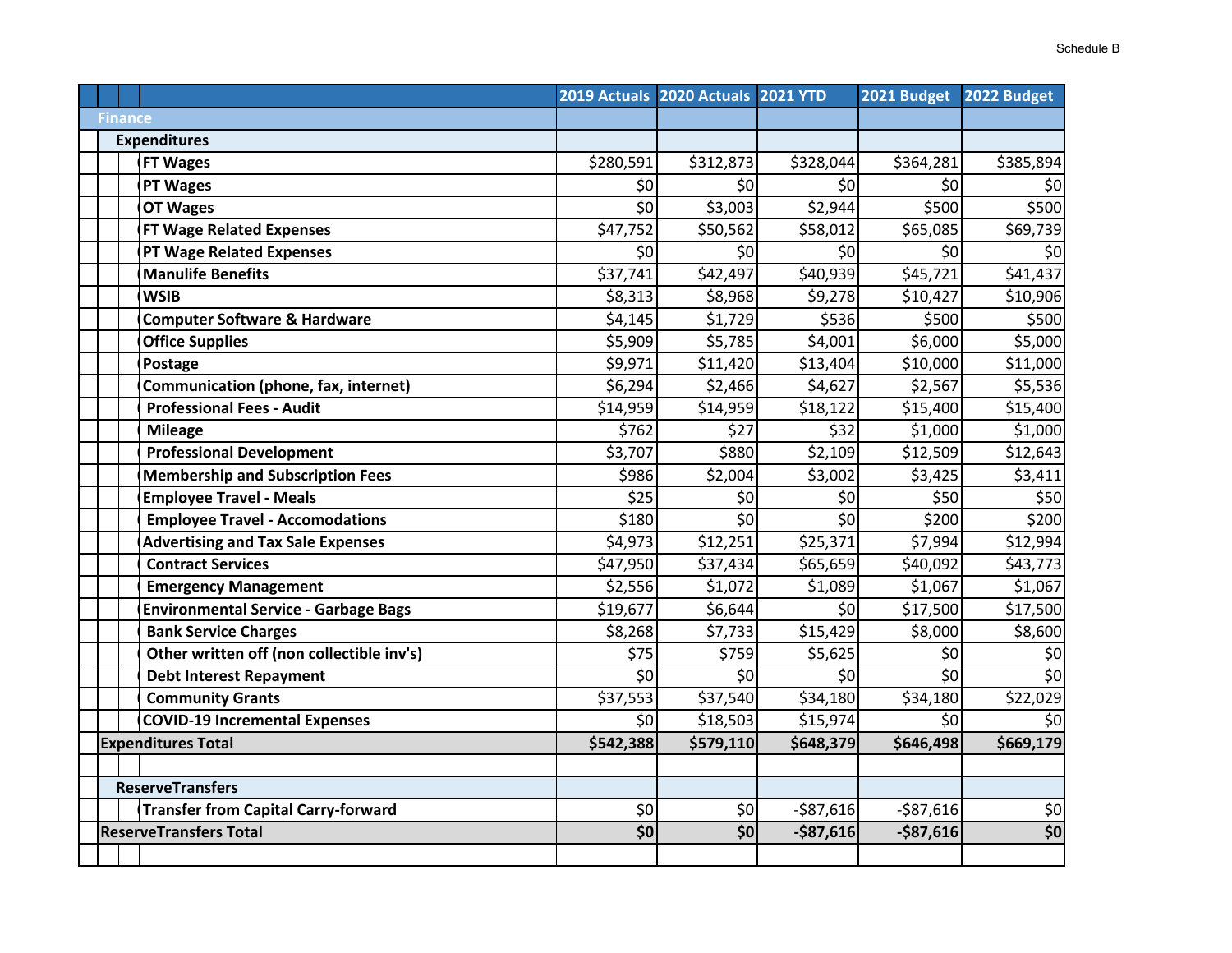Schedule B

| | 2019 Actuals | 2020 Actuals | 2021 YTD | 2021 Budget | 2022 Budget |
|---|---|---|---|---|---|
| **Finance** | | | | | |
| **Expenditures** | | | | | |
| FT Wages | $280,591 | $312,873 | $328,044 | $364,281 | $385,894 |
| PT Wages | $0 | $0 | $0 | $0 | $0 |
| OT Wages | $0 | $3,003 | $2,944 | $500 | $500 |
| FT Wage Related Expenses | $47,752 | $50,562 | $58,012 | $65,085 | $69,739 |
| PT Wage Related Expenses | $0 | $0 | $0 | $0 | $0 |
| Manulife Benefits | $37,741 | $42,497 | $40,939 | $45,721 | $41,437 |
| WSIB | $8,313 | $8,968 | $9,278 | $10,427 | $10,906 |
| Computer Software & Hardware | $4,145 | $1,729 | $536 | $500 | $500 |
| Office Supplies | $5,909 | $5,785 | $4,001 | $6,000 | $5,000 |
| Postage | $9,971 | $11,420 | $13,404 | $10,000 | $11,000 |
| Communication (phone, fax, internet) | $6,294 | $2,466 | $4,627 | $2,567 | $5,536 |
| Professional Fees - Audit | $14,959 | $14,959 | $18,122 | $15,400 | $15,400 |
| Mileage | $762 | $27 | $32 | $1,000 | $1,000 |
| Professional Development | $3,707 | $880 | $2,109 | $12,509 | $12,643 |
| Membership and Subscription Fees | $986 | $2,004 | $3,002 | $3,425 | $3,411 |
| Employee Travel - Meals | $25 | $0 | $0 | $50 | $50 |
| Employee Travel - Accomodations | $180 | $0 | $0 | $200 | $200 |
| Advertising and Tax Sale Expenses | $4,973 | $12,251 | $25,371 | $7,994 | $12,994 |
| Contract Services | $47,950 | $37,434 | $65,659 | $40,092 | $43,773 |
| Emergency Management | $2,556 | $1,072 | $1,089 | $1,067 | $1,067 |
| Environmental Service - Garbage Bags | $19,677 | $6,644 | $0 | $17,500 | $17,500 |
| Bank Service Charges | $8,268 | $7,733 | $15,429 | $8,000 | $8,600 |
| Other written off (non collectible inv's) | $75 | $759 | $5,625 | $0 | $0 |
| Debt Interest Repayment | $0 | $0 | $0 | $0 | $0 |
| Community Grants | $37,553 | $37,540 | $34,180 | $34,180 | $22,029 |
| COVID-19 Incremental Expenses | $0 | $18,503 | $15,974 | $0 | $0 |
| **Expenditures Total** | **$542,388** | **$579,110** | **$648,379** | **$646,498** | **$669,179** |
| | | | | | |
| **ReserveTransfers** | | | | | |
| Transfer from Capital Carry-forward | $0 | $0 | -$87,616 | -$87,616 | $0 |
| **ReserveTransfers Total** | **$0** | **$0** | **-$87,616** | **-$87,616** | **$0** |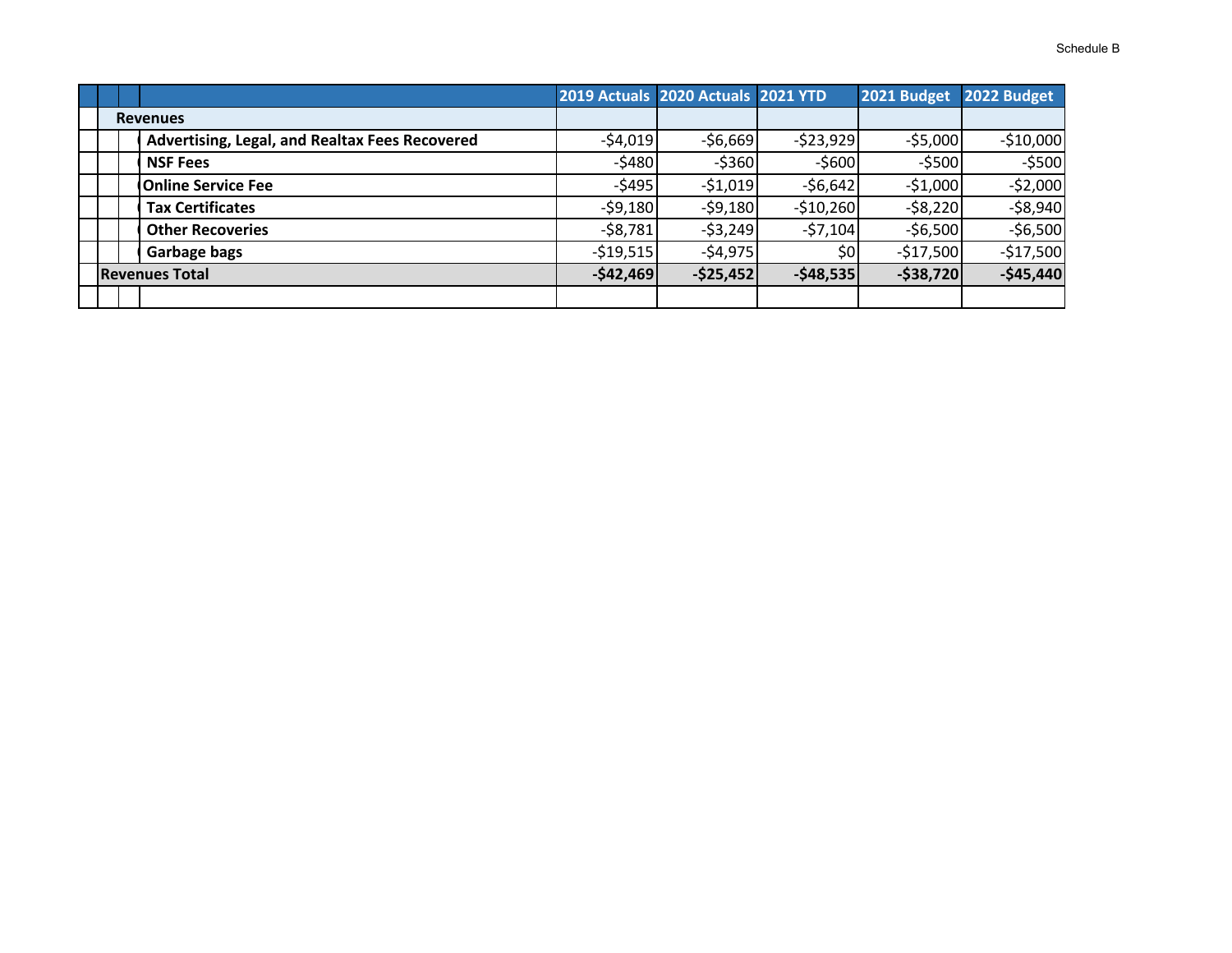Schedule B

| | 2019 Actuals | 2020 Actuals | 2021 YTD | 2021 Budget | 2022 Budget |
|---|---|---|---|---|---|
| **Revenues** | | | | | |
| **Advertising, Legal, and Realtax Fees Recovered** | -$4,019 | -$6,669 | -$23,929 | -$5,000 | -$10,000 |
| **NSF Fees** | -$480 | -$360 | -$600 | -$500 | -$500 |
| **Online Service Fee** | -$495 | -$1,019 | -$6,642 | -$1,000 | -$2,000 |
| **Tax Certificates** | -$9,180 | -$9,180 | -$10,260 | -$8,220 | -$8,940 |
| **Other Recoveries** | -$8,781 | -$3,249 | -$7,104 | -$6,500 | -$6,500 |
| **Garbage bags** | -$19,515 | -$4,975 | $0 | -$17,500 | -$17,500 |
| **Revenues Total** | **-$42,469** | **-$25,452** | **-$48,535** | **-$38,720** | **-$45,440** |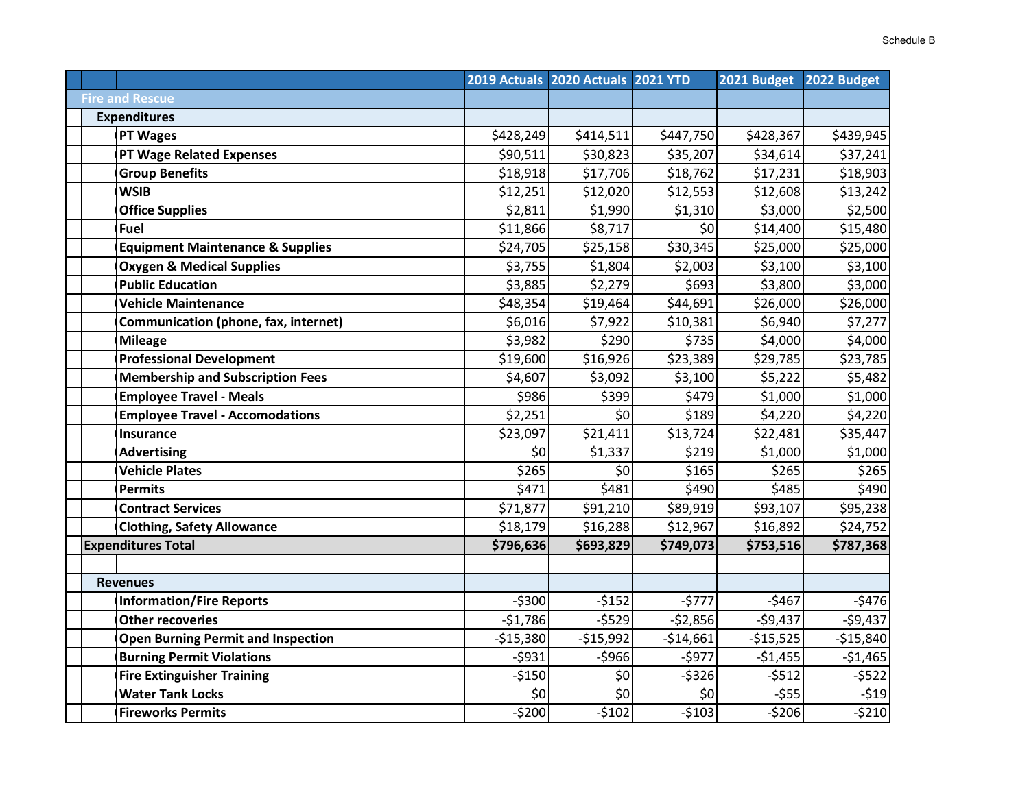Schedule B

| | 2019 Actuals | 2020 Actuals | 2021 YTD | 2021 Budget | 2022 Budget |
|---|---|---|---|---|---|
| **Fire and Rescue** | | | | | |
| **Expenditures** | | | | | |
| PT Wages | $428,249 | $414,511 | $447,750 | $428,367 | $439,945 |
| PT Wage Related Expenses | $90,511 | $30,823 | $35,207 | $34,614 | $37,241 |
| Group Benefits | $18,918 | $17,706 | $18,762 | $17,231 | $18,903 |
| WSIB | $12,251 | $12,020 | $12,553 | $12,608 | $13,242 |
| Office Supplies | $2,811 | $1,990 | $1,310 | $3,000 | $2,500 |
| Fuel | $11,866 | $8,717 | $0 | $14,400 | $15,480 |
| Equipment Maintenance & Supplies | $24,705 | $25,158 | $30,345 | $25,000 | $25,000 |
| Oxygen & Medical Supplies | $3,755 | $1,804 | $2,003 | $3,100 | $3,100 |
| Public Education | $3,885 | $2,279 | $693 | $3,800 | $3,000 |
| Vehicle Maintenance | $48,354 | $19,464 | $44,691 | $26,000 | $26,000 |
| Communication (phone, fax, internet) | $6,016 | $7,922 | $10,381 | $6,940 | $7,277 |
| Mileage | $3,982 | $290 | $735 | $4,000 | $4,000 |
| Professional Development | $19,600 | $16,926 | $23,389 | $29,785 | $23,785 |
| Membership and Subscription Fees | $4,607 | $3,092 | $3,100 | $5,222 | $5,482 |
| Employee Travel - Meals | $986 | $399 | $479 | $1,000 | $1,000 |
| Employee Travel - Accomodations | $2,251 | $0 | $189 | $4,220 | $4,220 |
| Insurance | $23,097 | $21,411 | $13,724 | $22,481 | $35,447 |
| Advertising | $0 | $1,337 | $219 | $1,000 | $1,000 |
| Vehicle Plates | $265 | $0 | $165 | $265 | $265 |
| Permits | $471 | $481 | $490 | $485 | $490 |
| Contract Services | $71,877 | $91,210 | $89,919 | $93,107 | $95,238 |
| Clothing, Safety Allowance | $18,179 | $16,288 | $12,967 | $16,892 | $24,752 |
| **Expenditures Total** | **$796,636** | **$693,829** | **$749,073** | **$753,516** | **$787,368** |
| | | | | | |
| **Revenues** | | | | | |
| Information/Fire Reports | -$300 | -$152 | -$777 | -$467 | -$476 |
| Other recoveries | -$1,786 | -$529 | -$2,856 | -$9,437 | -$9,437 |
| Open Burning Permit and Inspection | -$15,380 | -$15,992 | -$14,661 | -$15,525 | -$15,840 |
| Burning Permit Violations | -$931 | -$966 | -$977 | -$1,455 | -$1,465 |
| Fire Extinguisher Training | -$150 | $0 | -$326 | -$512 | -$522 |
| Water Tank Locks | $0 | $0 | $0 | -$55 | -$19 |
| Fireworks Permits | -$200 | -$102 | -$103 | -$206 | -$210 |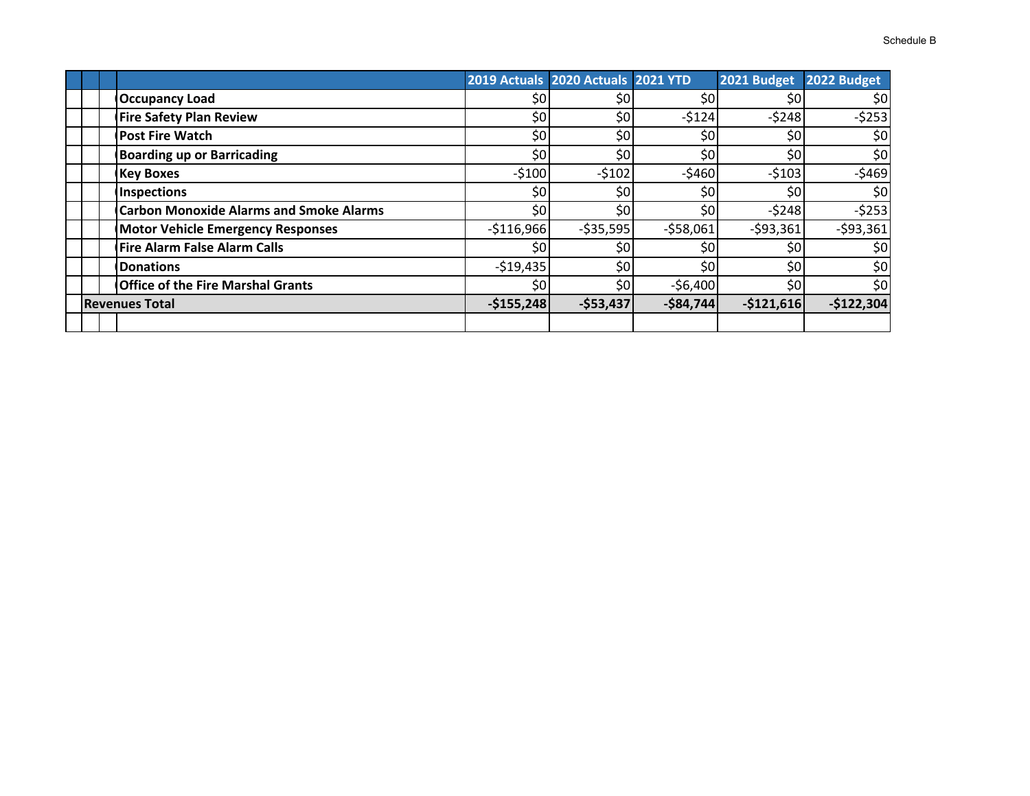Schedule B

| | 2019 Actuals | 2020 Actuals | 2021 YTD | 2021 Budget | 2022 Budget |
|---|---|---|---|---|---|
| **Occupancy Load** | $0 | $0 | $0 | $0 | $0 |
| **Fire Safety Plan Review** | $0 | $0 | -$124 | -$248 | -$253 |
| **Post Fire Watch** | $0 | $0 | $0 | $0 | $0 |
| **Boarding up or Barricading** | $0 | $0 | $0 | $0 | $0 |
| **Key Boxes** | -$100 | -$102 | -$460 | -$103 | -$469 |
| **Inspections** | $0 | $0 | $0 | $0 | $0 |
| **Carbon Monoxide Alarms and Smoke Alarms** | $0 | $0 | $0 | -$248 | -$253 |
| **Motor Vehicle Emergency Responses** | -$116,966 | -$35,595 | -$58,061 | -$93,361 | -$93,361 |
| **Fire Alarm False Alarm Calls** | $0 | $0 | $0 | $0 | $0 |
| **Donations** | -$19,435 | $0 | $0 | $0 | $0 |
| **Office of the Fire Marshal Grants** | $0 | $0 | -$6,400 | $0 | $0 |
| **Revenues Total** | **-$155,248** | **-$53,437** | **-$84,744** | **-$121,616** | **-$122,304** |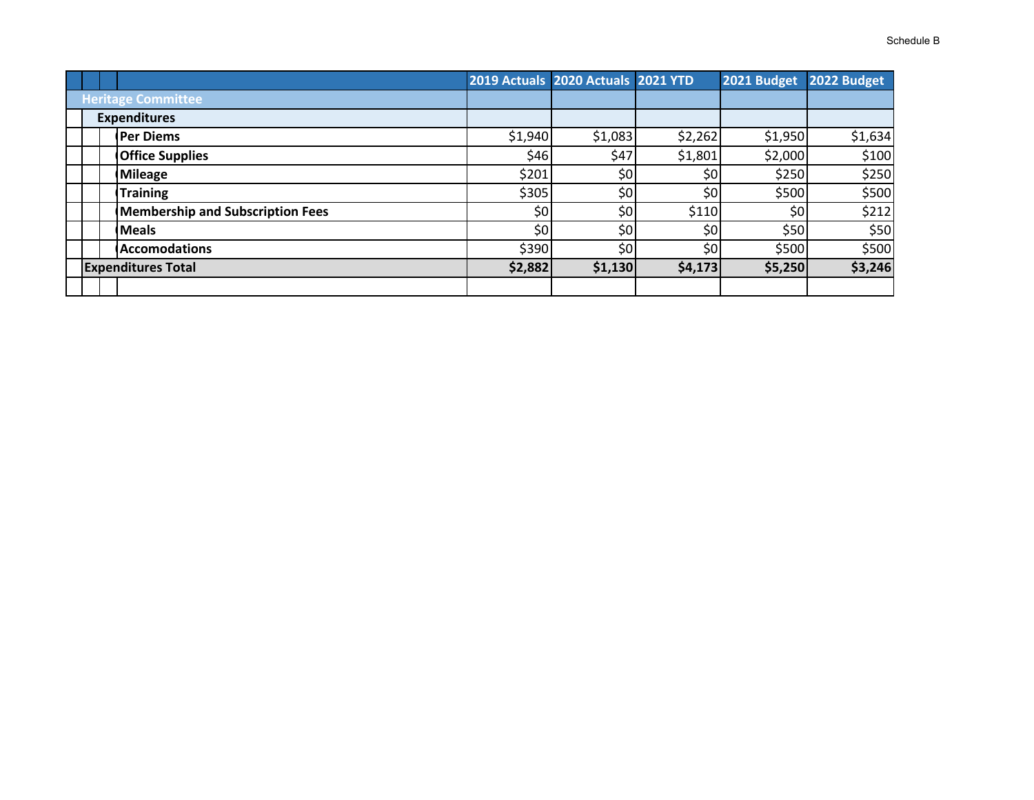Schedule B

| | 2019 Actuals | 2020 Actuals | 2021 YTD | 2021 Budget | 2022 Budget |
|---|---|---|---|---|---|
| **Heritage Committee** | | | | | |
| **Expenditures** | | | | | |
| **Per Diems** | $1,940 | $1,083 | $2,262 | $1,950 | $1,634 |
| **Office Supplies** | $46 | $47 | $1,801 | $2,000 | $100 |
| **Mileage** | $201 | $0 | $0 | $250 | $250 |
| **Training** | $305 | $0 | $0 | $500 | $500 |
| **Membership and Subscription Fees** | $0 | $0 | $110 | $0 | $212 |
| **Meals** | $0 | $0 | $0 | $50 | $50 |
| **Accomodations** | $390 | $0 | $0 | $500 | $500 |
| **Expenditures Total** | **$2,882** | **$1,130** | **$4,173** | **$5,250** | **$3,246** |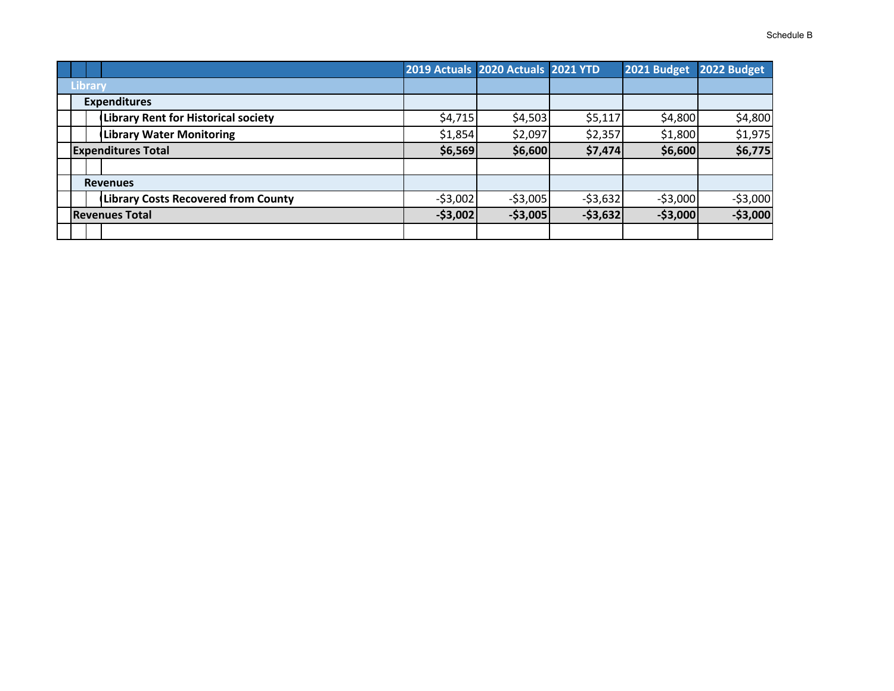Schedule B

| | 2019 Actuals | 2020 Actuals | 2021 YTD | 2021 Budget | 2022 Budget |
|---|---|---|---|---|---|
| **Library** | | | | | |
| **Expenditures** | | | | | |
| **Library Rent for Historical society** | $4,715 | $4,503 | $5,117 | $4,800 | $4,800 |
| **Library Water Monitoring** | $1,854 | $2,097 | $2,357 | $1,800 | $1,975 |
| **Expenditures Total** | **$6,569** | **$6,600** | **$7,474** | **$6,600** | **$6,775** |
| | | | | | |
| **Revenues** | | | | | |
| **Library Costs Recovered from County** | -$3,002 | -$3,005 | -$3,632 | -$3,000 | -$3,000 |
| **Revenues Total** | **-$3,002** | **-$3,005** | **-$3,632** | **-$3,000** | **-$3,000** |
| | | | | | |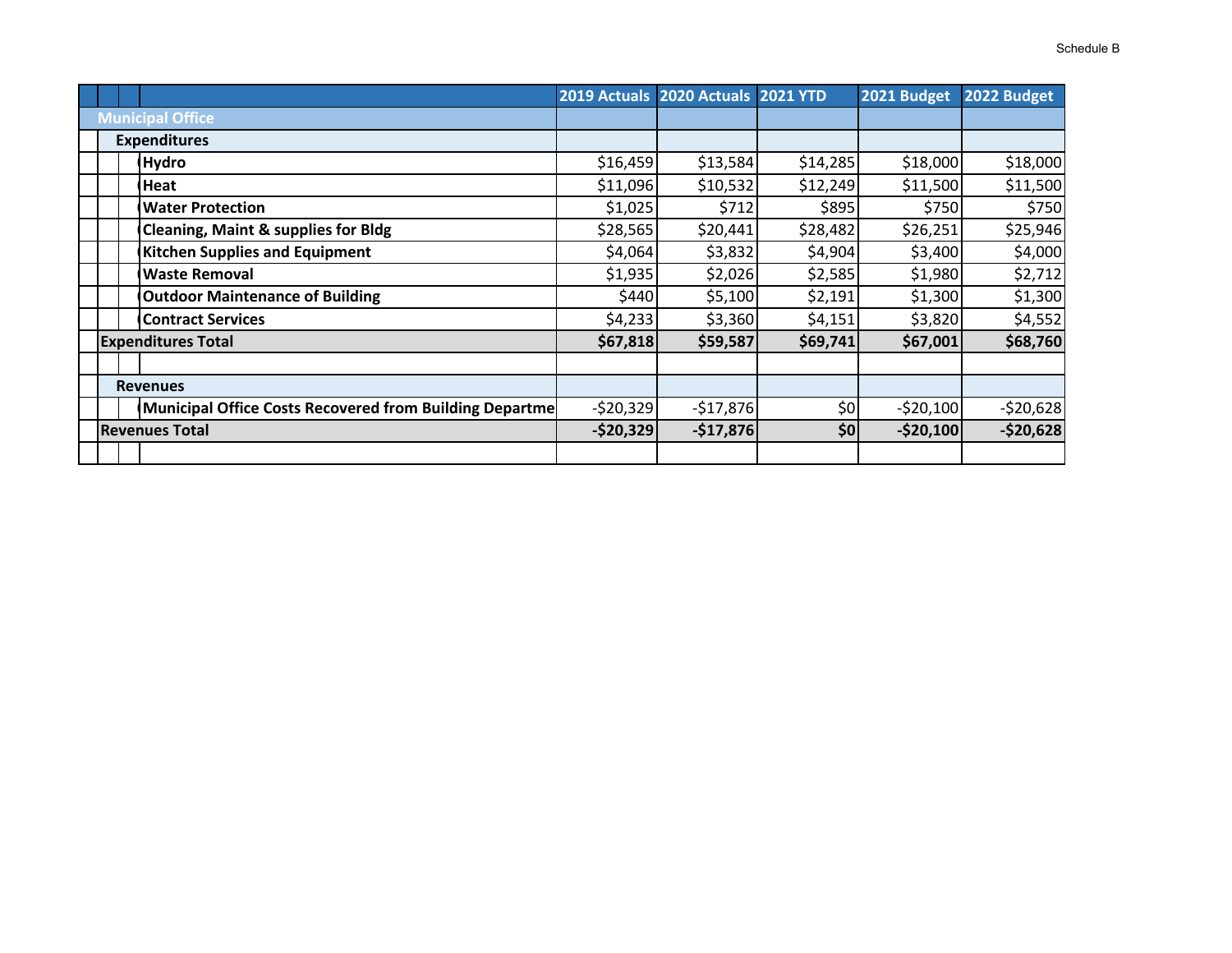Schedule B

| | 2019 Actuals | 2020 Actuals | 2021 YTD | 2021 Budget | 2022 Budget |
|---|---|---|---|---|---|
| **Municipal Office** | | | | | |
| **Expenditures** | | | | | |
| **Hydro** | $16,459 | $13,584 | $14,285 | $18,000 | $18,000 |
| **Heat** | $11,096 | $10,532 | $12,249 | $11,500 | $11,500 |
| **Water Protection** | $1,025 | $712 | $895 | $750 | $750 |
| **Cleaning, Maint & supplies for Bldg** | $28,565 | $20,441 | $28,482 | $26,251 | $25,946 |
| **Kitchen Supplies and Equipment** | $4,064 | $3,832 | $4,904 | $3,400 | $4,000 |
| **Waste Removal** | $1,935 | $2,026 | $2,585 | $1,980 | $2,712 |
| **Outdoor Maintenance of Building** | $440 | $5,100 | $2,191 | $1,300 | $1,300 |
| **Contract Services** | $4,233 | $3,360 | $4,151 | $3,820 | $4,552 |
| **Expenditures Total** | **$67,818** | **$59,587** | **$69,741** | **$67,001** | **$68,760** |
| | | | | | |
| **Revenues** | | | | | |
| **Municipal Office Costs Recovered from Building Departme** | -$20,329 | -$17,876 | $0 | -$20,100 | -$20,628 |
| **Revenues Total** | **-$20,329** | **-$17,876** | **$0** | **-$20,100** | **-$20,628** |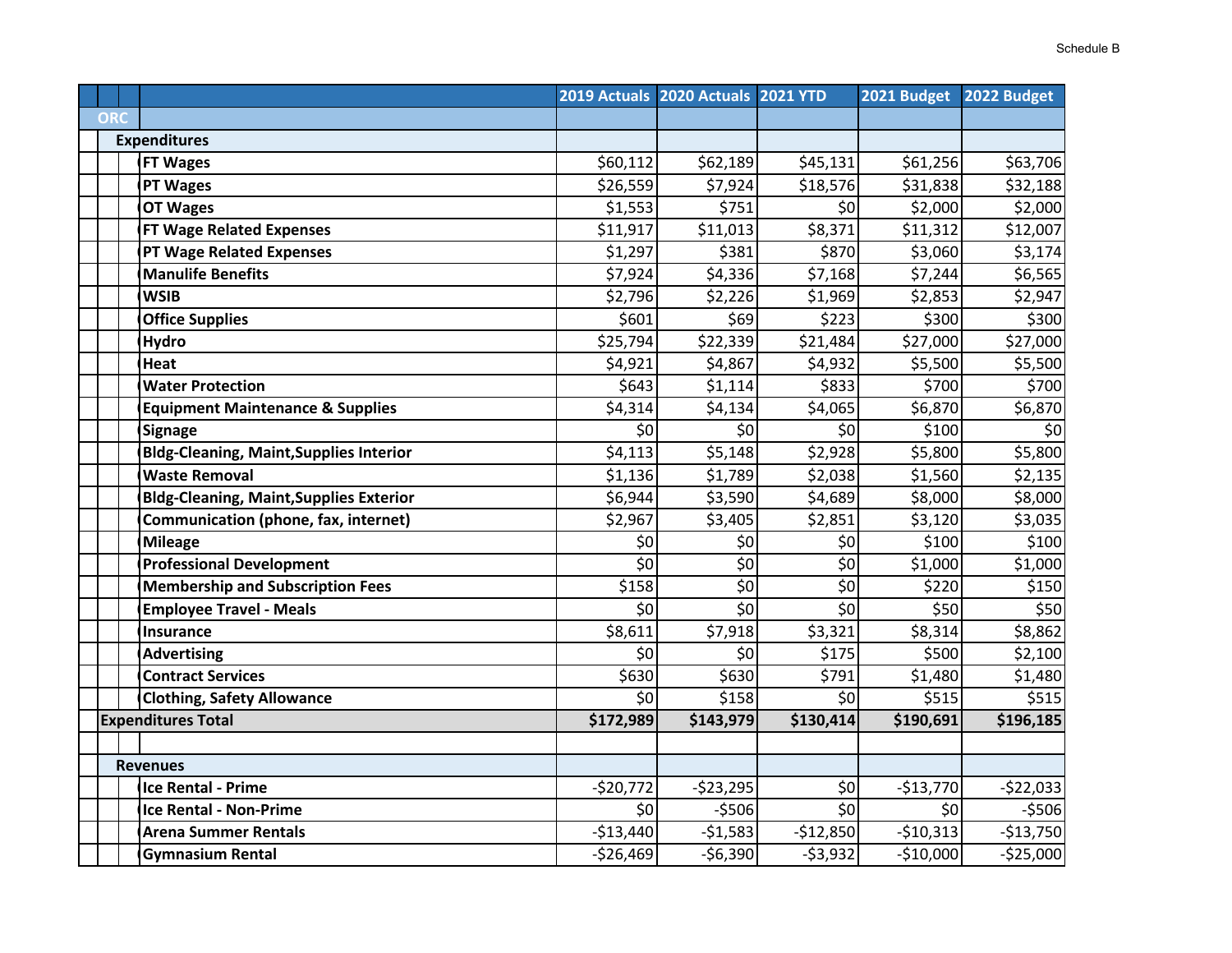Schedule B

| | 2019 Actuals | 2020 Actuals | 2021 YTD | 2021 Budget | 2022 Budget |
|---|---|---|---|---|---|
| **ORC** | | | | | |
| **Expenditures** | | | | | |
| **FT Wages** | $60,112 | $62,189 | $45,131 | $61,256 | $63,706 |
| **PT Wages** | $26,559 | $7,924 | $18,576 | $31,838 | $32,188 |
| **OT Wages** | $1,553 | $751 | $0 | $2,000 | $2,000 |
| **FT Wage Related Expenses** | $11,917 | $11,013 | $8,371 | $11,312 | $12,007 |
| **PT Wage Related Expenses** | $1,297 | $381 | $870 | $3,060 | $3,174 |
| **Manulife Benefits** | $7,924 | $4,336 | $7,168 | $7,244 | $6,565 |
| **WSIB** | $2,796 | $2,226 | $1,969 | $2,853 | $2,947 |
| **Office Supplies** | $601 | $69 | $223 | $300 | $300 |
| **Hydro** | $25,794 | $22,339 | $21,484 | $27,000 | $27,000 |
| **Heat** | $4,921 | $4,867 | $4,932 | $5,500 | $5,500 |
| **Water Protection** | $643 | $1,114 | $833 | $700 | $700 |
| **Equipment Maintenance & Supplies** | $4,314 | $4,134 | $4,065 | $6,870 | $6,870 |
| **Signage** | $0 | $0 | $0 | $100 | $0 |
| **Bldg-Cleaning, Maint,Supplies Interior** | $4,113 | $5,148 | $2,928 | $5,800 | $5,800 |
| **Waste Removal** | $1,136 | $1,789 | $2,038 | $1,560 | $2,135 |
| **Bldg-Cleaning, Maint,Supplies Exterior** | $6,944 | $3,590 | $4,689 | $8,000 | $8,000 |
| **Communication (phone, fax, internet)** | $2,967 | $3,405 | $2,851 | $3,120 | $3,035 |
| **Mileage** | $0 | $0 | $0 | $100 | $100 |
| **Professional Development** | $0 | $0 | $0 | $1,000 | $1,000 |
| **Membership and Subscription Fees** | $158 | $0 | $0 | $220 | $150 |
| **Employee Travel - Meals** | $0 | $0 | $0 | $50 | $50 |
| **Insurance** | $8,611 | $7,918 | $3,321 | $8,314 | $8,862 |
| **Advertising** | $0 | $0 | $175 | $500 | $2,100 |
| **Contract Services** | $630 | $630 | $791 | $1,480 | $1,480 |
| **Clothing, Safety Allowance** | $0 | $158 | $0 | $515 | $515 |
| **Expenditures Total** | **$172,989** | **$143,979** | **$130,414** | **$190,691** | **$196,185** |
| | | | | | |
| **Revenues** | | | | | |
| **Ice Rental - Prime** | -$20,772 | -$23,295 | $0 | -$13,770 | -$22,033 |
| **Ice Rental - Non-Prime** | $0 | -$506 | $0 | $0 | -$506 |
| **Arena Summer Rentals** | -$13,440 | -$1,583 | -$12,850 | -$10,313 | -$13,750 |
| **Gymnasium Rental** | -$26,469 | -$6,390 | -$3,932 | -$10,000 | -$25,000 |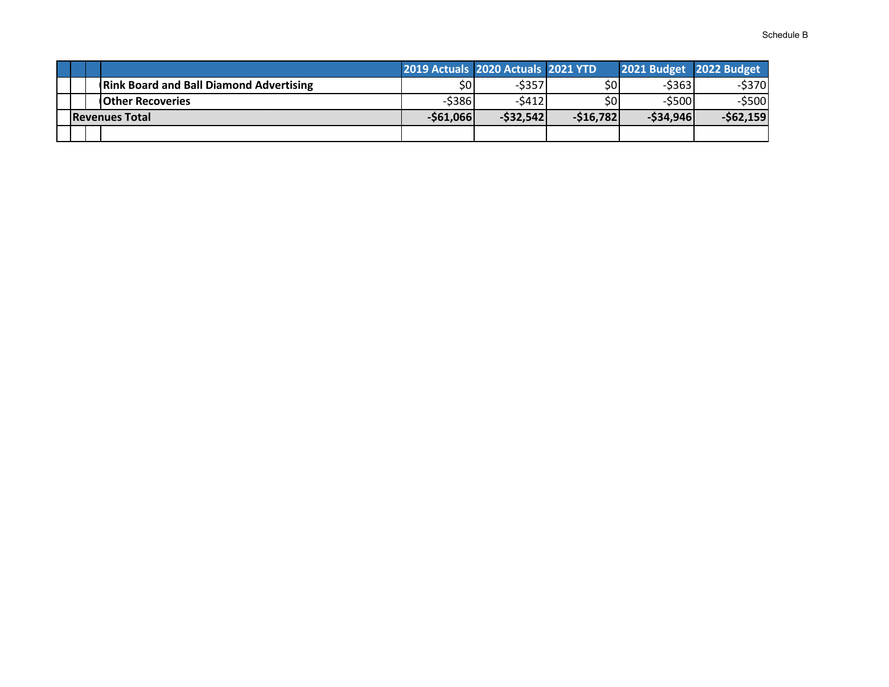Schedule B

| | 2019 Actuals | 2020 Actuals | 2021 YTD | 2021 Budget | 2022 Budget |
|---|---|---|---|---|---|
| **Rink Board and Ball Diamond Advertising** | $0 | -$357 | $0 | -$363 | -$370 |
| **Other Recoveries** | -$386 | -$412 | $0 | -$500 | -$500 |
| **Revenues Total** | **-$61,066** | **-$32,542** | **-$16,782** | **-$34,946** | **-$62,159** |
| | | | | | |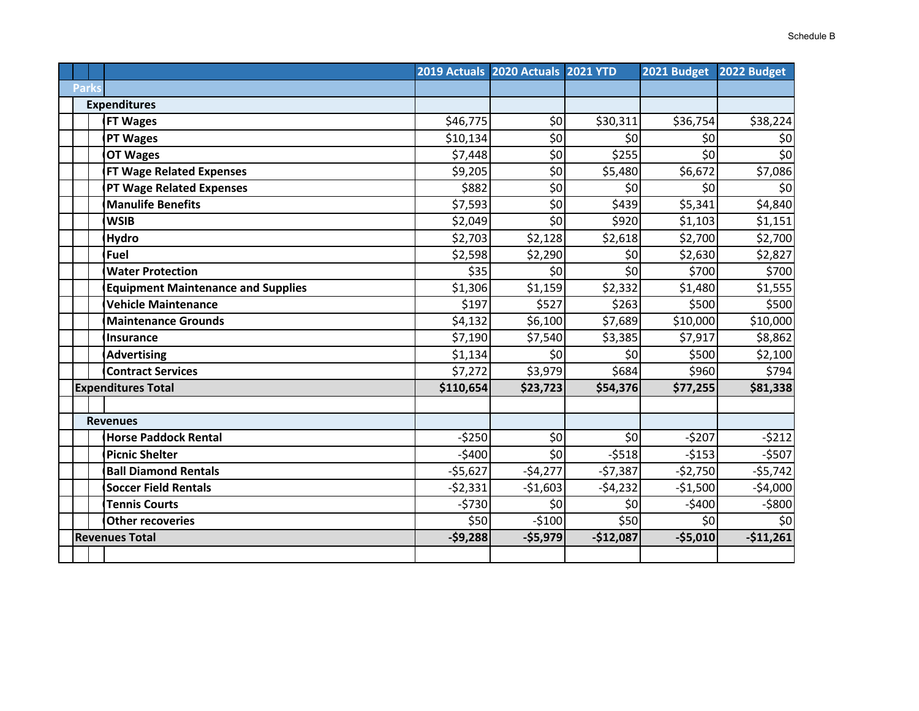Schedule B

| | 2019 Actuals | 2020 Actuals | 2021 YTD | 2021 Budget | 2022 Budget |
|---|---|---|---|---|---|
| **Parks** | | | | | |
| **Expenditures** | | | | | |
| FT Wages | $46,775 | $0 | $30,311 | $36,754 | $38,224 |
| PT Wages | $10,134 | $0 | $0 | $0 | $0 |
| OT Wages | $7,448 | $0 | $255 | $0 | $0 |
| FT Wage Related Expenses | $9,205 | $0 | $5,480 | $6,672 | $7,086 |
| PT Wage Related Expenses | $882 | $0 | $0 | $0 | $0 |
| Manulife Benefits | $7,593 | $0 | $439 | $5,341 | $4,840 |
| WSIB | $2,049 | $0 | $920 | $1,103 | $1,151 |
| Hydro | $2,703 | $2,128 | $2,618 | $2,700 | $2,700 |
| Fuel | $2,598 | $2,290 | $0 | $2,630 | $2,827 |
| Water Protection | $35 | $0 | $0 | $700 | $700 |
| Equipment Maintenance and Supplies | $1,306 | $1,159 | $2,332 | $1,480 | $1,555 |
| Vehicle Maintenance | $197 | $527 | $263 | $500 | $500 |
| Maintenance Grounds | $4,132 | $6,100 | $7,689 | $10,000 | $10,000 |
| Insurance | $7,190 | $7,540 | $3,385 | $7,917 | $8,862 |
| Advertising | $1,134 | $0 | $0 | $500 | $2,100 |
| Contract Services | $7,272 | $3,979 | $684 | $960 | $794 |
| **Expenditures Total** | **$110,654** | **$23,723** | **$54,376** | **$77,255** | **$81,338** |
| | | | | | |
| **Revenues** | | | | | |
| Horse Paddock Rental | -$250 | $0 | $0 | -$207 | -$212 |
| Picnic Shelter | -$400 | $0 | -$518 | -$153 | -$507 |
| Ball Diamond Rentals | -$5,627 | -$4,277 | -$7,387 | -$2,750 | -$5,742 |
| Soccer Field Rentals | -$2,331 | -$1,603 | -$4,232 | -$1,500 | -$4,000 |
| Tennis Courts | -$730 | $0 | $0 | -$400 | -$800 |
| Other recoveries | $50 | -$100 | $50 | $0 | $0 |
| **Revenues Total** | **-$9,288** | **-$5,979** | **-$12,087** | **-$5,010** | **-$11,261** |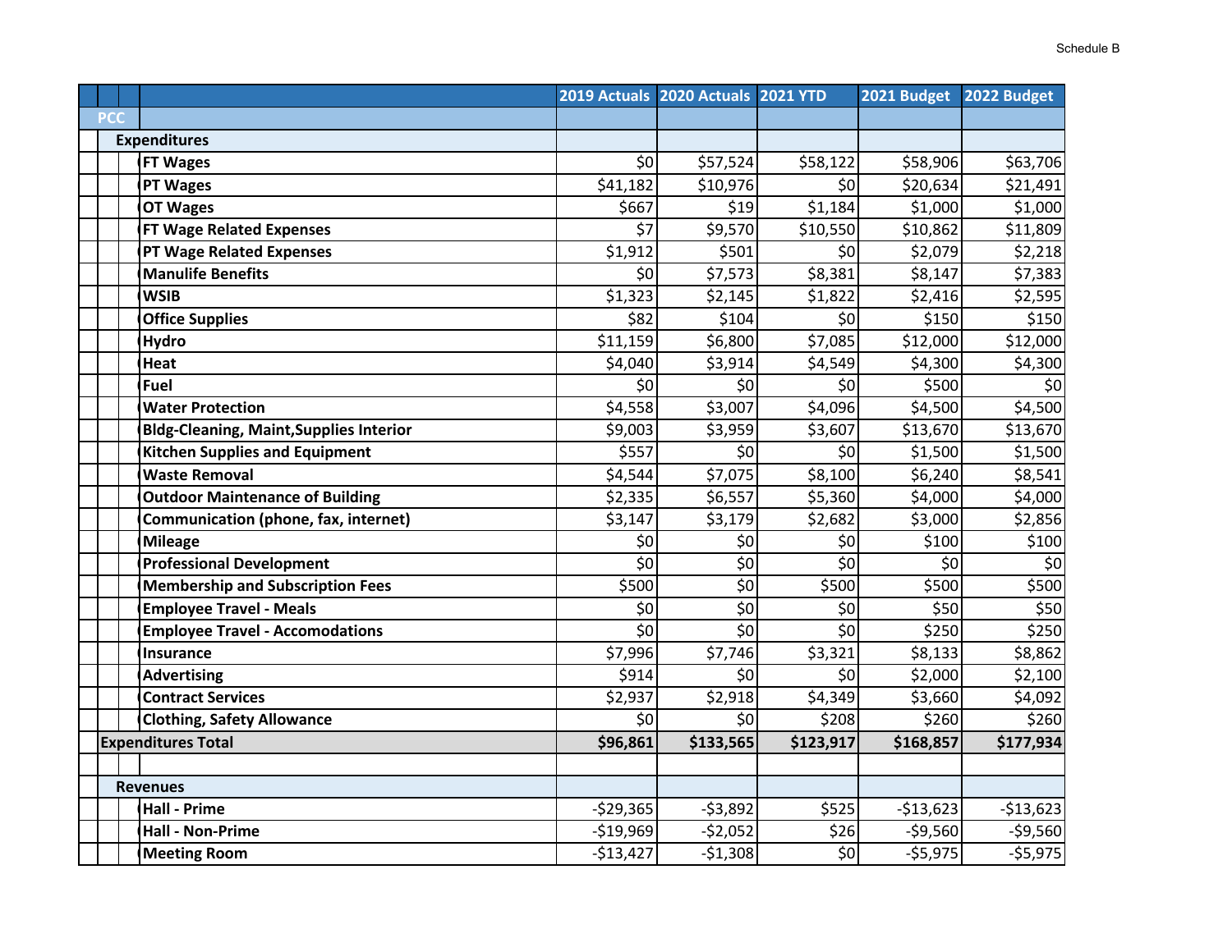Schedule B

| | 2019 Actuals | 2020 Actuals | 2021 YTD | 2021 Budget | 2022 Budget |
|---|---|---|---|---|---|
| **PCC** | | | | | |
| **Expenditures** | | | | | |
| **FT Wages** | $0 | $57,524 | $58,122 | $58,906 | $63,706 |
| **PT Wages** | $41,182 | $10,976 | $0 | $20,634 | $21,491 |
| **OT Wages** | $667 | $19 | $1,184 | $1,000 | $1,000 |
| **FT Wage Related Expenses** | $7 | $9,570 | $10,550 | $10,862 | $11,809 |
| **PT Wage Related Expenses** | $1,912 | $501 | $0 | $2,079 | $2,218 |
| **Manulife Benefits** | $0 | $7,573 | $8,381 | $8,147 | $7,383 |
| **WSIB** | $1,323 | $2,145 | $1,822 | $2,416 | $2,595 |
| **Office Supplies** | $82 | $104 | $0 | $150 | $150 |
| **Hydro** | $11,159 | $6,800 | $7,085 | $12,000 | $12,000 |
| **Heat** | $4,040 | $3,914 | $4,549 | $4,300 | $4,300 |
| **Fuel** | $0 | $0 | $0 | $500 | $0 |
| **Water Protection** | $4,558 | $3,007 | $4,096 | $4,500 | $4,500 |
| **Bldg-Cleaning, Maint,Supplies Interior** | $9,003 | $3,959 | $3,607 | $13,670 | $13,670 |
| **Kitchen Supplies and Equipment** | $557 | $0 | $0 | $1,500 | $1,500 |
| **Waste Removal** | $4,544 | $7,075 | $8,100 | $6,240 | $8,541 |
| **Outdoor Maintenance of Building** | $2,335 | $6,557 | $5,360 | $4,000 | $4,000 |
| **Communication (phone, fax, internet)** | $3,147 | $3,179 | $2,682 | $3,000 | $2,856 |
| **Mileage** | $0 | $0 | $0 | $100 | $100 |
| **Professional Development** | $0 | $0 | $0 | $0 | $0 |
| **Membership and Subscription Fees** | $500 | $0 | $500 | $500 | $500 |
| **Employee Travel - Meals** | $0 | $0 | $0 | $50 | $50 |
| **Employee Travel - Accomodations** | $0 | $0 | $0 | $250 | $250 |
| **Insurance** | $7,996 | $7,746 | $3,321 | $8,133 | $8,862 |
| **Advertising** | $914 | $0 | $0 | $2,000 | $2,100 |
| **Contract Services** | $2,937 | $2,918 | $4,349 | $3,660 | $4,092 |
| **Clothing, Safety Allowance** | $0 | $0 | $208 | $260 | $260 |
| **Expenditures Total** | **$96,861** | **$133,565** | **$123,917** | **$168,857** | **$177,934** |
| | | | | | |
| **Revenues** | | | | | |
| **Hall - Prime** | -$29,365 | -$3,892 | $525 | -$13,623 | -$13,623 |
| **Hall - Non-Prime** | -$19,969 | -$2,052 | $26 | -$9,560 | -$9,560 |
| **Meeting Room** | -$13,427 | -$1,308 | $0 | -$5,975 | -$5,975 |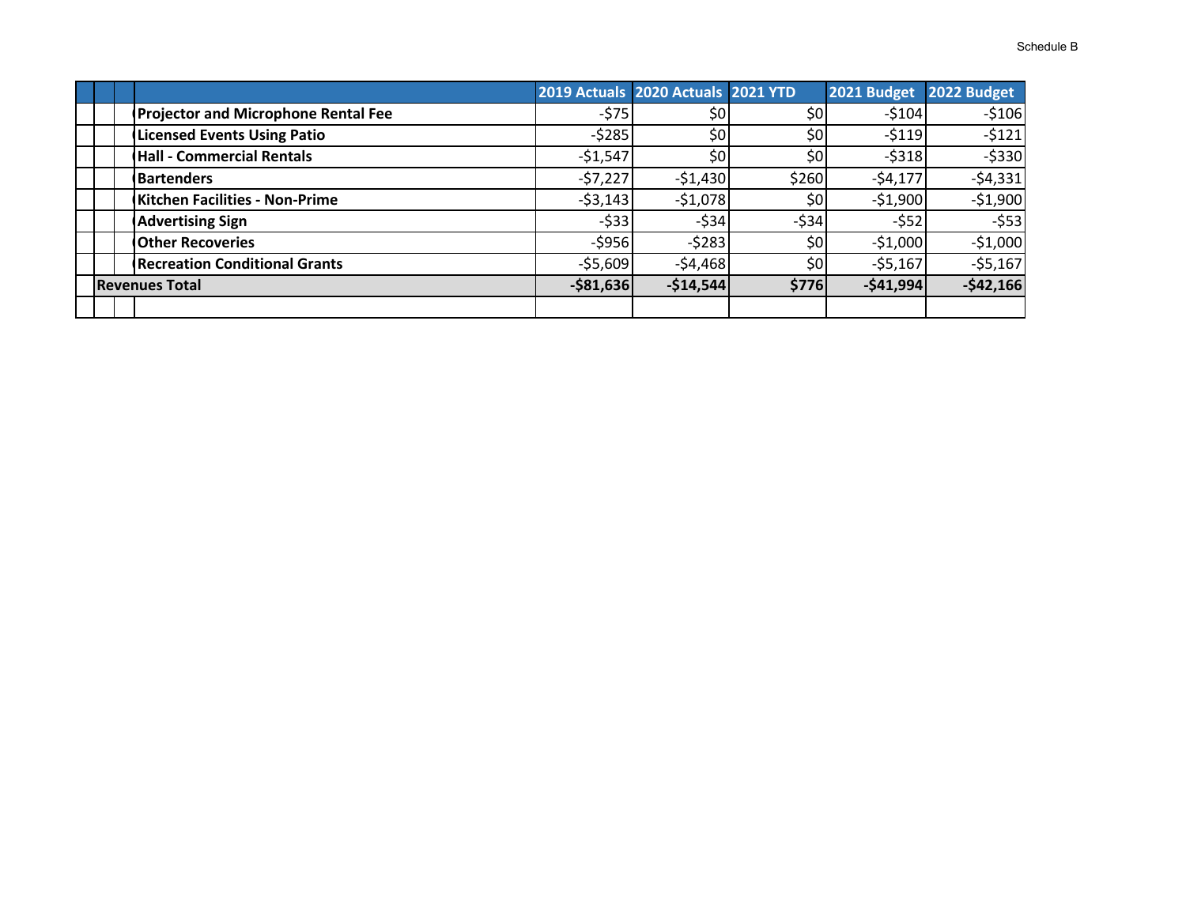Schedule B

| | 2019 Actuals | 2020 Actuals | 2021 YTD | 2021 Budget | 2022 Budget |
|---|---|---|---|---|---|
| **Projector and Microphone Rental Fee** | -$75 | $0 | $0 | -$104 | -$106 |
| **Licensed Events Using Patio** | -$285 | $0 | $0 | -$119 | -$121 |
| **Hall - Commercial Rentals** | -$1,547 | $0 | $0 | -$318 | -$330 |
| **Bartenders** | -$7,227 | -$1,430 | $260 | -$4,177 | -$4,331 |
| **Kitchen Facilities - Non-Prime** | -$3,143 | -$1,078 | $0 | -$1,900 | -$1,900 |
| **Advertising Sign** | -$33 | -$34 | -$34 | -$52 | -$53 |
| **Other Recoveries** | -$956 | -$283 | $0 | -$1,000 | -$1,000 |
| **Recreation Conditional Grants** | -$5,609 | -$4,468 | $0 | -$5,167 | -$5,167 |
| **Revenues Total** | **-$81,636** | **-$14,544** | **$776** | **-$41,994** | **-$42,166** |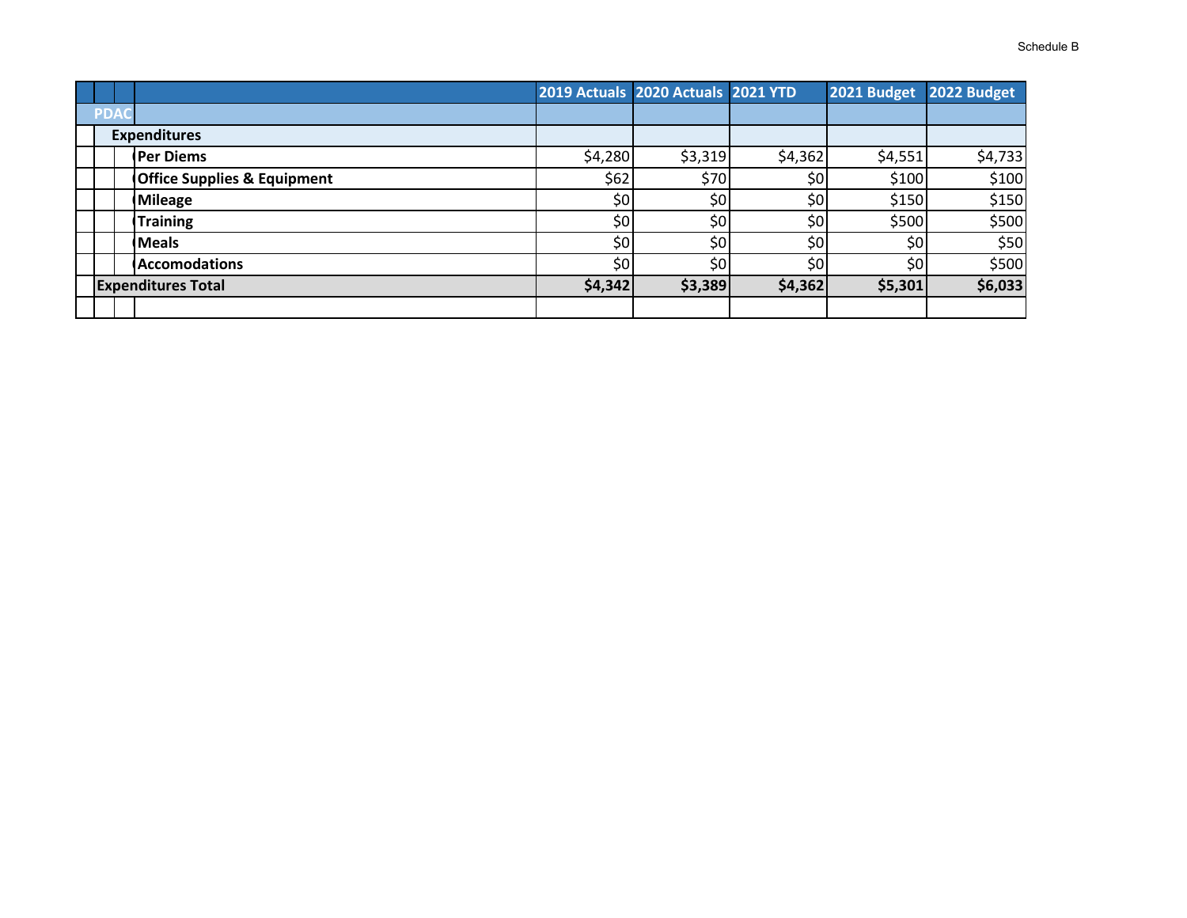Schedule B

| | 2019 Actuals | 2020 Actuals | 2021 YTD | 2021 Budget | 2022 Budget |
|---|---|---|---|---|---|
| **PDAC** | | | | | |
| **Expenditures** | | | | | |
| **Per Diems** | $4,280 | $3,319 | $4,362 | $4,551 | $4,733 |
| **Office Supplies & Equipment** | $62 | $70 | $0 | $100 | $100 |
| **Mileage** | $0 | $0 | $0 | $150 | $150 |
| **Training** | $0 | $0 | $0 | $500 | $500 |
| **Meals** | $0 | $0 | $0 | $0 | $50 |
| **Accomodations** | $0 | $0 | $0 | $0 | $500 |
| **Expenditures Total** | **$4,342** | **$3,389** | **$4,362** | **$5,301** | **$6,033** |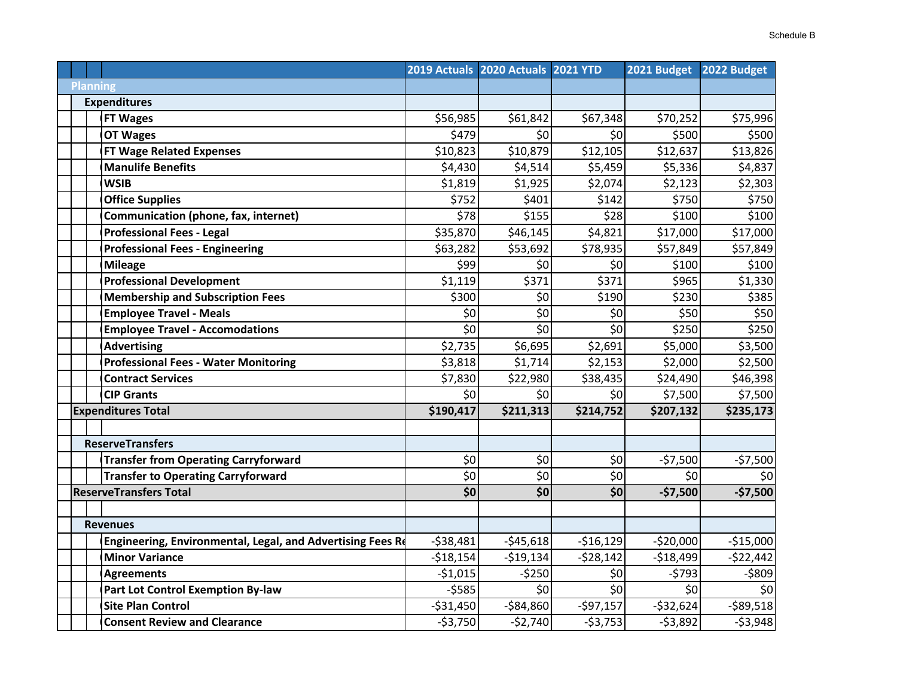Schedule B

| | 2019 Actuals | 2020 Actuals | 2021 YTD | 2021 Budget | 2022 Budget |
|---|---|---|---|---|---|
| **Planning** | | | | | |
| **Expenditures** | | | | | |
| FT Wages | $56,985 | $61,842 | $67,348 | $70,252 | $75,996 |
| OT Wages | $479 | $0 | $0 | $500 | $500 |
| FT Wage Related Expenses | $10,823 | $10,879 | $12,105 | $12,637 | $13,826 |
| Manulife Benefits | $4,430 | $4,514 | $5,459 | $5,336 | $4,837 |
| WSIB | $1,819 | $1,925 | $2,074 | $2,123 | $2,303 |
| Office Supplies | $752 | $401 | $142 | $750 | $750 |
| Communication (phone, fax, internet) | $78 | $155 | $28 | $100 | $100 |
| Professional Fees - Legal | $35,870 | $46,145 | $4,821 | $17,000 | $17,000 |
| Professional Fees - Engineering | $63,282 | $53,692 | $78,935 | $57,849 | $57,849 |
| Mileage | $99 | $0 | $0 | $100 | $100 |
| Professional Development | $1,119 | $371 | $371 | $965 | $1,330 |
| Membership and Subscription Fees | $300 | $0 | $190 | $230 | $385 |
| Employee Travel - Meals | $0 | $0 | $0 | $50 | $50 |
| Employee Travel - Accomodations | $0 | $0 | $0 | $250 | $250 |
| Advertising | $2,735 | $6,695 | $2,691 | $5,000 | $3,500 |
| Professional Fees - Water Monitoring | $3,818 | $1,714 | $2,153 | $2,000 | $2,500 |
| Contract Services | $7,830 | $22,980 | $38,435 | $24,490 | $46,398 |
| CIP Grants | $0 | $0 | $0 | $7,500 | $7,500 |
| **Expenditures Total** | **$190,417** | **$211,313** | **$214,752** | **$207,132** | **$235,173** |
| | | | | | |
| **ReserveTransfers** | | | | | |
| Transfer from Operating Carryforward | $0 | $0 | $0 | -$7,500 | -$7,500 |
| Transfer to Operating Carryforward | $0 | $0 | $0 | $0 | $0 |
| **ReserveTransfers Total** | **$0** | **$0** | **$0** | **-$7,500** | **-$7,500** |
| | | | | | |
| **Revenues** | | | | | |
| Engineering, Environmental, Legal, and Advertising Fees Re | -$38,481 | -$45,618 | -$16,129 | -$20,000 | -$15,000 |
| Minor Variance | -$18,154 | -$19,134 | -$28,142 | -$18,499 | -$22,442 |
| Agreements | -$1,015 | -$250 | $0 | -$793 | -$809 |
| Part Lot Control Exemption By-law | -$585 | $0 | $0 | $0 | $0 |
| Site Plan Control | -$31,450 | -$84,860 | -$97,157 | -$32,624 | -$89,518 |
| Consent Review and Clearance | -$3,750 | -$2,740 | -$3,753 | -$3,892 | -$3,948 |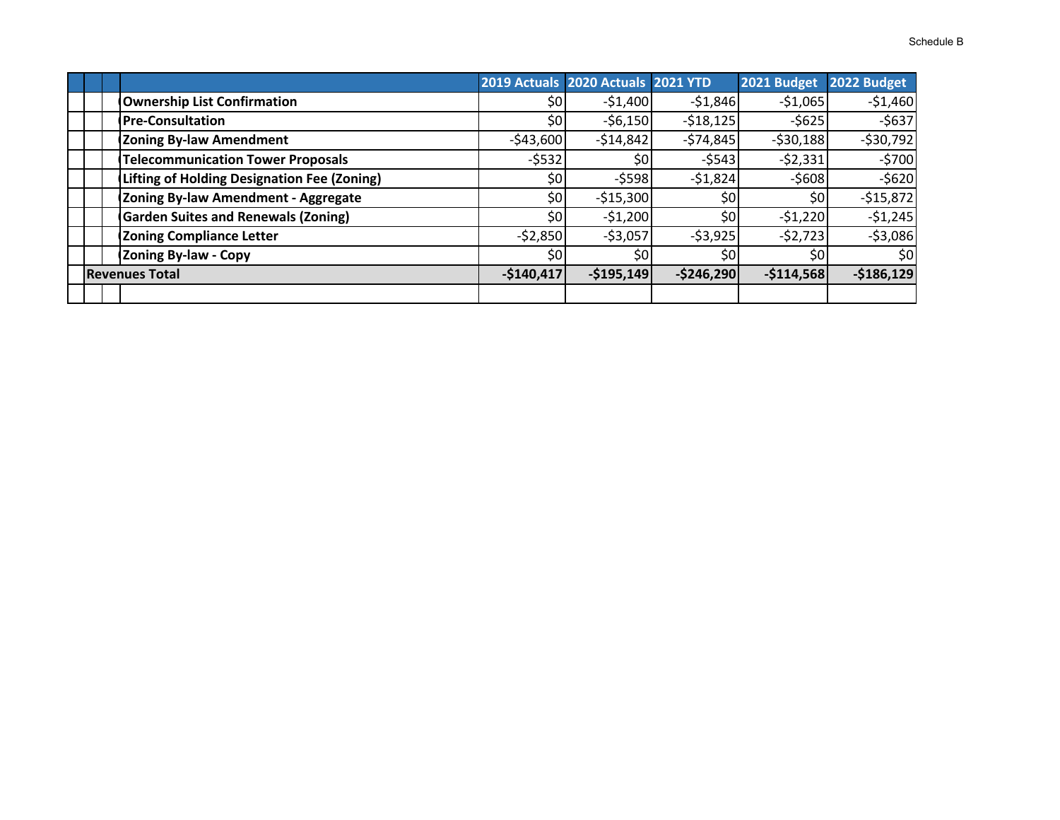Schedule B

| | 2019 Actuals | 2020 Actuals | 2021 YTD | 2021 Budget | 2022 Budget |
|---|---|---|---|---|---|
| **Ownership List Confirmation** | $0 | -$1,400 | -$1,846 | -$1,065 | -$1,460 |
| **Pre-Consultation** | $0 | -$6,150 | -$18,125 | -$625 | -$637 |
| **Zoning By-law Amendment** | -$43,600 | -$14,842 | -$74,845 | -$30,188 | -$30,792 |
| **Telecommunication Tower Proposals** | -$532 | $0 | -$543 | -$2,331 | -$700 |
| **Lifting of Holding Designation Fee (Zoning)** | $0 | -$598 | -$1,824 | -$608 | -$620 |
| **Zoning By-law Amendment - Aggregate** | $0 | -$15,300 | $0 | $0 | -$15,872 |
| **Garden Suites and Renewals (Zoning)** | $0 | -$1,200 | $0 | -$1,220 | -$1,245 |
| **Zoning Compliance Letter** | -$2,850 | -$3,057 | -$3,925 | -$2,723 | -$3,086 |
| **Zoning By-law - Copy** | $0 | $0 | $0 | $0 | $0 |
| **Revenues Total** | **-$140,417** | **-$195,149** | **-$246,290** | **-$114,568** | **-$186,129** |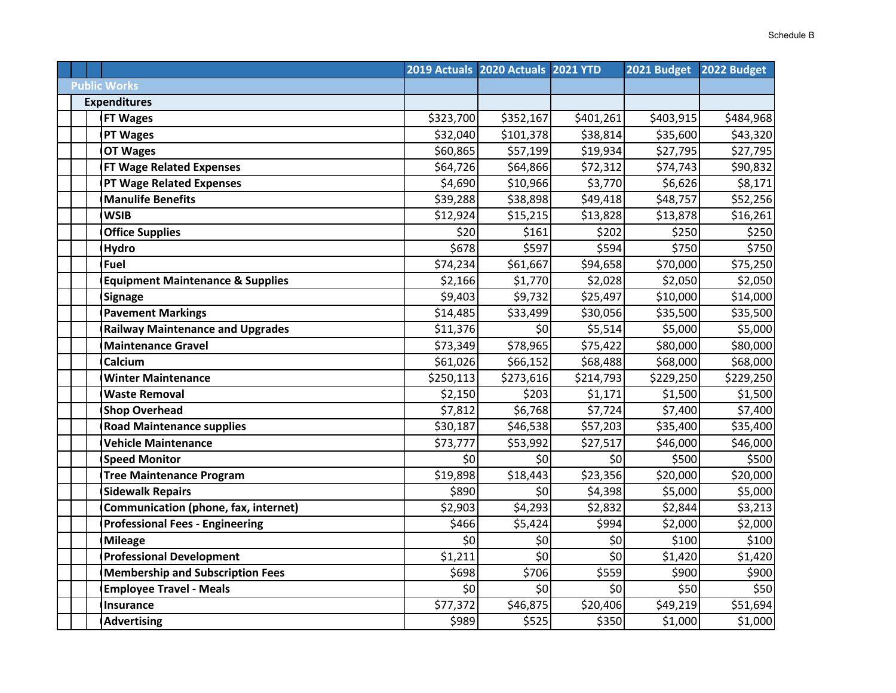Schedule B

| | 2019 Actuals | 2020 Actuals | 2021 YTD | 2021 Budget | 2022 Budget |
|---|---|---|---|---|---|
| **Public Works** | | | | | |
| **Expenditures** | | | | | |
| **FT Wages** | $323,700 | $352,167 | $401,261 | $403,915 | $484,968 |
| **PT Wages** | $32,040 | $101,378 | $38,814 | $35,600 | $43,320 |
| **OT Wages** | $60,865 | $57,199 | $19,934 | $27,795 | $27,795 |
| **FT Wage Related Expenses** | $64,726 | $64,866 | $72,312 | $74,743 | $90,832 |
| **PT Wage Related Expenses** | $4,690 | $10,966 | $3,770 | $6,626 | $8,171 |
| **Manulife Benefits** | $39,288 | $38,898 | $49,418 | $48,757 | $52,256 |
| **WSIB** | $12,924 | $15,215 | $13,828 | $13,878 | $16,261 |
| **Office Supplies** | $20 | $161 | $202 | $250 | $250 |
| **Hydro** | $678 | $597 | $594 | $750 | $750 |
| **Fuel** | $74,234 | $61,667 | $94,658 | $70,000 | $75,250 |
| **Equipment Maintenance & Supplies** | $2,166 | $1,770 | $2,028 | $2,050 | $2,050 |
| **Signage** | $9,403 | $9,732 | $25,497 | $10,000 | $14,000 |
| **Pavement Markings** | $14,485 | $33,499 | $30,056 | $35,500 | $35,500 |
| **Railway Maintenance and Upgrades** | $11,376 | $0 | $5,514 | $5,000 | $5,000 |
| **Maintenance Gravel** | $73,349 | $78,965 | $75,422 | $80,000 | $80,000 |
| **Calcium** | $61,026 | $66,152 | $68,488 | $68,000 | $68,000 |
| **Winter Maintenance** | $250,113 | $273,616 | $214,793 | $229,250 | $229,250 |
| **Waste Removal** | $2,150 | $203 | $1,171 | $1,500 | $1,500 |
| **Shop Overhead** | $7,812 | $6,768 | $7,724 | $7,400 | $7,400 |
| **Road Maintenance supplies** | $30,187 | $46,538 | $57,203 | $35,400 | $35,400 |
| **Vehicle Maintenance** | $73,777 | $53,992 | $27,517 | $46,000 | $46,000 |
| **Speed Monitor** | $0 | $0 | $0 | $500 | $500 |
| **Tree Maintenance Program** | $19,898 | $18,443 | $23,356 | $20,000 | $20,000 |
| **Sidewalk Repairs** | $890 | $0 | $4,398 | $5,000 | $5,000 |
| **Communication (phone, fax, internet)** | $2,903 | $4,293 | $2,832 | $2,844 | $3,213 |
| **Professional Fees - Engineering** | $466 | $5,424 | $994 | $2,000 | $2,000 |
| **Mileage** | $0 | $0 | $0 | $100 | $100 |
| **Professional Development** | $1,211 | $0 | $0 | $1,420 | $1,420 |
| **Membership and Subscription Fees** | $698 | $706 | $559 | $900 | $900 |
| **Employee Travel - Meals** | $0 | $0 | $0 | $50 | $50 |
| **Insurance** | $77,372 | $46,875 | $20,406 | $49,219 | $51,694 |
| **Advertising** | $989 | $525 | $350 | $1,000 | $1,000 |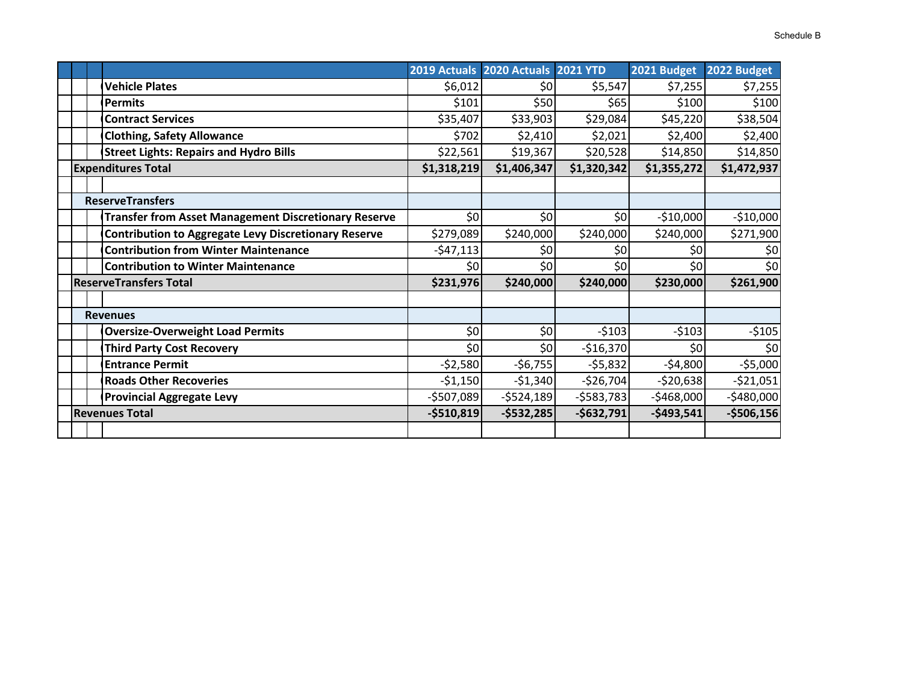Schedule B

| | 2019 Actuals | 2020 Actuals | 2021 YTD | 2021 Budget | 2022 Budget |
|---|---|---|---|---|---|
| Vehicle Plates | $6,012 | $0 | $5,547 | $7,255 | $7,255 |
| Permits | $101 | $50 | $65 | $100 | $100 |
| Contract Services | $35,407 | $33,903 | $29,084 | $45,220 | $38,504 |
| Clothing, Safety Allowance | $702 | $2,410 | $2,021 | $2,400 | $2,400 |
| Street Lights: Repairs and Hydro Bills | $22,561 | $19,367 | $20,528 | $14,850 | $14,850 |
| **Expenditures Total** | **$1,318,219** | **$1,406,347** | **$1,320,342** | **$1,355,272** | **$1,472,937** |
| | | | | | |
| **ReserveTransfers** | | | | | |
| Transfer from Asset Management Discretionary Reserve | $0 | $0 | $0 | -$10,000 | -$10,000 |
| Contribution to Aggregate Levy Discretionary Reserve | $279,089 | $240,000 | $240,000 | $240,000 | $271,900 |
| Contribution from Winter Maintenance | -$47,113 | $0 | $0 | $0 | $0 |
| Contribution to Winter Maintenance | $0 | $0 | $0 | $0 | $0 |
| **ReserveTransfers Total** | **$231,976** | **$240,000** | **$240,000** | **$230,000** | **$261,900** |
| | | | | | |
| **Revenues** | | | | | |
| Oversize-Overweight Load Permits | $0 | $0 | -$103 | -$103 | -$105 |
| Third Party Cost Recovery | $0 | $0 | -$16,370 | $0 | $0 |
| Entrance Permit | -$2,580 | -$6,755 | -$5,832 | -$4,800 | -$5,000 |
| Roads Other Recoveries | -$1,150 | -$1,340 | -$26,704 | -$20,638 | -$21,051 |
| Provincial Aggregate Levy | -$507,089 | -$524,189 | -$583,783 | -$468,000 | -$480,000 |
| **Revenues Total** | **-$510,819** | **-$532,285** | **-$632,791** | **-$493,541** | **-$506,156** |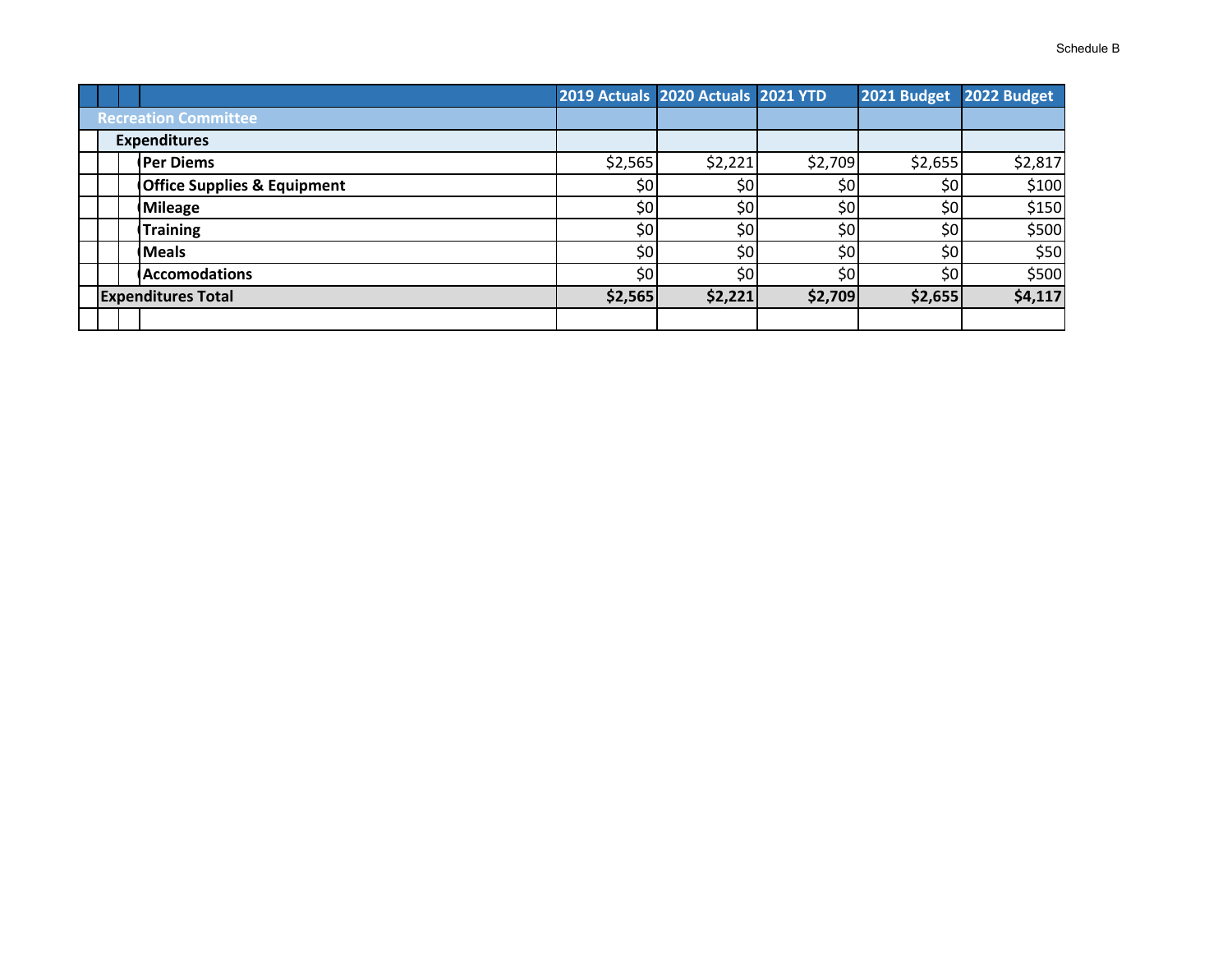Schedule B

| | 2019 Actuals | 2020 Actuals | 2021 YTD | 2021 Budget | 2022 Budget |
|---|---|---|---|---|---|
| **Recreation Committee** | | | | | |
| **Expenditures** | | | | | |
| **Per Diems** | $2,565 | $2,221 | $2,709 | $2,655 | $2,817 |
| **Office Supplies & Equipment** | $0 | $0 | $0 | $0 | $100 |
| **Mileage** | $0 | $0 | $0 | $0 | $150 |
| **Training** | $0 | $0 | $0 | $0 | $500 |
| **Meals** | $0 | $0 | $0 | $0 | $50 |
| **Accomodations** | $0 | $0 | $0 | $0 | $500 |
| **Expenditures Total** | **$2,565** | **$2,221** | **$2,709** | **$2,655** | **$4,117** |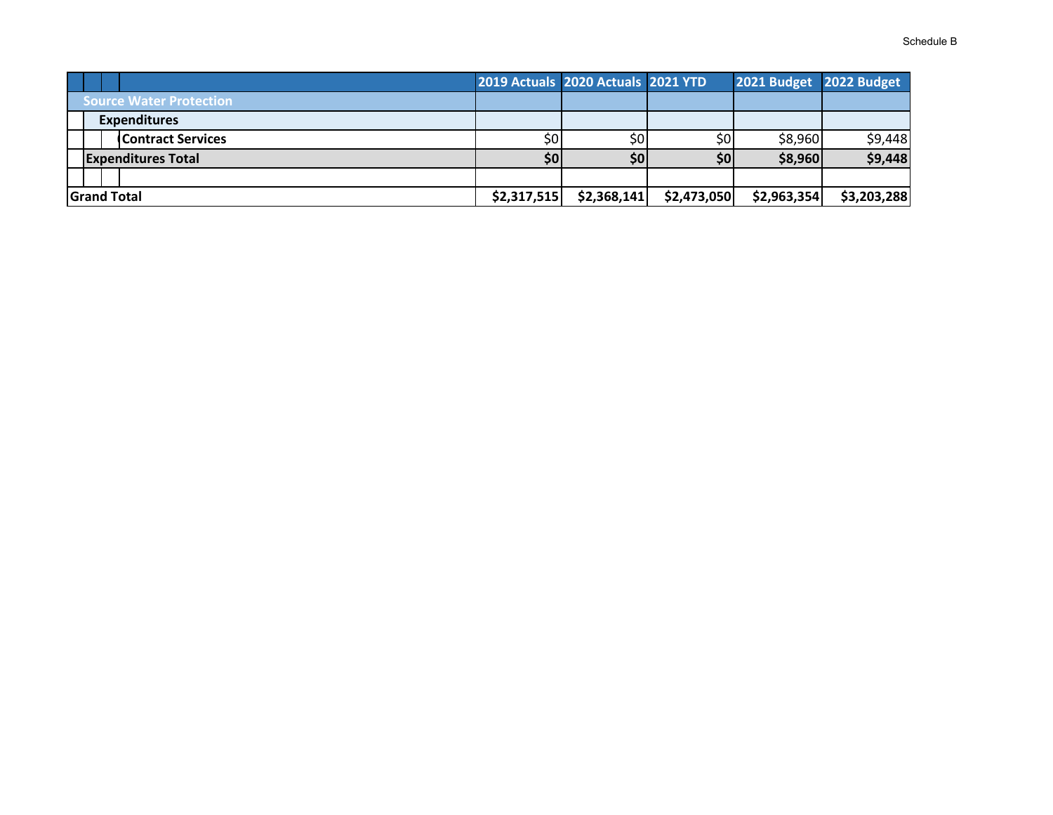Schedule B

| | 2019 Actuals | 2020 Actuals | 2021 YTD | 2021 Budget | 2022 Budget |
|---|---|---|---|---|---|
| **Source Water Protection** | | | | | |
| **Expenditures** | | | | | |
| **Contract Services** | $0 | $0 | $0 | $8,960 | $9,448 |
| **Expenditures Total** | **$0** | **$0** | **$0** | **$8,960** | **$9,448** |
| | | | | | |
| **Grand Total** | **$2,317,515** | **$2,368,141** | **$2,473,050** | **$2,963,354** | **$3,203,288** |